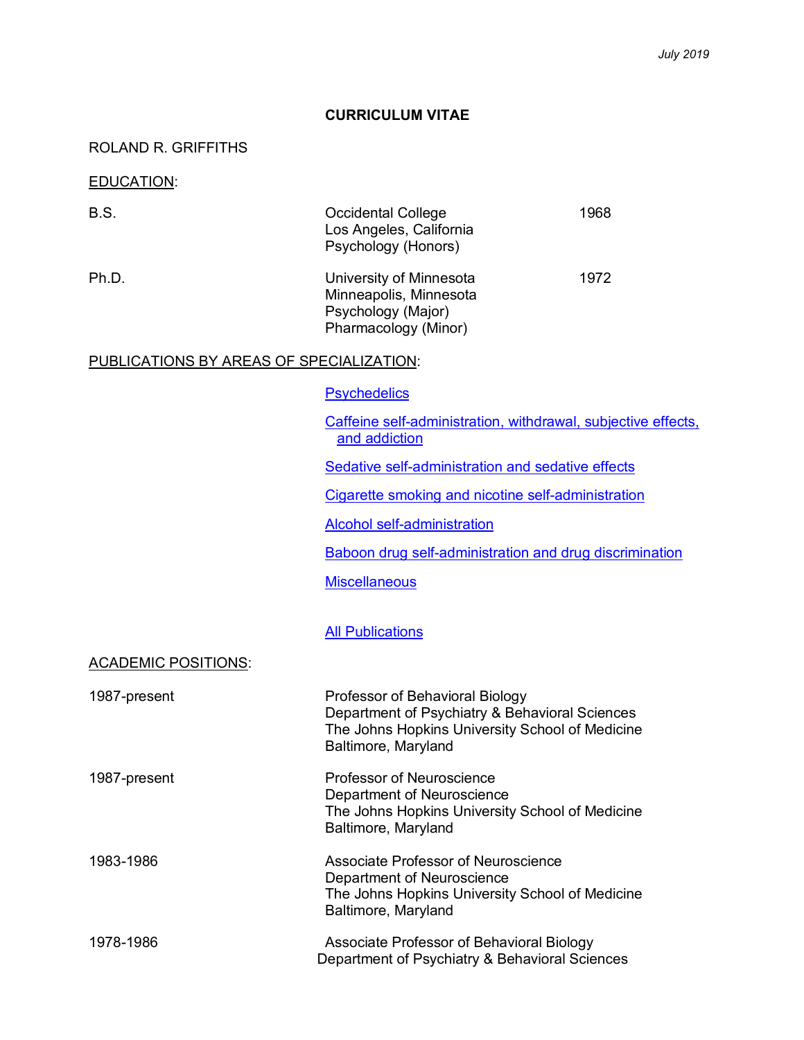*July 2019*

# CURRICULUM VITAE

ROLAND R. GRIFFITHS

## EDUCATION:

| | | |
|---|---|---|
| B.S. | Occidental College<br>Los Angeles, California<br>Psychology (Honors) | 1968 |
| Ph.D. | University of Minnesota<br>Minneapolis, Minnesota<br>Psychology (Major)<br>Pharmacology (Minor) | 1972 |

## PUBLICATIONS BY AREAS OF SPECIALIZATION:

Psychedelics

Caffeine self-administration, withdrawal, subjective effects, and addiction

Sedative self-administration and sedative effects

Cigarette smoking and nicotine self-administration

Alcohol self-administration

Baboon drug self-administration and drug discrimination

Miscellaneous

All Publications

## ACADEMIC POSITIONS:

| | |
|---|---|
| 1987-present | Professor of Behavioral Biology<br>Department of Psychiatry & Behavioral Sciences<br>The Johns Hopkins University School of Medicine<br>Baltimore, Maryland |
| 1987-present | Professor of Neuroscience<br>Department of Neuroscience<br>The Johns Hopkins University School of Medicine<br>Baltimore, Maryland |
| 1983-1986 | Associate Professor of Neuroscience<br>Department of Neuroscience<br>The Johns Hopkins University School of Medicine<br>Baltimore, Maryland |
| 1978-1986 | Associate Professor of Behavioral Biology<br>Department of Psychiatry & Behavioral Sciences |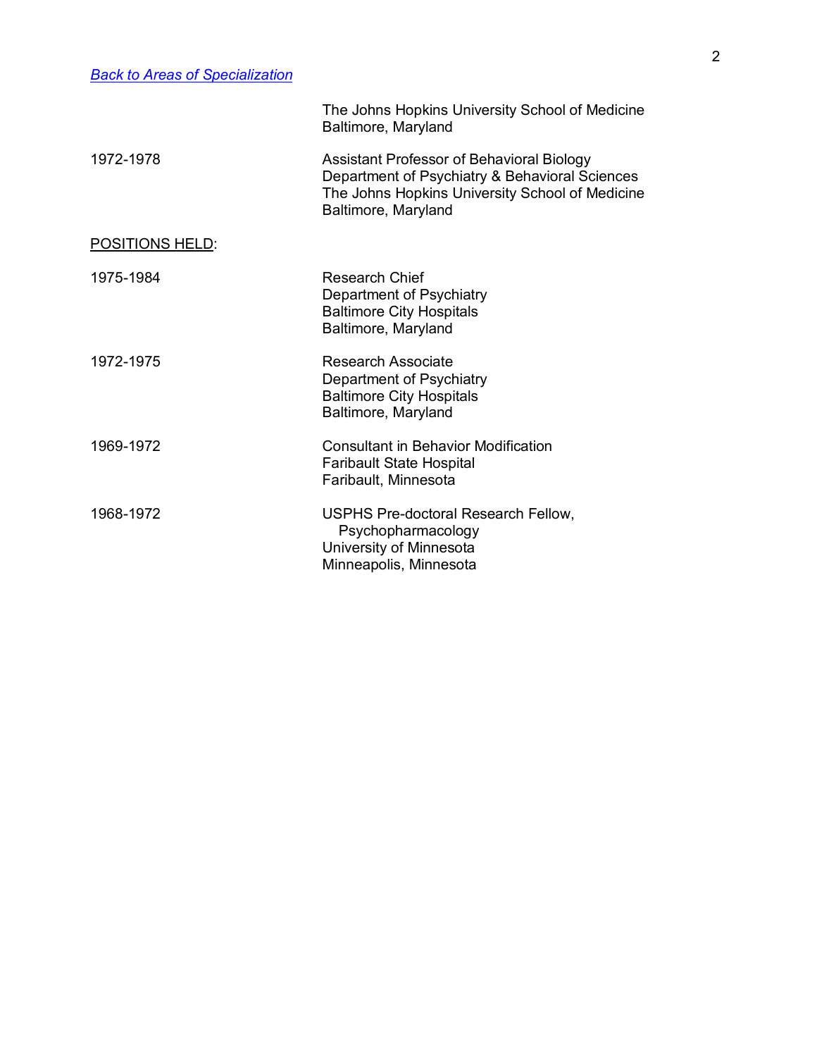[*Back to Areas of Specialization*]()

| | |
|---|---|
| | The Johns Hopkins University School of Medicine<br>Baltimore, Maryland |
| 1972-1978 | Assistant Professor of Behavioral Biology<br>Department of Psychiatry & Behavioral Sciences<br>The Johns Hopkins University School of Medicine<br>Baltimore, Maryland |

<u>POSITIONS HELD</u>:

| | |
|---|---|
| 1975-1984 | Research Chief<br>Department of Psychiatry<br>Baltimore City Hospitals<br>Baltimore, Maryland |
| 1972-1975 | Research Associate<br>Department of Psychiatry<br>Baltimore City Hospitals<br>Baltimore, Maryland |
| 1969-1972 | Consultant in Behavior Modification<br>Faribault State Hospital<br>Faribault, Minnesota |
| 1968-1972 | USPHS Pre-doctoral Research Fellow,<br>Psychopharmacology<br>University of Minnesota<br>Minneapolis, Minnesota |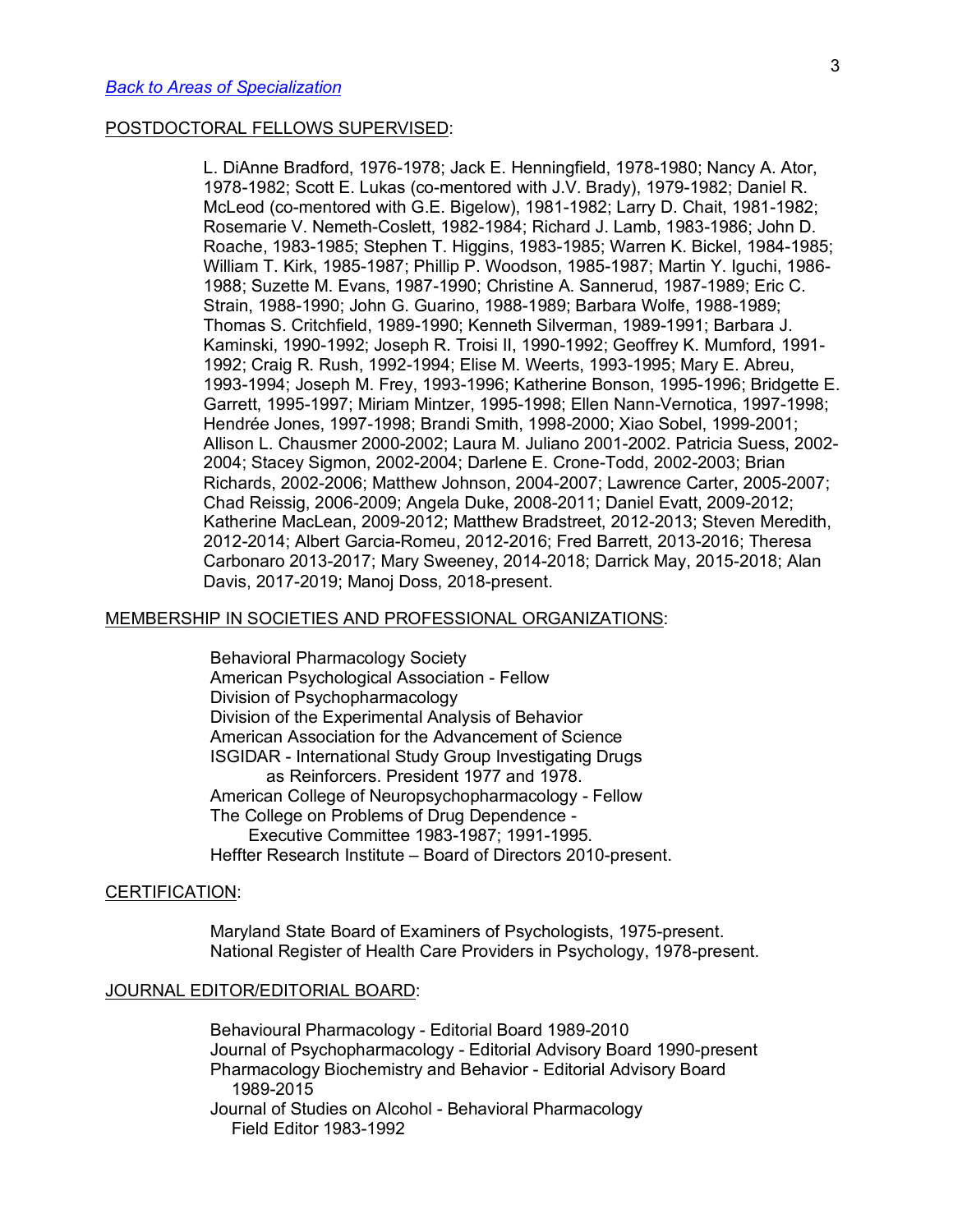[*Back to Areas of Specialization*]()

POSTDOCTORAL FELLOWS SUPERVISED:

L. DiAnne Bradford, 1976-1978; Jack E. Henningfield, 1978-1980; Nancy A. Ator, 1978-1982; Scott E. Lukas (co-mentored with J.V. Brady), 1979-1982; Daniel R. McLeod (co-mentored with G.E. Bigelow), 1981-1982; Larry D. Chait, 1981-1982; Rosemarie V. Nemeth-Coslett, 1982-1984; Richard J. Lamb, 1983-1986; John D. Roache, 1983-1985; Stephen T. Higgins, 1983-1985; Warren K. Bickel, 1984-1985; William T. Kirk, 1985-1987; Phillip P. Woodson, 1985-1987; Martin Y. Iguchi, 1986-1988; Suzette M. Evans, 1987-1990; Christine A. Sannerud, 1987-1989; Eric C. Strain, 1988-1990; John G. Guarino, 1988-1989; Barbara Wolfe, 1988-1989; Thomas S. Critchfield, 1989-1990; Kenneth Silverman, 1989-1991; Barbara J. Kaminski, 1990-1992; Joseph R. Troisi II, 1990-1992; Geoffrey K. Mumford, 1991-1992; Craig R. Rush, 1992-1994; Elise M. Weerts, 1993-1995; Mary E. Abreu, 1993-1994; Joseph M. Frey, 1993-1996; Katherine Bonson, 1995-1996; Bridgette E. Garrett, 1995-1997; Miriam Mintzer, 1995-1998; Ellen Nann-Vernotica, 1997-1998; Hendrée Jones, 1997-1998; Brandi Smith, 1998-2000; Xiao Sobel, 1999-2001; Allison L. Chausmer 2000-2002; Laura M. Juliano 2001-2002. Patricia Suess, 2002-2004; Stacey Sigmon, 2002-2004; Darlene E. Crone-Todd, 2002-2003; Brian Richards, 2002-2006; Matthew Johnson, 2004-2007; Lawrence Carter, 2005-2007; Chad Reissig, 2006-2009; Angela Duke, 2008-2011; Daniel Evatt, 2009-2012; Katherine MacLean, 2009-2012; Matthew Bradstreet, 2012-2013; Steven Meredith, 2012-2014; Albert Garcia-Romeu, 2012-2016; Fred Barrett, 2013-2016; Theresa Carbonaro 2013-2017; Mary Sweeney, 2014-2018; Darrick May, 2015-2018; Alan Davis, 2017-2019; Manoj Doss, 2018-present.

MEMBERSHIP IN SOCIETIES AND PROFESSIONAL ORGANIZATIONS:

Behavioral Pharmacology Society
American Psychological Association - Fellow
Division of Psychopharmacology
Division of the Experimental Analysis of Behavior
American Association for the Advancement of Science
ISGIDAR - International Study Group Investigating Drugs
as Reinforcers. President 1977 and 1978.
American College of Neuropsychopharmacology - Fellow
The College on Problems of Drug Dependence -
Executive Committee 1983-1987; 1991-1995.
Heffter Research Institute – Board of Directors 2010-present.

CERTIFICATION:

Maryland State Board of Examiners of Psychologists, 1975-present.
National Register of Health Care Providers in Psychology, 1978-present.

JOURNAL EDITOR/EDITORIAL BOARD:

Behavioural Pharmacology - Editorial Board 1989-2010
Journal of Psychopharmacology - Editorial Advisory Board 1990-present
Pharmacology Biochemistry and Behavior - Editorial Advisory Board
1989-2015
Journal of Studies on Alcohol - Behavioral Pharmacology
Field Editor 1983-1992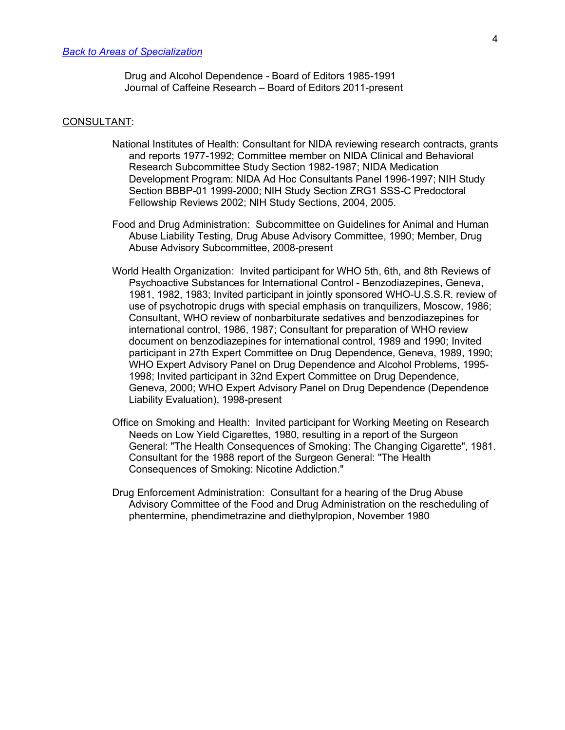[*Back to Areas of Specialization*](#)

Drug and Alcohol Dependence - Board of Editors 1985-1991
Journal of Caffeine Research – Board of Editors 2011-present

CONSULTANT:

National Institutes of Health: Consultant for NIDA reviewing research contracts, grants and reports 1977-1992; Committee member on NIDA Clinical and Behavioral Research Subcommittee Study Section 1982-1987; NIDA Medication Development Program: NIDA Ad Hoc Consultants Panel 1996-1997; NIH Study Section BBBP-01 1999-2000; NIH Study Section ZRG1 SSS-C Predoctoral Fellowship Reviews 2002; NIH Study Sections, 2004, 2005.

Food and Drug Administration: Subcommittee on Guidelines for Animal and Human Abuse Liability Testing, Drug Abuse Advisory Committee, 1990; Member, Drug Abuse Advisory Subcommittee, 2008-present

World Health Organization: Invited participant for WHO 5th, 6th, and 8th Reviews of Psychoactive Substances for International Control - Benzodiazepines, Geneva, 1981, 1982, 1983; Invited participant in jointly sponsored WHO-U.S.S.R. review of use of psychotropic drugs with special emphasis on tranquilizers, Moscow, 1986; Consultant, WHO review of nonbarbiturate sedatives and benzodiazepines for international control, 1986, 1987; Consultant for preparation of WHO review document on benzodiazepines for international control, 1989 and 1990; Invited participant in 27th Expert Committee on Drug Dependence, Geneva, 1989, 1990; WHO Expert Advisory Panel on Drug Dependence and Alcohol Problems, 1995-1998; Invited participant in 32nd Expert Committee on Drug Dependence, Geneva, 2000; WHO Expert Advisory Panel on Drug Dependence (Dependence Liability Evaluation), 1998-present

Office on Smoking and Health: Invited participant for Working Meeting on Research Needs on Low Yield Cigarettes, 1980, resulting in a report of the Surgeon General: "The Health Consequences of Smoking: The Changing Cigarette", 1981. Consultant for the 1988 report of the Surgeon General: "The Health Consequences of Smoking: Nicotine Addiction."

Drug Enforcement Administration: Consultant for a hearing of the Drug Abuse Advisory Committee of the Food and Drug Administration on the rescheduling of phentermine, phendimetrazine and diethylpropion, November 1980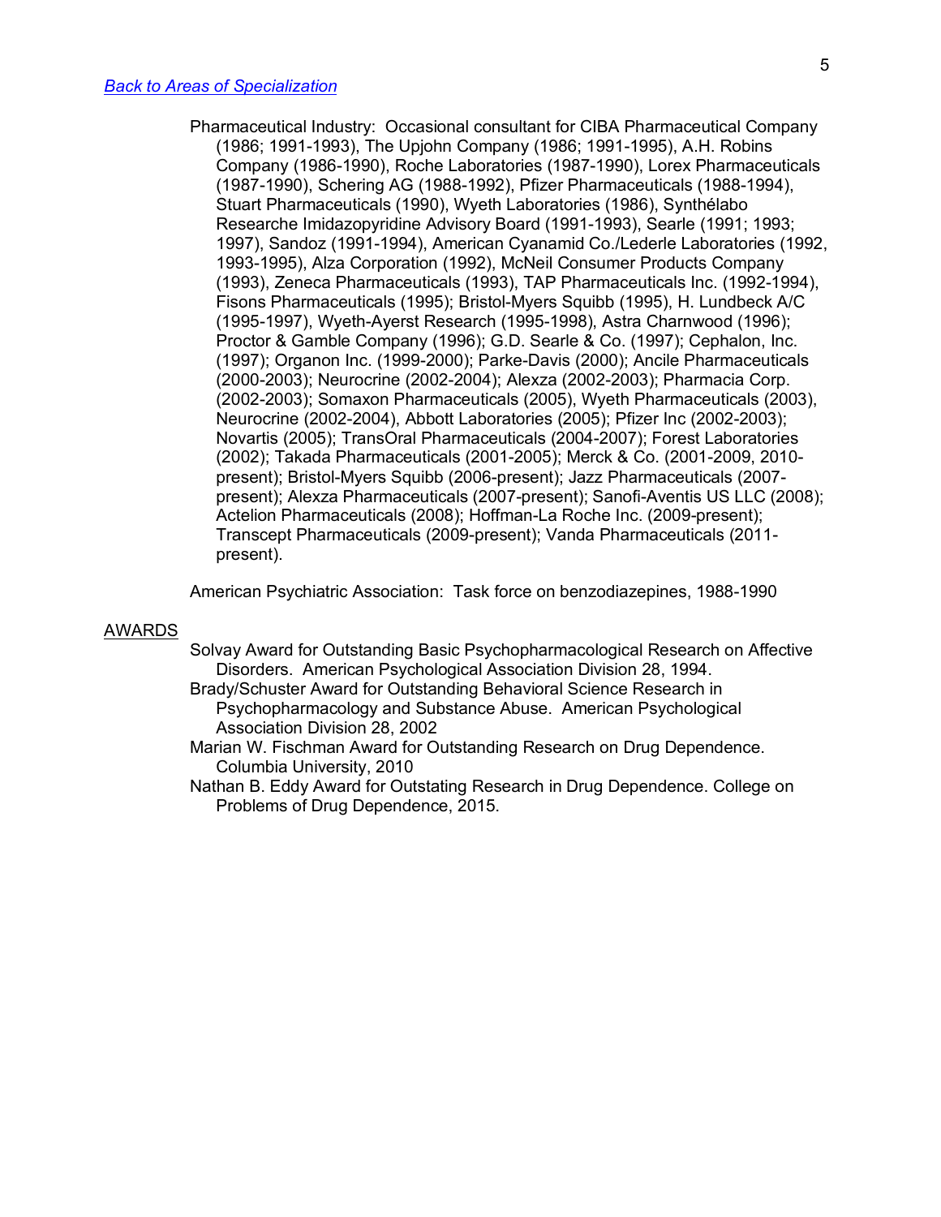*Back to Areas of Specialization*

Pharmaceutical Industry: Occasional consultant for CIBA Pharmaceutical Company (1986; 1991-1993), The Upjohn Company (1986; 1991-1995), A.H. Robins Company (1986-1990), Roche Laboratories (1987-1990), Lorex Pharmaceuticals (1987-1990), Schering AG (1988-1992), Pfizer Pharmaceuticals (1988-1994), Stuart Pharmaceuticals (1990), Wyeth Laboratories (1986), Synthélabo Researche Imidazopyridine Advisory Board (1991-1993), Searle (1991; 1993; 1997), Sandoz (1991-1994), American Cyanamid Co./Lederle Laboratories (1992, 1993-1995), Alza Corporation (1992), McNeil Consumer Products Company (1993), Zeneca Pharmaceuticals (1993), TAP Pharmaceuticals Inc. (1992-1994), Fisons Pharmaceuticals (1995); Bristol-Myers Squibb (1995), H. Lundbeck A/C (1995-1997), Wyeth-Ayerst Research (1995-1998), Astra Charnwood (1996); Proctor & Gamble Company (1996); G.D. Searle & Co. (1997); Cephalon, Inc. (1997); Organon Inc. (1999-2000); Parke-Davis (2000); Ancile Pharmaceuticals (2000-2003); Neurocrine (2002-2004); Alexza (2002-2003); Pharmacia Corp. (2002-2003); Somaxon Pharmaceuticals (2005), Wyeth Pharmaceuticals (2003), Neurocrine (2002-2004), Abbott Laboratories (2005); Pfizer Inc (2002-2003); Novartis (2005); TransOral Pharmaceuticals (2004-2007); Forest Laboratories (2002); Takada Pharmaceuticals (2001-2005); Merck & Co. (2001-2009, 2010-present); Bristol-Myers Squibb (2006-present); Jazz Pharmaceuticals (2007-present); Alexza Pharmaceuticals (2007-present); Sanofi-Aventis US LLC (2008); Actelion Pharmaceuticals (2008); Hoffman-La Roche Inc. (2009-present); Transcept Pharmaceuticals (2009-present); Vanda Pharmaceuticals (2011-present).

American Psychiatric Association: Task force on benzodiazepines, 1988-1990

## AWARDS

Solvay Award for Outstanding Basic Psychopharmacological Research on Affective Disorders. American Psychological Association Division 28, 1994.

Brady/Schuster Award for Outstanding Behavioral Science Research in Psychopharmacology and Substance Abuse. American Psychological Association Division 28, 2002

Marian W. Fischman Award for Outstanding Research on Drug Dependence. Columbia University, 2010

Nathan B. Eddy Award for Outstating Research in Drug Dependence. College on Problems of Drug Dependence, 2015.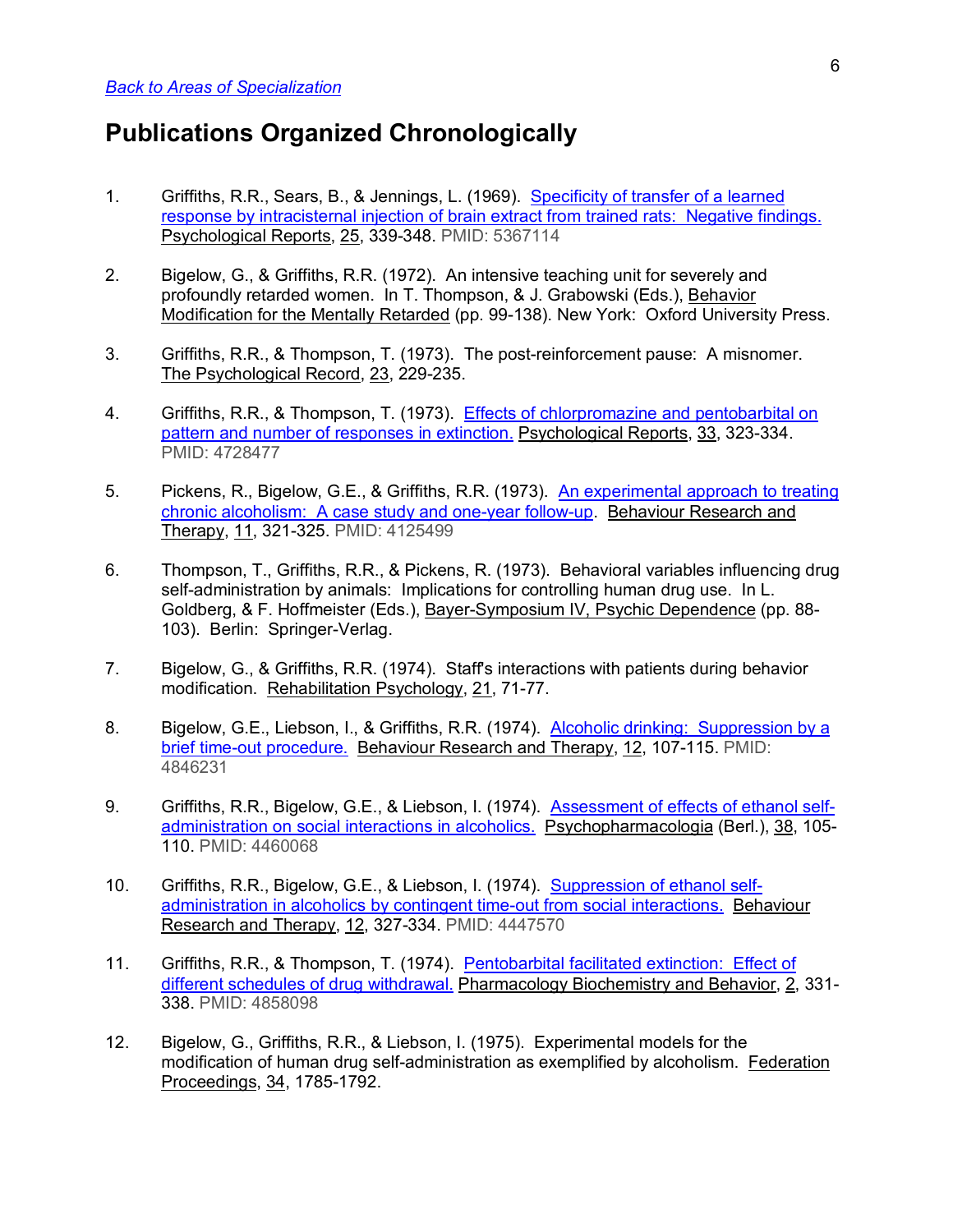[Back to Areas of Specialization](#)

# Publications Organized Chronologically

1. Griffiths, R.R., Sears, B., & Jennings, L. (1969). [Specificity of transfer of a learned response by intracisternal injection of brain extract from trained rats: Negative findings.](#) Psychological Reports, 25, 339-348. PMID: 5367114

2. Bigelow, G., & Griffiths, R.R. (1972). An intensive teaching unit for severely and profoundly retarded women. In T. Thompson, & J. Grabowski (Eds.), Behavior Modification for the Mentally Retarded (pp. 99-138). New York: Oxford University Press.

3. Griffiths, R.R., & Thompson, T. (1973). The post-reinforcement pause: A misnomer. The Psychological Record, 23, 229-235.

4. Griffiths, R.R., & Thompson, T. (1973). [Effects of chlorpromazine and pentobarbital on pattern and number of responses in extinction.](#) Psychological Reports, 33, 323-334. PMID: 4728477

5. Pickens, R., Bigelow, G.E., & Griffiths, R.R. (1973). [An experimental approach to treating chronic alcoholism: A case study and one-year follow-up](#). Behaviour Research and Therapy, 11, 321-325. PMID: 4125499

6. Thompson, T., Griffiths, R.R., & Pickens, R. (1973). Behavioral variables influencing drug self-administration by animals: Implications for controlling human drug use. In L. Goldberg, & F. Hoffmeister (Eds.), Bayer-Symposium IV, Psychic Dependence (pp. 88-103). Berlin: Springer-Verlag.

7. Bigelow, G., & Griffiths, R.R. (1974). Staff's interactions with patients during behavior modification. Rehabilitation Psychology, 21, 71-77.

8. Bigelow, G.E., Liebson, I., & Griffiths, R.R. (1974). [Alcoholic drinking: Suppression by a brief time-out procedure.](#) Behaviour Research and Therapy, 12, 107-115. PMID: 4846231

9. Griffiths, R.R., Bigelow, G.E., & Liebson, I. (1974). [Assessment of effects of ethanol self-administration on social interactions in alcoholics.](#) Psychopharmacologia (Berl.), 38, 105-110. PMID: 4460068

10. Griffiths, R.R., Bigelow, G.E., & Liebson, I. (1974). [Suppression of ethanol self-administration in alcoholics by contingent time-out from social interactions.](#) Behaviour Research and Therapy, 12, 327-334. PMID: 4447570

11. Griffiths, R.R., & Thompson, T. (1974). [Pentobarbital facilitated extinction: Effect of different schedules of drug withdrawal.](#) Pharmacology Biochemistry and Behavior, 2, 331-338. PMID: 4858098

12. Bigelow, G., Griffiths, R.R., & Liebson, I. (1975). Experimental models for the modification of human drug self-administration as exemplified by alcoholism. Federation Proceedings, 34, 1785-1792.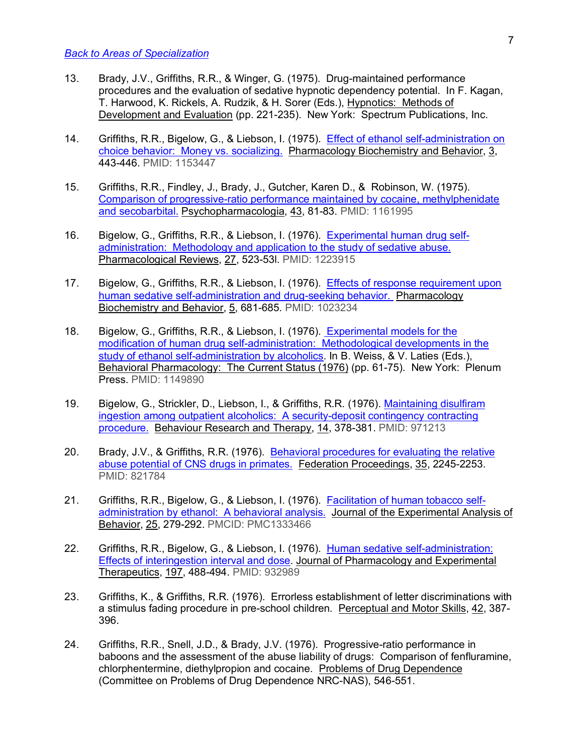*Back to Areas of Specialization*

13. Brady, J.V., Griffiths, R.R., & Winger, G. (1975). Drug-maintained performance procedures and the evaluation of sedative hypnotic dependency potential. In F. Kagan, T. Harwood, K. Rickels, A. Rudzik, & H. Sorer (Eds.), Hypnotics: Methods of Development and Evaluation (pp. 221-235). New York: Spectrum Publications, Inc.

14. Griffiths, R.R., Bigelow, G., & Liebson, I. (1975). Effect of ethanol self-administration on choice behavior: Money vs. socializing. Pharmacology Biochemistry and Behavior, 3, 443-446. PMID: 1153447

15. Griffiths, R.R., Findley, J., Brady, J., Gutcher, Karen D., & Robinson, W. (1975). Comparison of progressive-ratio performance maintained by cocaine, methylphenidate and secobarbital. Psychopharmacologia, 43, 81-83. PMID: 1161995

16. Bigelow, G., Griffiths, R.R., & Liebson, I. (1976). Experimental human drug self-administration: Methodology and application to the study of sedative abuse. Pharmacological Reviews, 27, 523-53l. PMID: 1223915

17. Bigelow, G., Griffiths, R.R., & Liebson, I. (1976). Effects of response requirement upon human sedative self-administration and drug-seeking behavior. Pharmacology Biochemistry and Behavior, 5, 681-685. PMID: 1023234

18. Bigelow, G., Griffiths, R.R., & Liebson, I. (1976). Experimental models for the modification of human drug self-administration: Methodological developments in the study of ethanol self-administration by alcoholics. In B. Weiss, & V. Laties (Eds.), Behavioral Pharmacology: The Current Status (1976) (pp. 61-75). New York: Plenum Press. PMID: 1149890

19. Bigelow, G., Strickler, D., Liebson, I., & Griffiths, R.R. (1976). Maintaining disulfiram ingestion among outpatient alcoholics: A security-deposit contingency contracting procedure. Behaviour Research and Therapy, 14, 378-381. PMID: 971213

20. Brady, J.V., & Griffiths, R.R. (1976). Behavioral procedures for evaluating the relative abuse potential of CNS drugs in primates. Federation Proceedings, 35, 2245-2253. PMID: 821784

21. Griffiths, R.R., Bigelow, G., & Liebson, I. (1976). Facilitation of human tobacco self-administration by ethanol: A behavioral analysis. Journal of the Experimental Analysis of Behavior, 25, 279-292. PMCID: PMC1333466

22. Griffiths, R.R., Bigelow, G., & Liebson, I. (1976). Human sedative self-administration: Effects of interingestion interval and dose. Journal of Pharmacology and Experimental Therapeutics, 197, 488-494. PMID: 932989

23. Griffiths, K., & Griffiths, R.R. (1976). Errorless establishment of letter discriminations with a stimulus fading procedure in pre-school children. Perceptual and Motor Skills, 42, 387-396.

24. Griffiths, R.R., Snell, J.D., & Brady, J.V. (1976). Progressive-ratio performance in baboons and the assessment of the abuse liability of drugs: Comparison of fenfluramine, chlorphentermine, diethylpropion and cocaine. Problems of Drug Dependence (Committee on Problems of Drug Dependence NRC-NAS), 546-551.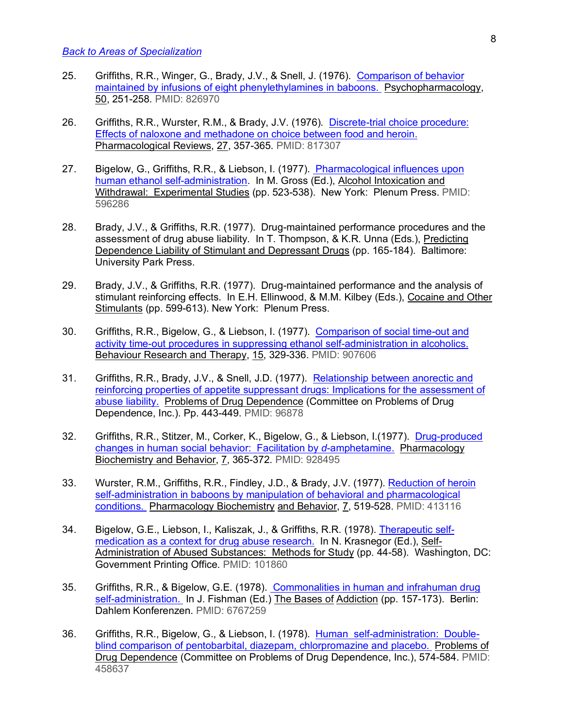[Back to Areas of Specialization]

25. Griffiths, R.R., Winger, G., Brady, J.V., & Snell, J. (1976). Comparison of behavior maintained by infusions of eight phenylethylamines in baboons. Psychopharmacology, 50, 251-258. PMID: 826970

26. Griffiths, R.R., Wurster, R.M., & Brady, J.V. (1976). Discrete-trial choice procedure: Effects of naloxone and methadone on choice between food and heroin. Pharmacological Reviews, 27, 357-365. PMID: 817307

27. Bigelow, G., Griffiths, R.R., & Liebson, I. (1977). Pharmacological influences upon human ethanol self-administration. In M. Gross (Ed.), Alcohol Intoxication and Withdrawal: Experimental Studies (pp. 523-538). New York: Plenum Press. PMID: 596286

28. Brady, J.V., & Griffiths, R.R. (1977). Drug-maintained performance procedures and the assessment of drug abuse liability. In T. Thompson, & K.R. Unna (Eds.), Predicting Dependence Liability of Stimulant and Depressant Drugs (pp. 165-184). Baltimore: University Park Press.

29. Brady, J.V., & Griffiths, R.R. (1977). Drug-maintained performance and the analysis of stimulant reinforcing effects. In E.H. Ellinwood, & M.M. Kilbey (Eds.), Cocaine and Other Stimulants (pp. 599-613). New York: Plenum Press.

30. Griffiths, R.R., Bigelow, G., & Liebson, I. (1977). Comparison of social time-out and activity time-out procedures in suppressing ethanol self-administration in alcoholics. Behaviour Research and Therapy, 15, 329-336. PMID: 907606

31. Griffiths, R.R., Brady, J.V., & Snell, J.D. (1977). Relationship between anorectic and reinforcing properties of appetite suppressant drugs: Implications for the assessment of abuse liability. Problems of Drug Dependence (Committee on Problems of Drug Dependence, Inc.). Pp. 443-449. PMID: 96878

32. Griffiths, R.R., Stitzer, M., Corker, K., Bigelow, G., & Liebson, I.(1977). Drug-produced changes in human social behavior: Facilitation by *d*-amphetamine. Pharmacology Biochemistry and Behavior, 7, 365-372. PMID: 928495

33. Wurster, R.M., Griffiths, R.R., Findley, J.D., & Brady, J.V. (1977). Reduction of heroin self-administration in baboons by manipulation of behavioral and pharmacological conditions. Pharmacology Biochemistry and Behavior, 7, 519-528. PMID: 413116

34. Bigelow, G.E., Liebson, I., Kaliszak, J., & Griffiths, R.R. (1978). Therapeutic self-medication as a context for drug abuse research. In N. Krasnegor (Ed.), Self-Administration of Abused Substances: Methods for Study (pp. 44-58). Washington, DC: Government Printing Office. PMID: 101860

35. Griffiths, R.R., & Bigelow, G.E. (1978). Commonalities in human and infrahuman drug self-administration. In J. Fishman (Ed.) The Bases of Addiction (pp. 157-173). Berlin: Dahlem Konferenzen. PMID: 6767259

36. Griffiths, R.R., Bigelow, G., & Liebson, I. (1978). Human self-administration: Double-blind comparison of pentobarbital, diazepam, chlorpromazine and placebo. Problems of Drug Dependence (Committee on Problems of Drug Dependence, Inc.), 574-584. PMID: 458637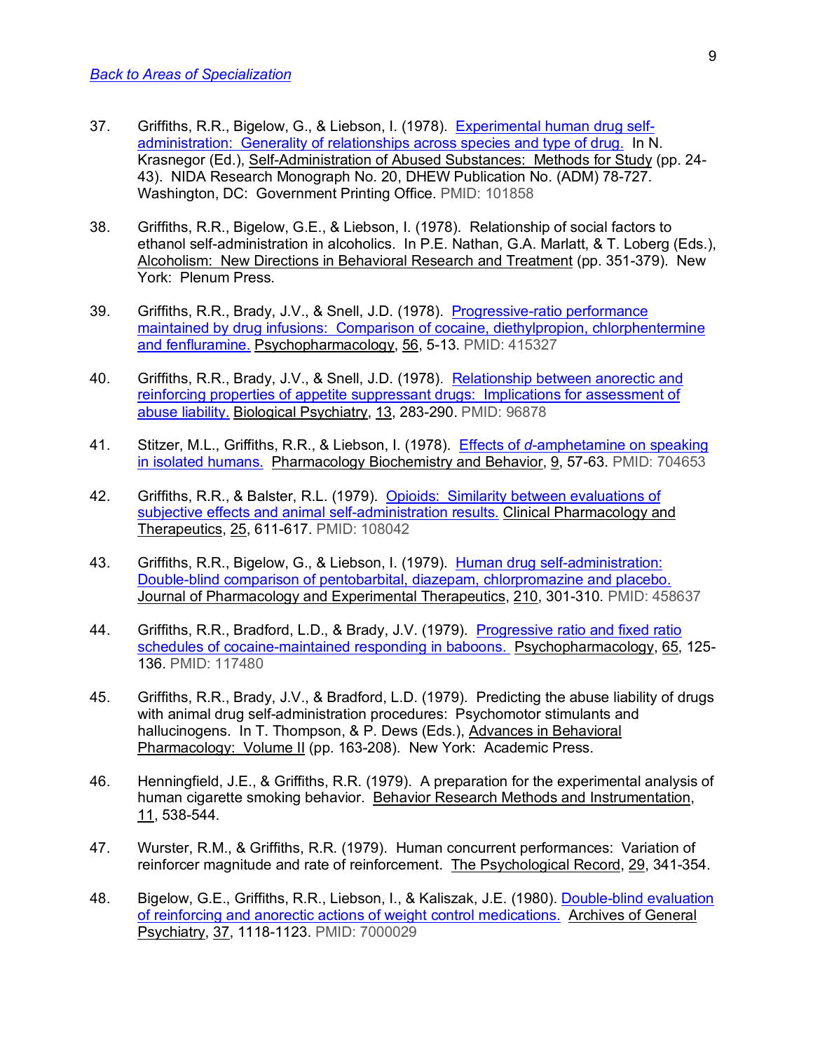[Back to Areas of Specialization]

37. Griffiths, R.R., Bigelow, G., & Liebson, I. (1978). [Experimental human drug self-administration: Generality of relationships across species and type of drug.] In N. Krasnegor (Ed.), Self-Administration of Abused Substances: Methods for Study (pp. 24-43). NIDA Research Monograph No. 20, DHEW Publication No. (ADM) 78-727. Washington, DC: Government Printing Office. PMID: 101858

38. Griffiths, R.R., Bigelow, G.E., & Liebson, I. (1978). Relationship of social factors to ethanol self-administration in alcoholics. In P.E. Nathan, G.A. Marlatt, & T. Loberg (Eds.), Alcoholism: New Directions in Behavioral Research and Treatment (pp. 351-379). New York: Plenum Press.

39. Griffiths, R.R., Brady, J.V., & Snell, J.D. (1978). [Progressive-ratio performance maintained by drug infusions: Comparison of cocaine, diethylpropion, chlorphentermine and fenfluramine.] Psychopharmacology, 56, 5-13. PMID: 415327

40. Griffiths, R.R., Brady, J.V., & Snell, J.D. (1978). [Relationship between anorectic and reinforcing properties of appetite suppressant drugs: Implications for assessment of abuse liability.] Biological Psychiatry, 13, 283-290. PMID: 96878

41. Stitzer, M.L., Griffiths, R.R., & Liebson, I. (1978). [Effects of *d*-amphetamine on speaking in isolated humans.] Pharmacology Biochemistry and Behavior, 9, 57-63. PMID: 704653

42. Griffiths, R.R., & Balster, R.L. (1979). [Opioids: Similarity between evaluations of subjective effects and animal self-administration results.] Clinical Pharmacology and Therapeutics, 25, 611-617. PMID: 108042

43. Griffiths, R.R., Bigelow, G., & Liebson, I. (1979). [Human drug self-administration: Double-blind comparison of pentobarbital, diazepam, chlorpromazine and placebo.] Journal of Pharmacology and Experimental Therapeutics, 210, 301-310. PMID: 458637

44. Griffiths, R.R., Bradford, L.D., & Brady, J.V. (1979). [Progressive ratio and fixed ratio schedules of cocaine-maintained responding in baboons.] Psychopharmacology, 65, 125-136. PMID: 117480

45. Griffiths, R.R., Brady, J.V., & Bradford, L.D. (1979). Predicting the abuse liability of drugs with animal drug self-administration procedures: Psychomotor stimulants and hallucinogens. In T. Thompson, & P. Dews (Eds.), Advances in Behavioral Pharmacology: Volume II (pp. 163-208). New York: Academic Press.

46. Henningfield, J.E., & Griffiths, R.R. (1979). A preparation for the experimental analysis of human cigarette smoking behavior. Behavior Research Methods and Instrumentation, 11, 538-544.

47. Wurster, R.M., & Griffiths, R.R. (1979). Human concurrent performances: Variation of reinforcer magnitude and rate of reinforcement. The Psychological Record, 29, 341-354.

48. Bigelow, G.E., Griffiths, R.R., Liebson, I., & Kaliszak, J.E. (1980). [Double-blind evaluation of reinforcing and anorectic actions of weight control medications.] Archives of General Psychiatry, 37, 1118-1123. PMID: 7000029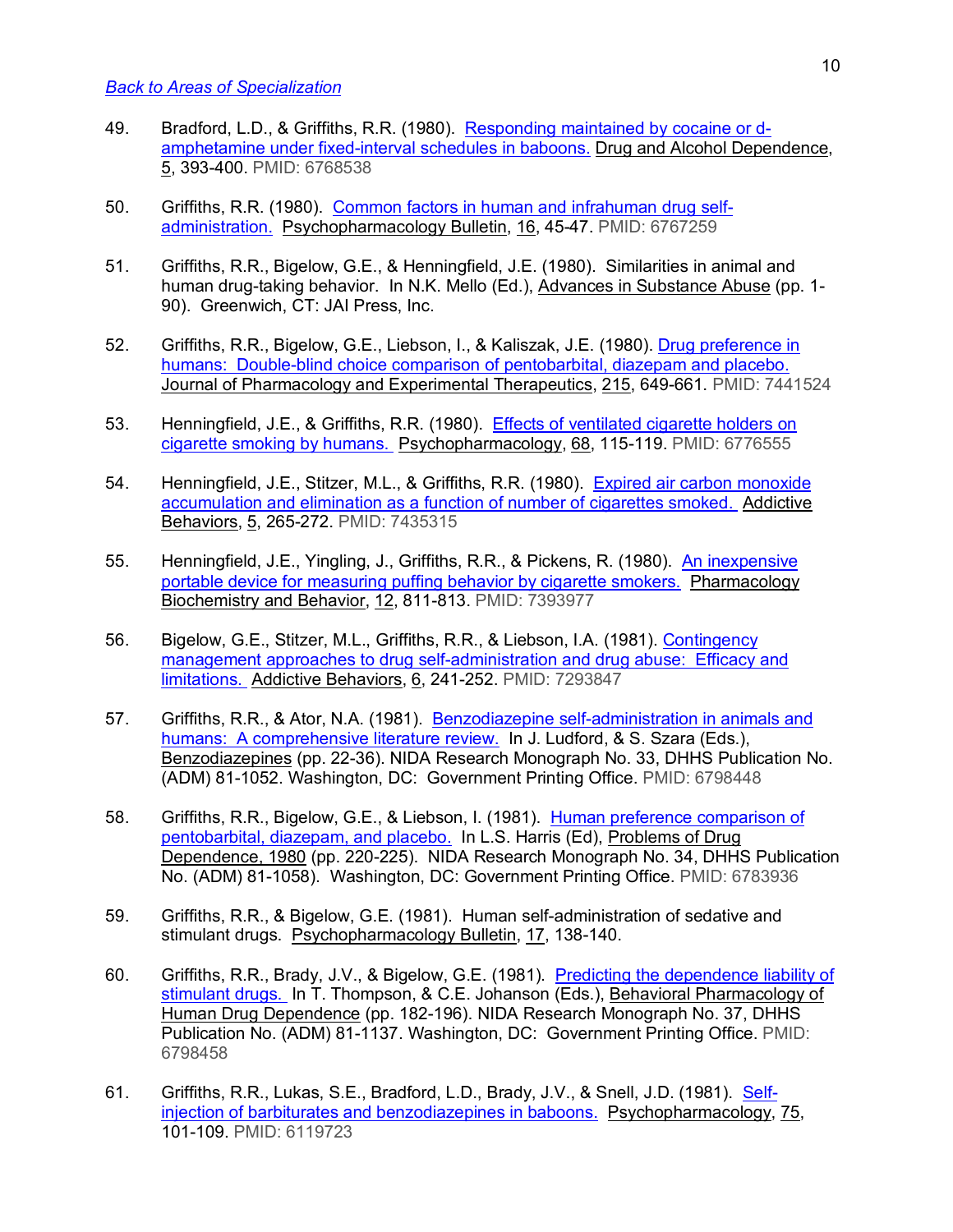[Back to Areas of Specialization](#)

49. Bradford, L.D., & Griffiths, R.R. (1980). Responding maintained by cocaine or d-amphetamine under fixed-interval schedules in baboons. Drug and Alcohol Dependence, 5, 393-400. PMID: 6768538

50. Griffiths, R.R. (1980). Common factors in human and infrahuman drug self-administration. Psychopharmacology Bulletin, 16, 45-47. PMID: 6767259

51. Griffiths, R.R., Bigelow, G.E., & Henningfield, J.E. (1980). Similarities in animal and human drug-taking behavior. In N.K. Mello (Ed.), Advances in Substance Abuse (pp. 1-90). Greenwich, CT: JAI Press, Inc.

52. Griffiths, R.R., Bigelow, G.E., Liebson, I., & Kaliszak, J.E. (1980). Drug preference in humans: Double-blind choice comparison of pentobarbital, diazepam and placebo. Journal of Pharmacology and Experimental Therapeutics, 215, 649-661. PMID: 7441524

53. Henningfield, J.E., & Griffiths, R.R. (1980). Effects of ventilated cigarette holders on cigarette smoking by humans. Psychopharmacology, 68, 115-119. PMID: 6776555

54. Henningfield, J.E., Stitzer, M.L., & Griffiths, R.R. (1980). Expired air carbon monoxide accumulation and elimination as a function of number of cigarettes smoked. Addictive Behaviors, 5, 265-272. PMID: 7435315

55. Henningfield, J.E., Yingling, J., Griffiths, R.R., & Pickens, R. (1980). An inexpensive portable device for measuring puffing behavior by cigarette smokers. Pharmacology Biochemistry and Behavior, 12, 811-813. PMID: 7393977

56. Bigelow, G.E., Stitzer, M.L., Griffiths, R.R., & Liebson, I.A. (1981). Contingency management approaches to drug self-administration and drug abuse: Efficacy and limitations. Addictive Behaviors, 6, 241-252. PMID: 7293847

57. Griffiths, R.R., & Ator, N.A. (1981). Benzodiazepine self-administration in animals and humans: A comprehensive literature review. In J. Ludford, & S. Szara (Eds.), Benzodiazepines (pp. 22-36). NIDA Research Monograph No. 33, DHHS Publication No. (ADM) 81-1052. Washington, DC: Government Printing Office. PMID: 6798448

58. Griffiths, R.R., Bigelow, G.E., & Liebson, I. (1981). Human preference comparison of pentobarbital, diazepam, and placebo. In L.S. Harris (Ed), Problems of Drug Dependence, 1980 (pp. 220-225). NIDA Research Monograph No. 34, DHHS Publication No. (ADM) 81-1058). Washington, DC: Government Printing Office. PMID: 6783936

59. Griffiths, R.R., & Bigelow, G.E. (1981). Human self-administration of sedative and stimulant drugs. Psychopharmacology Bulletin, 17, 138-140.

60. Griffiths, R.R., Brady, J.V., & Bigelow, G.E. (1981). Predicting the dependence liability of stimulant drugs. In T. Thompson, & C.E. Johanson (Eds.), Behavioral Pharmacology of Human Drug Dependence (pp. 182-196). NIDA Research Monograph No. 37, DHHS Publication No. (ADM) 81-1137. Washington, DC: Government Printing Office. PMID: 6798458

61. Griffiths, R.R., Lukas, S.E., Bradford, L.D., Brady, J.V., & Snell, J.D. (1981). Self-injection of barbiturates and benzodiazepines in baboons. Psychopharmacology, 75, 101-109. PMID: 6119723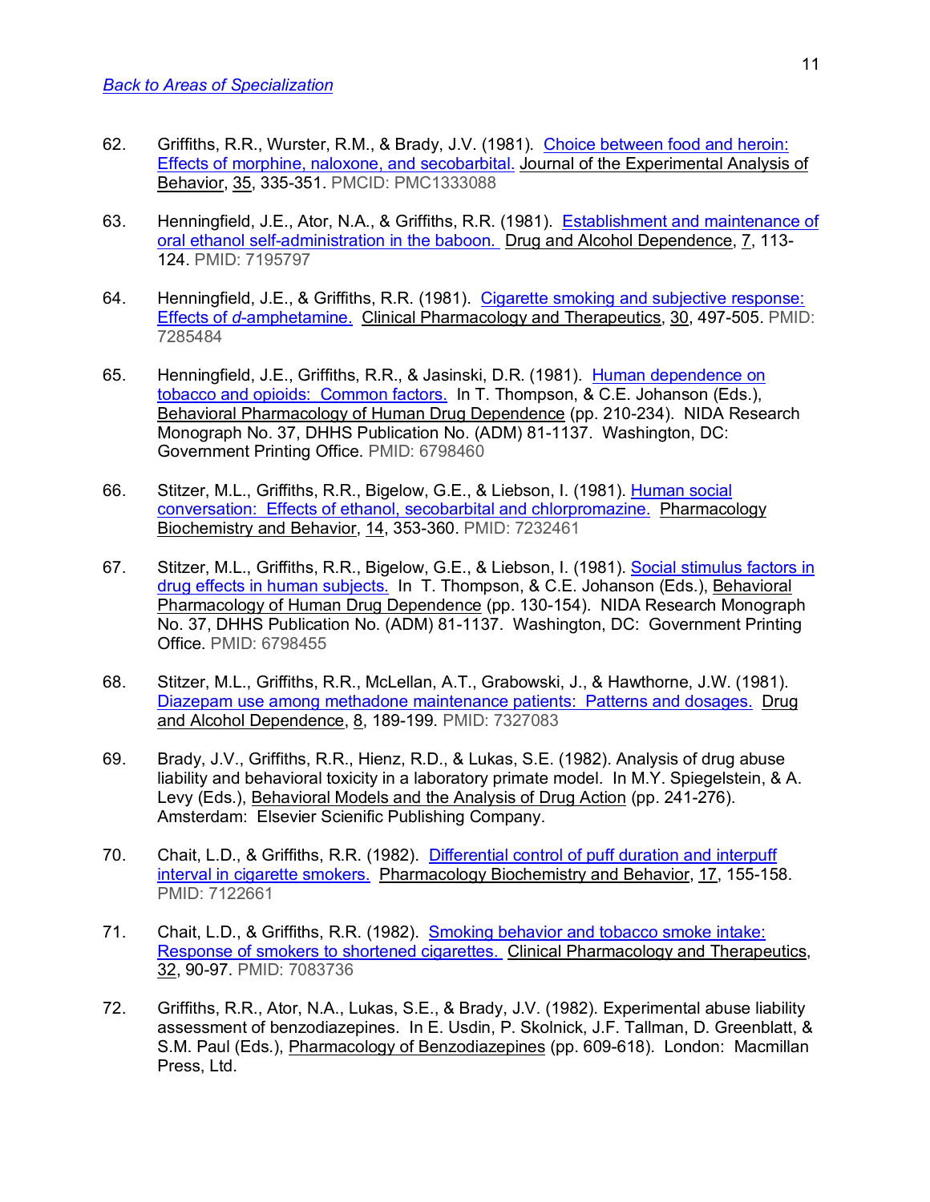[Back to Areas of Specialization](#)

62. Griffiths, R.R., Wurster, R.M., & Brady, J.V. (1981). Choice between food and heroin: Effects of morphine, naloxone, and secobarbital. Journal of the Experimental Analysis of Behavior, 35, 335-351. PMCID: PMC1333088

63. Henningfield, J.E., Ator, N.A., & Griffiths, R.R. (1981). Establishment and maintenance of oral ethanol self-administration in the baboon. Drug and Alcohol Dependence, 7, 113-124. PMID: 7195797

64. Henningfield, J.E., & Griffiths, R.R. (1981). Cigarette smoking and subjective response: Effects of *d*-amphetamine. Clinical Pharmacology and Therapeutics, 30, 497-505. PMID: 7285484

65. Henningfield, J.E., Griffiths, R.R., & Jasinski, D.R. (1981). Human dependence on tobacco and opioids: Common factors. In T. Thompson, & C.E. Johanson (Eds.), Behavioral Pharmacology of Human Drug Dependence (pp. 210-234). NIDA Research Monograph No. 37, DHHS Publication No. (ADM) 81-1137. Washington, DC: Government Printing Office. PMID: 6798460

66. Stitzer, M.L., Griffiths, R.R., Bigelow, G.E., & Liebson, I. (1981). Human social conversation: Effects of ethanol, secobarbital and chlorpromazine. Pharmacology Biochemistry and Behavior, 14, 353-360. PMID: 7232461

67. Stitzer, M.L., Griffiths, R.R., Bigelow, G.E., & Liebson, I. (1981). Social stimulus factors in drug effects in human subjects. In T. Thompson, & C.E. Johanson (Eds.), Behavioral Pharmacology of Human Drug Dependence (pp. 130-154). NIDA Research Monograph No. 37, DHHS Publication No. (ADM) 81-1137. Washington, DC: Government Printing Office. PMID: 6798455

68. Stitzer, M.L., Griffiths, R.R., McLellan, A.T., Grabowski, J., & Hawthorne, J.W. (1981). Diazepam use among methadone maintenance patients: Patterns and dosages. Drug and Alcohol Dependence, 8, 189-199. PMID: 7327083

69. Brady, J.V., Griffiths, R.R., Hienz, R.D., & Lukas, S.E. (1982). Analysis of drug abuse liability and behavioral toxicity in a laboratory primate model. In M.Y. Spiegelstein, & A. Levy (Eds.), Behavioral Models and the Analysis of Drug Action (pp. 241-276). Amsterdam: Elsevier Scienific Publishing Company.

70. Chait, L.D., & Griffiths, R.R. (1982). Differential control of puff duration and interpuff interval in cigarette smokers. Pharmacology Biochemistry and Behavior, 17, 155-158. PMID: 7122661

71. Chait, L.D., & Griffiths, R.R. (1982). Smoking behavior and tobacco smoke intake: Response of smokers to shortened cigarettes. Clinical Pharmacology and Therapeutics, 32, 90-97. PMID: 7083736

72. Griffiths, R.R., Ator, N.A., Lukas, S.E., & Brady, J.V. (1982). Experimental abuse liability assessment of benzodiazepines. In E. Usdin, P. Skolnick, J.F. Tallman, D. Greenblatt, & S.M. Paul (Eds.), Pharmacology of Benzodiazepines (pp. 609-618). London: Macmillan Press, Ltd.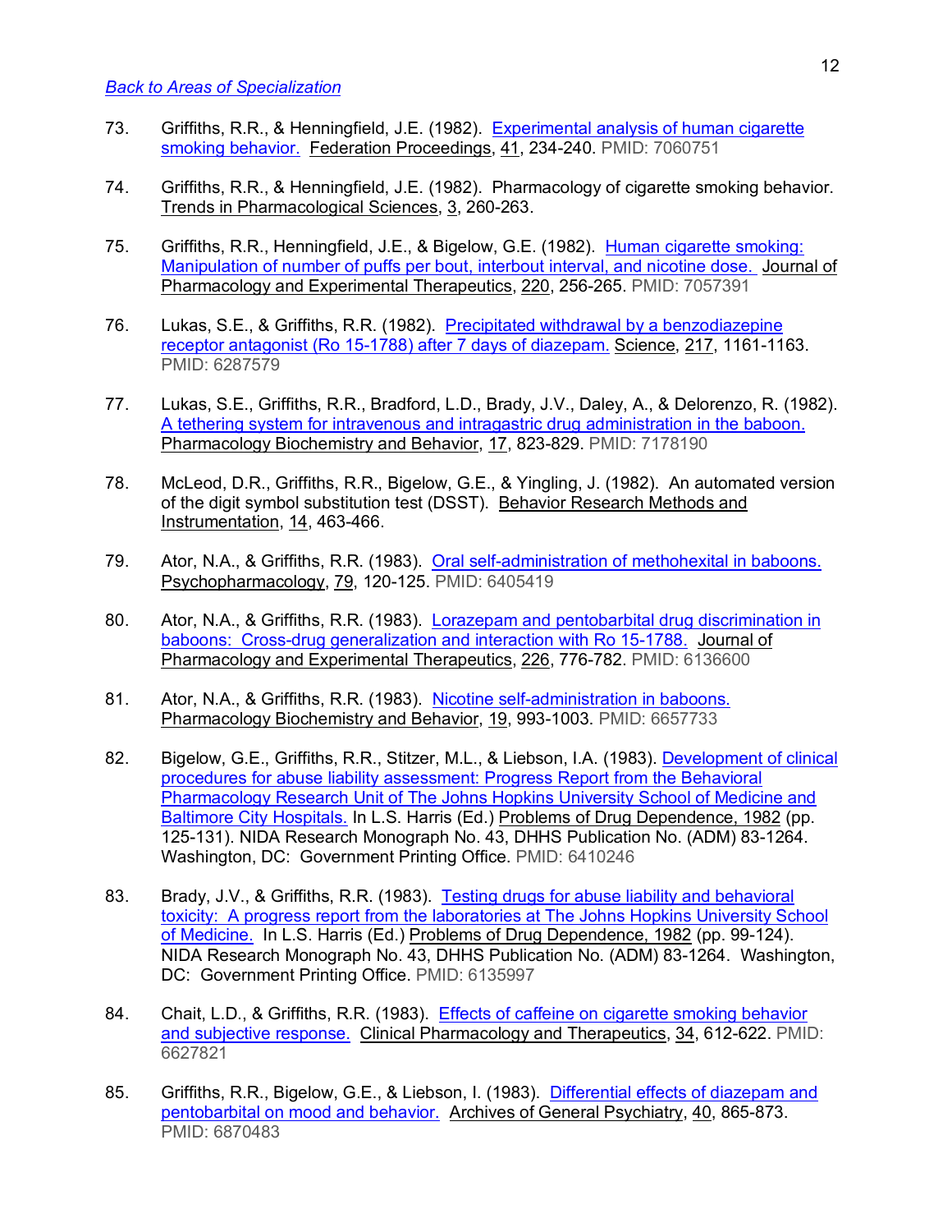[Back to Areas of Specialization](#)

73. Griffiths, R.R., & Henningfield, J.E. (1982). [Experimental analysis of human cigarette smoking behavior.](#) Federation Proceedings, 41, 234-240. PMID: 7060751

74. Griffiths, R.R., & Henningfield, J.E. (1982). Pharmacology of cigarette smoking behavior. Trends in Pharmacological Sciences, 3, 260-263.

75. Griffiths, R.R., Henningfield, J.E., & Bigelow, G.E. (1982). [Human cigarette smoking: Manipulation of number of puffs per bout, interbout interval, and nicotine dose.](#) Journal of Pharmacology and Experimental Therapeutics, 220, 256-265. PMID: 7057391

76. Lukas, S.E., & Griffiths, R.R. (1982). [Precipitated withdrawal by a benzodiazepine receptor antagonist (Ro 15-1788) after 7 days of diazepam.](#) Science, 217, 1161-1163. PMID: 6287579

77. Lukas, S.E., Griffiths, R.R., Bradford, L.D., Brady, J.V., Daley, A., & Delorenzo, R. (1982). [A tethering system for intravenous and intragastric drug administration in the baboon.](#) Pharmacology Biochemistry and Behavior, 17, 823-829. PMID: 7178190

78. McLeod, D.R., Griffiths, R.R., Bigelow, G.E., & Yingling, J. (1982). An automated version of the digit symbol substitution test (DSST). Behavior Research Methods and Instrumentation, 14, 463-466.

79. Ator, N.A., & Griffiths, R.R. (1983). [Oral self-administration of methohexital in baboons.](#) Psychopharmacology, 79, 120-125. PMID: 6405419

80. Ator, N.A., & Griffiths, R.R. (1983). [Lorazepam and pentobarbital drug discrimination in baboons: Cross-drug generalization and interaction with Ro 15-1788.](#) Journal of Pharmacology and Experimental Therapeutics, 226, 776-782. PMID: 6136600

81. Ator, N.A., & Griffiths, R.R. (1983). [Nicotine self-administration in baboons.](#) Pharmacology Biochemistry and Behavior, 19, 993-1003. PMID: 6657733

82. Bigelow, G.E., Griffiths, R.R., Stitzer, M.L., & Liebson, I.A. (1983). [Development of clinical procedures for abuse liability assessment: Progress Report from the Behavioral Pharmacology Research Unit of The Johns Hopkins University School of Medicine and Baltimore City Hospitals.](#) In L.S. Harris (Ed.) Problems of Drug Dependence, 1982 (pp. 125-131). NIDA Research Monograph No. 43, DHHS Publication No. (ADM) 83-1264. Washington, DC: Government Printing Office. PMID: 6410246

83. Brady, J.V., & Griffiths, R.R. (1983). [Testing drugs for abuse liability and behavioral toxicity: A progress report from the laboratories at The Johns Hopkins University School of Medicine.](#) In L.S. Harris (Ed.) Problems of Drug Dependence, 1982 (pp. 99-124). NIDA Research Monograph No. 43, DHHS Publication No. (ADM) 83-1264. Washington, DC: Government Printing Office. PMID: 6135997

84. Chait, L.D., & Griffiths, R.R. (1983). [Effects of caffeine on cigarette smoking behavior and subjective response.](#) Clinical Pharmacology and Therapeutics, 34, 612-622. PMID: 6627821

85. Griffiths, R.R., Bigelow, G.E., & Liebson, I. (1983). [Differential effects of diazepam and pentobarbital on mood and behavior.](#) Archives of General Psychiatry, 40, 865-873. PMID: 6870483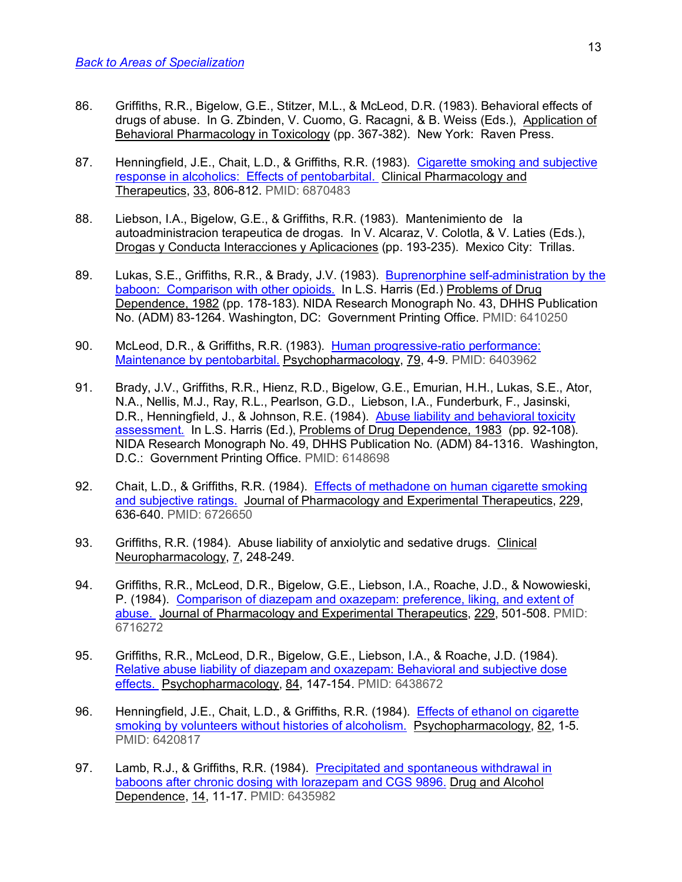[Back to Areas of Specialization](#)

86. Griffiths, R.R., Bigelow, G.E., Stitzer, M.L., & McLeod, D.R. (1983). Behavioral effects of drugs of abuse. In G. Zbinden, V. Cuomo, G. Racagni, & B. Weiss (Eds.), Application of Behavioral Pharmacology in Toxicology (pp. 367-382). New York: Raven Press.

87. Henningfield, J.E., Chait, L.D., & Griffiths, R.R. (1983). [Cigarette smoking and subjective response in alcoholics: Effects of pentobarbital.](#) Clinical Pharmacology and Therapeutics, 33, 806-812. PMID: 6870483

88. Liebson, I.A., Bigelow, G.E., & Griffiths, R.R. (1983). Mantenimiento de la autoadministracion terapeutica de drogas. In V. Alcaraz, V. Colotla, & V. Laties (Eds.), Drogas y Conducta Interacciones y Aplicaciones (pp. 193-235). Mexico City: Trillas.

89. Lukas, S.E., Griffiths, R.R., & Brady, J.V. (1983). [Buprenorphine self-administration by the baboon: Comparison with other opioids.](#) In L.S. Harris (Ed.) Problems of Drug Dependence, 1982 (pp. 178-183). NIDA Research Monograph No. 43, DHHS Publication No. (ADM) 83-1264. Washington, DC: Government Printing Office. PMID: 6410250

90. McLeod, D.R., & Griffiths, R.R. (1983). [Human progressive-ratio performance: Maintenance by pentobarbital.](#) Psychopharmacology, 79, 4-9. PMID: 6403962

91. Brady, J.V., Griffiths, R.R., Hienz, R.D., Bigelow, G.E., Emurian, H.H., Lukas, S.E., Ator, N.A., Nellis, M.J., Ray, R.L., Pearlson, G.D., Liebson, I.A., Funderburk, F., Jasinski, D.R., Henningfield, J., & Johnson, R.E. (1984). [Abuse liability and behavioral toxicity assessment.](#) In L.S. Harris (Ed.), Problems of Drug Dependence, 1983 (pp. 92-108). NIDA Research Monograph No. 49, DHHS Publication No. (ADM) 84-1316. Washington, D.C.: Government Printing Office. PMID: 6148698

92. Chait, L.D., & Griffiths, R.R. (1984). [Effects of methadone on human cigarette smoking and subjective ratings.](#) Journal of Pharmacology and Experimental Therapeutics, 229, 636-640. PMID: 6726650

93. Griffiths, R.R. (1984). Abuse liability of anxiolytic and sedative drugs. Clinical Neuropharmacology, 7, 248-249.

94. Griffiths, R.R., McLeod, D.R., Bigelow, G.E., Liebson, I.A., Roache, J.D., & Nowowieski, P. (1984). [Comparison of diazepam and oxazepam: preference, liking, and extent of abuse.](#) Journal of Pharmacology and Experimental Therapeutics, 229, 501-508. PMID: 6716272

95. Griffiths, R.R., McLeod, D.R., Bigelow, G.E., Liebson, I.A., & Roache, J.D. (1984). [Relative abuse liability of diazepam and oxazepam: Behavioral and subjective dose effects.](#) Psychopharmacology, 84, 147-154. PMID: 6438672

96. Henningfield, J.E., Chait, L.D., & Griffiths, R.R. (1984). [Effects of ethanol on cigarette smoking by volunteers without histories of alcoholism.](#) Psychopharmacology, 82, 1-5. PMID: 6420817

97. Lamb, R.J., & Griffiths, R.R. (1984). [Precipitated and spontaneous withdrawal in baboons after chronic dosing with lorazepam and CGS 9896.](#) Drug and Alcohol Dependence, 14, 11-17. PMID: 6435982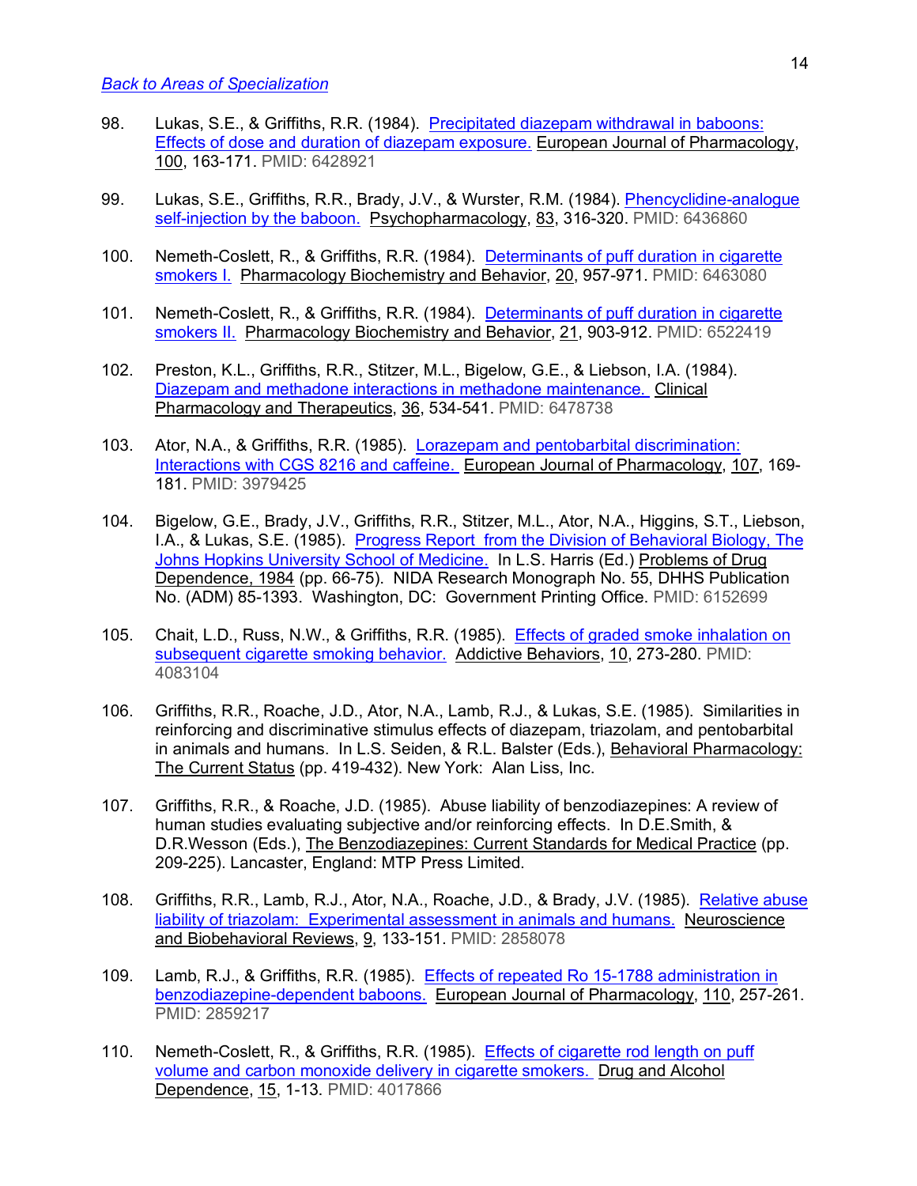*Back to Areas of Specialization*

98. Lukas, S.E., & Griffiths, R.R. (1984). Precipitated diazepam withdrawal in baboons: Effects of dose and duration of diazepam exposure. European Journal of Pharmacology, 100, 163-171. PMID: 6428921

99. Lukas, S.E., Griffiths, R.R., Brady, J.V., & Wurster, R.M. (1984). Phencyclidine-analogue self-injection by the baboon. Psychopharmacology, 83, 316-320. PMID: 6436860

100. Nemeth-Coslett, R., & Griffiths, R.R. (1984). Determinants of puff duration in cigarette smokers I. Pharmacology Biochemistry and Behavior, 20, 957-971. PMID: 6463080

101. Nemeth-Coslett, R., & Griffiths, R.R. (1984). Determinants of puff duration in cigarette smokers II. Pharmacology Biochemistry and Behavior, 21, 903-912. PMID: 6522419

102. Preston, K.L., Griffiths, R.R., Stitzer, M.L., Bigelow, G.E., & Liebson, I.A. (1984). Diazepam and methadone interactions in methadone maintenance. Clinical Pharmacology and Therapeutics, 36, 534-541. PMID: 6478738

103. Ator, N.A., & Griffiths, R.R. (1985). Lorazepam and pentobarbital discrimination: Interactions with CGS 8216 and caffeine. European Journal of Pharmacology, 107, 169-181. PMID: 3979425

104. Bigelow, G.E., Brady, J.V., Griffiths, R.R., Stitzer, M.L., Ator, N.A., Higgins, S.T., Liebson, I.A., & Lukas, S.E. (1985). Progress Report from the Division of Behavioral Biology, The Johns Hopkins University School of Medicine. In L.S. Harris (Ed.) Problems of Drug Dependence, 1984 (pp. 66-75). NIDA Research Monograph No. 55, DHHS Publication No. (ADM) 85-1393. Washington, DC: Government Printing Office. PMID: 6152699

105. Chait, L.D., Russ, N.W., & Griffiths, R.R. (1985). Effects of graded smoke inhalation on subsequent cigarette smoking behavior. Addictive Behaviors, 10, 273-280. PMID: 4083104

106. Griffiths, R.R., Roache, J.D., Ator, N.A., Lamb, R.J., & Lukas, S.E. (1985). Similarities in reinforcing and discriminative stimulus effects of diazepam, triazolam, and pentobarbital in animals and humans. In L.S. Seiden, & R.L. Balster (Eds.), Behavioral Pharmacology: The Current Status (pp. 419-432). New York: Alan Liss, Inc.

107. Griffiths, R.R., & Roache, J.D. (1985). Abuse liability of benzodiazepines: A review of human studies evaluating subjective and/or reinforcing effects. In D.E.Smith, & D.R.Wesson (Eds.), The Benzodiazepines: Current Standards for Medical Practice (pp. 209-225). Lancaster, England: MTP Press Limited.

108. Griffiths, R.R., Lamb, R.J., Ator, N.A., Roache, J.D., & Brady, J.V. (1985). Relative abuse liability of triazolam: Experimental assessment in animals and humans. Neuroscience and Biobehavioral Reviews, 9, 133-151. PMID: 2858078

109. Lamb, R.J., & Griffiths, R.R. (1985). Effects of repeated Ro 15-1788 administration in benzodiazepine-dependent baboons. European Journal of Pharmacology, 110, 257-261. PMID: 2859217

110. Nemeth-Coslett, R., & Griffiths, R.R. (1985). Effects of cigarette rod length on puff volume and carbon monoxide delivery in cigarette smokers. Drug and Alcohol Dependence, 15, 1-13. PMID: 4017866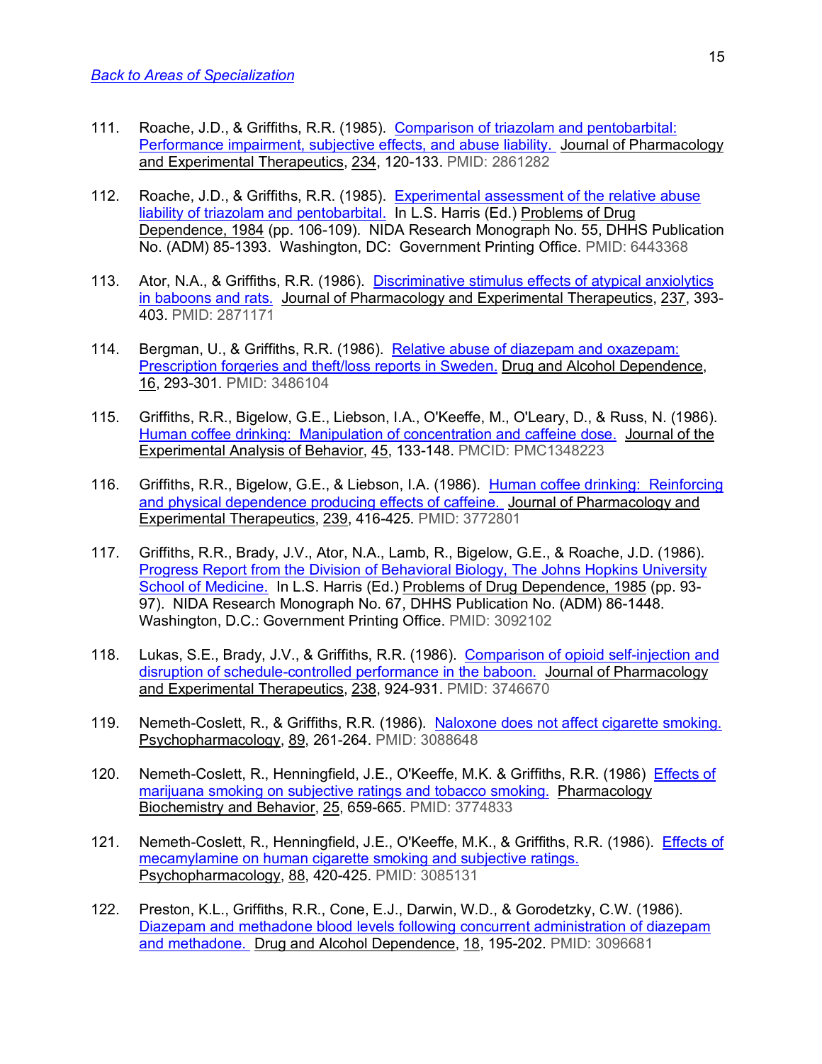[Back to Areas of Specialization](#)

111. Roache, J.D., & Griffiths, R.R. (1985). Comparison of triazolam and pentobarbital: Performance impairment, subjective effects, and abuse liability. Journal of Pharmacology and Experimental Therapeutics, 234, 120-133. PMID: 2861282

112. Roache, J.D., & Griffiths, R.R. (1985). Experimental assessment of the relative abuse liability of triazolam and pentobarbital. In L.S. Harris (Ed.) Problems of Drug Dependence, 1984 (pp. 106-109). NIDA Research Monograph No. 55, DHHS Publication No. (ADM) 85-1393. Washington, DC: Government Printing Office. PMID: 6443368

113. Ator, N.A., & Griffiths, R.R. (1986). Discriminative stimulus effects of atypical anxiolytics in baboons and rats. Journal of Pharmacology and Experimental Therapeutics, 237, 393-403. PMID: 2871171

114. Bergman, U., & Griffiths, R.R. (1986). Relative abuse of diazepam and oxazepam: Prescription forgeries and theft/loss reports in Sweden. Drug and Alcohol Dependence, 16, 293-301. PMID: 3486104

115. Griffiths, R.R., Bigelow, G.E., Liebson, I.A., O'Keeffe, M., O'Leary, D., & Russ, N. (1986). Human coffee drinking: Manipulation of concentration and caffeine dose. Journal of the Experimental Analysis of Behavior, 45, 133-148. PMCID: PMC1348223

116. Griffiths, R.R., Bigelow, G.E., & Liebson, I.A. (1986). Human coffee drinking: Reinforcing and physical dependence producing effects of caffeine. Journal of Pharmacology and Experimental Therapeutics, 239, 416-425. PMID: 3772801

117. Griffiths, R.R., Brady, J.V., Ator, N.A., Lamb, R., Bigelow, G.E., & Roache, J.D. (1986). Progress Report from the Division of Behavioral Biology, The Johns Hopkins University School of Medicine. In L.S. Harris (Ed.) Problems of Drug Dependence, 1985 (pp. 93-97). NIDA Research Monograph No. 67, DHHS Publication No. (ADM) 86-1448. Washington, D.C.: Government Printing Office. PMID: 3092102

118. Lukas, S.E., Brady, J.V., & Griffiths, R.R. (1986). Comparison of opioid self-injection and disruption of schedule-controlled performance in the baboon. Journal of Pharmacology and Experimental Therapeutics, 238, 924-931. PMID: 3746670

119. Nemeth-Coslett, R., & Griffiths, R.R. (1986). Naloxone does not affect cigarette smoking. Psychopharmacology, 89, 261-264. PMID: 3088648

120. Nemeth-Coslett, R., Henningfield, J.E., O'Keeffe, M.K. & Griffiths, R.R. (1986) Effects of marijuana smoking on subjective ratings and tobacco smoking. Pharmacology Biochemistry and Behavior, 25, 659-665. PMID: 3774833

121. Nemeth-Coslett, R., Henningfield, J.E., O'Keeffe, M.K., & Griffiths, R.R. (1986). Effects of mecamylamine on human cigarette smoking and subjective ratings. Psychopharmacology, 88, 420-425. PMID: 3085131

122. Preston, K.L., Griffiths, R.R., Cone, E.J., Darwin, W.D., & Gorodetzky, C.W. (1986). Diazepam and methadone blood levels following concurrent administration of diazepam and methadone. Drug and Alcohol Dependence, 18, 195-202. PMID: 3096681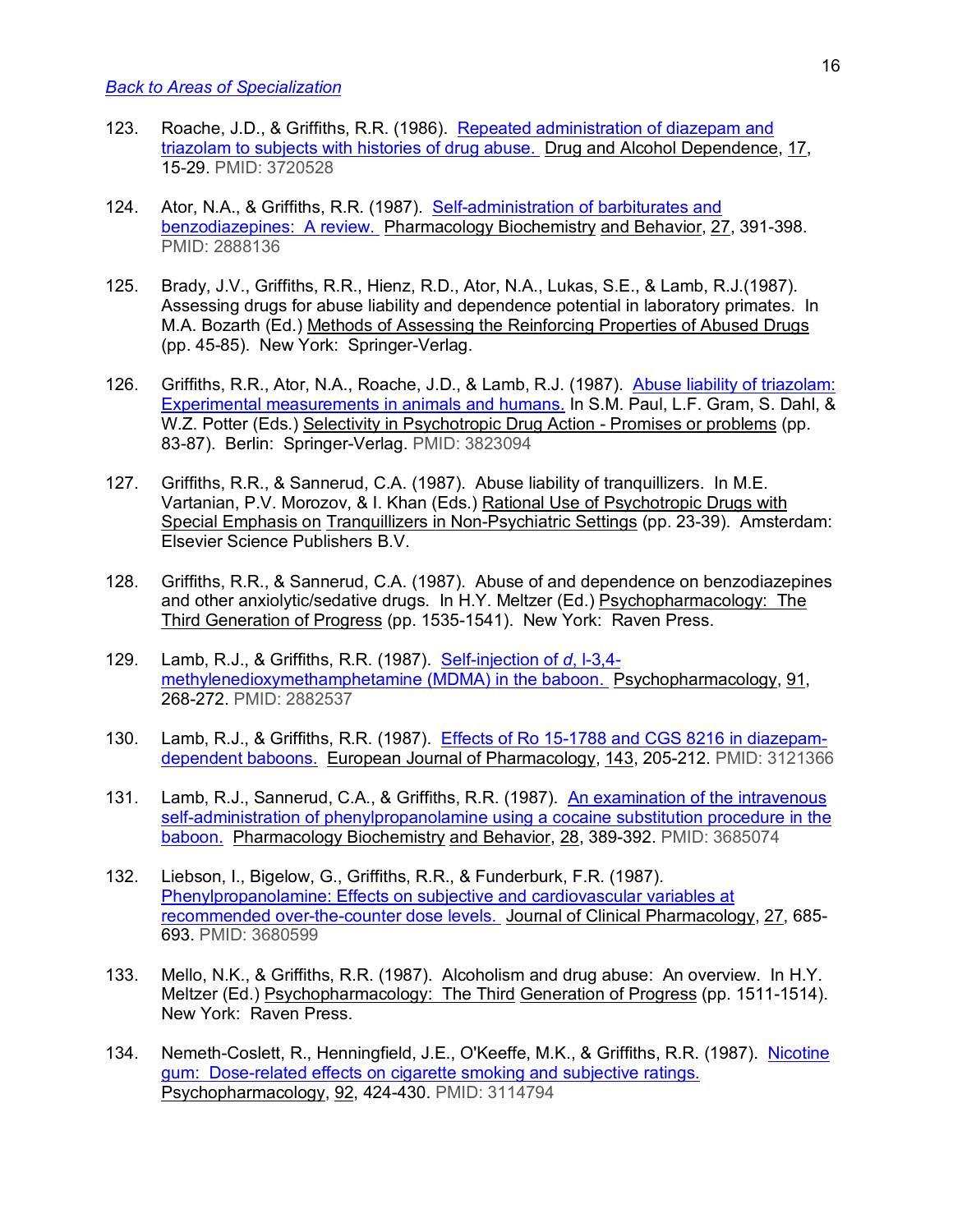[Back to Areas of Specialization](#)

123. Roache, J.D., & Griffiths, R.R. (1986). [Repeated administration of diazepam and triazolam to subjects with histories of drug abuse.](#) Drug and Alcohol Dependence, 17, 15-29. PMID: 3720528

124. Ator, N.A., & Griffiths, R.R. (1987). [Self-administration of barbiturates and benzodiazepines: A review.](#) Pharmacology Biochemistry and Behavior, 27, 391-398. PMID: 2888136

125. Brady, J.V., Griffiths, R.R., Hienz, R.D., Ator, N.A., Lukas, S.E., & Lamb, R.J.(1987). Assessing drugs for abuse liability and dependence potential in laboratory primates. In M.A. Bozarth (Ed.) Methods of Assessing the Reinforcing Properties of Abused Drugs (pp. 45-85). New York: Springer-Verlag.

126. Griffiths, R.R., Ator, N.A., Roache, J.D., & Lamb, R.J. (1987). [Abuse liability of triazolam: Experimental measurements in animals and humans.](#) In S.M. Paul, L.F. Gram, S. Dahl, & W.Z. Potter (Eds.) Selectivity in Psychotropic Drug Action - Promises or problems (pp. 83-87). Berlin: Springer-Verlag. PMID: 3823094

127. Griffiths, R.R., & Sannerud, C.A. (1987). Abuse liability of tranquillizers. In M.E. Vartanian, P.V. Morozov, & I. Khan (Eds.) Rational Use of Psychotropic Drugs with Special Emphasis on Tranquillizers in Non-Psychiatric Settings (pp. 23-39). Amsterdam: Elsevier Science Publishers B.V.

128. Griffiths, R.R., & Sannerud, C.A. (1987). Abuse of and dependence on benzodiazepines and other anxiolytic/sedative drugs. In H.Y. Meltzer (Ed.) Psychopharmacology: The Third Generation of Progress (pp. 1535-1541). New York: Raven Press.

129. Lamb, R.J., & Griffiths, R.R. (1987). [Self-injection of *d*, l-3,4-methylenedioxymethamphetamine (MDMA) in the baboon.](#) Psychopharmacology, 91, 268-272. PMID: 2882537

130. Lamb, R.J., & Griffiths, R.R. (1987). [Effects of Ro 15-1788 and CGS 8216 in diazepam-dependent baboons.](#) European Journal of Pharmacology, 143, 205-212. PMID: 3121366

131. Lamb, R.J., Sannerud, C.A., & Griffiths, R.R. (1987). [An examination of the intravenous self-administration of phenylpropanolamine using a cocaine substitution procedure in the baboon.](#) Pharmacology Biochemistry and Behavior, 28, 389-392. PMID: 3685074

132. Liebson, I., Bigelow, G., Griffiths, R.R., & Funderburk, F.R. (1987). [Phenylpropanolamine: Effects on subjective and cardiovascular variables at recommended over-the-counter dose levels.](#) Journal of Clinical Pharmacology, 27, 685-693. PMID: 3680599

133. Mello, N.K., & Griffiths, R.R. (1987). Alcoholism and drug abuse: An overview. In H.Y. Meltzer (Ed.) Psychopharmacology: The Third Generation of Progress (pp. 1511-1514). New York: Raven Press.

134. Nemeth-Coslett, R., Henningfield, J.E., O'Keeffe, M.K., & Griffiths, R.R. (1987). [Nicotine gum: Dose-related effects on cigarette smoking and subjective ratings.](#) Psychopharmacology, 92, 424-430. PMID: 3114794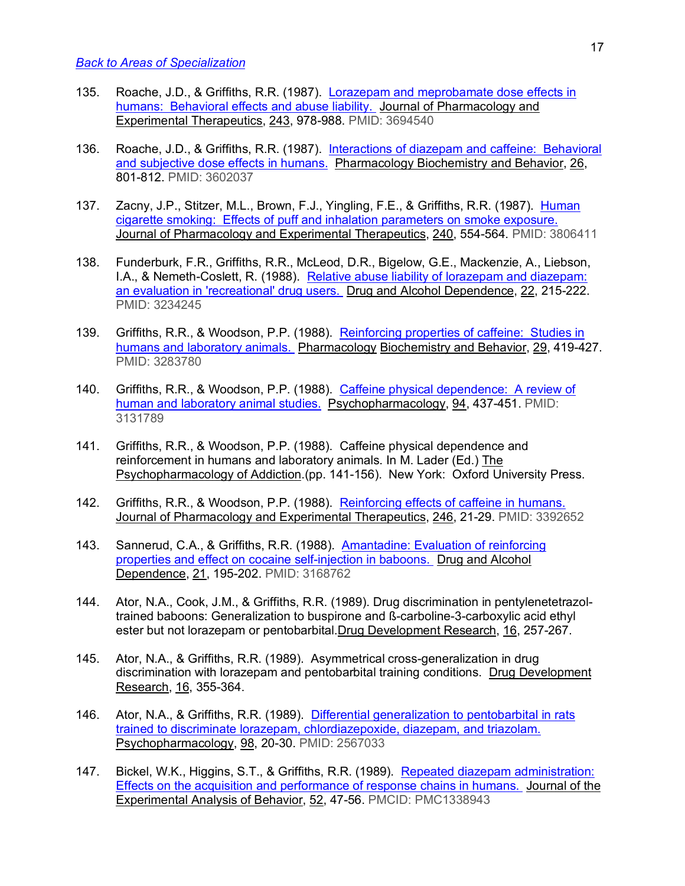Back to Areas of Specialization

135. Roache, J.D., & Griffiths, R.R. (1987). Lorazepam and meprobamate dose effects in humans: Behavioral effects and abuse liability. Journal of Pharmacology and Experimental Therapeutics, 243, 978-988. PMID: 3694540

136. Roache, J.D., & Griffiths, R.R. (1987). Interactions of diazepam and caffeine: Behavioral and subjective dose effects in humans. Pharmacology Biochemistry and Behavior, 26, 801-812. PMID: 3602037

137. Zacny, J.P., Stitzer, M.L., Brown, F.J., Yingling, F.E., & Griffiths, R.R. (1987). Human cigarette smoking: Effects of puff and inhalation parameters on smoke exposure. Journal of Pharmacology and Experimental Therapeutics, 240, 554-564. PMID: 3806411

138. Funderburk, F.R., Griffiths, R.R., McLeod, D.R., Bigelow, G.E., Mackenzie, A., Liebson, I.A., & Nemeth-Coslett, R. (1988). Relative abuse liability of lorazepam and diazepam: an evaluation in 'recreational' drug users. Drug and Alcohol Dependence, 22, 215-222. PMID: 3234245

139. Griffiths, R.R., & Woodson, P.P. (1988). Reinforcing properties of caffeine: Studies in humans and laboratory animals. Pharmacology Biochemistry and Behavior, 29, 419-427. PMID: 3283780

140. Griffiths, R.R., & Woodson, P.P. (1988). Caffeine physical dependence: A review of human and laboratory animal studies. Psychopharmacology, 94, 437-451. PMID: 3131789

141. Griffiths, R.R., & Woodson, P.P. (1988). Caffeine physical dependence and reinforcement in humans and laboratory animals. In M. Lader (Ed.) The Psychopharmacology of Addiction.(pp. 141-156). New York: Oxford University Press.

142. Griffiths, R.R., & Woodson, P.P. (1988). Reinforcing effects of caffeine in humans. Journal of Pharmacology and Experimental Therapeutics, 246, 21-29. PMID: 3392652

143. Sannerud, C.A., & Griffiths, R.R. (1988). Amantadine: Evaluation of reinforcing properties and effect on cocaine self-injection in baboons. Drug and Alcohol Dependence, 21, 195-202. PMID: 3168762

144. Ator, N.A., Cook, J.M., & Griffiths, R.R. (1989). Drug discrimination in pentylenetetrazol-trained baboons: Generalization to buspirone and ß-carboline-3-carboxylic acid ethyl ester but not lorazepam or pentobarbital. Drug Development Research, 16, 257-267.

145. Ator, N.A., & Griffiths, R.R. (1989). Asymmetrical cross-generalization in drug discrimination with lorazepam and pentobarbital training conditions. Drug Development Research, 16, 355-364.

146. Ator, N.A., & Griffiths, R.R. (1989). Differential generalization to pentobarbital in rats trained to discriminate lorazepam, chlordiazepoxide, diazepam, and triazolam. Psychopharmacology, 98, 20-30. PMID: 2567033

147. Bickel, W.K., Higgins, S.T., & Griffiths, R.R. (1989). Repeated diazepam administration: Effects on the acquisition and performance of response chains in humans. Journal of the Experimental Analysis of Behavior, 52, 47-56. PMCID: PMC1338943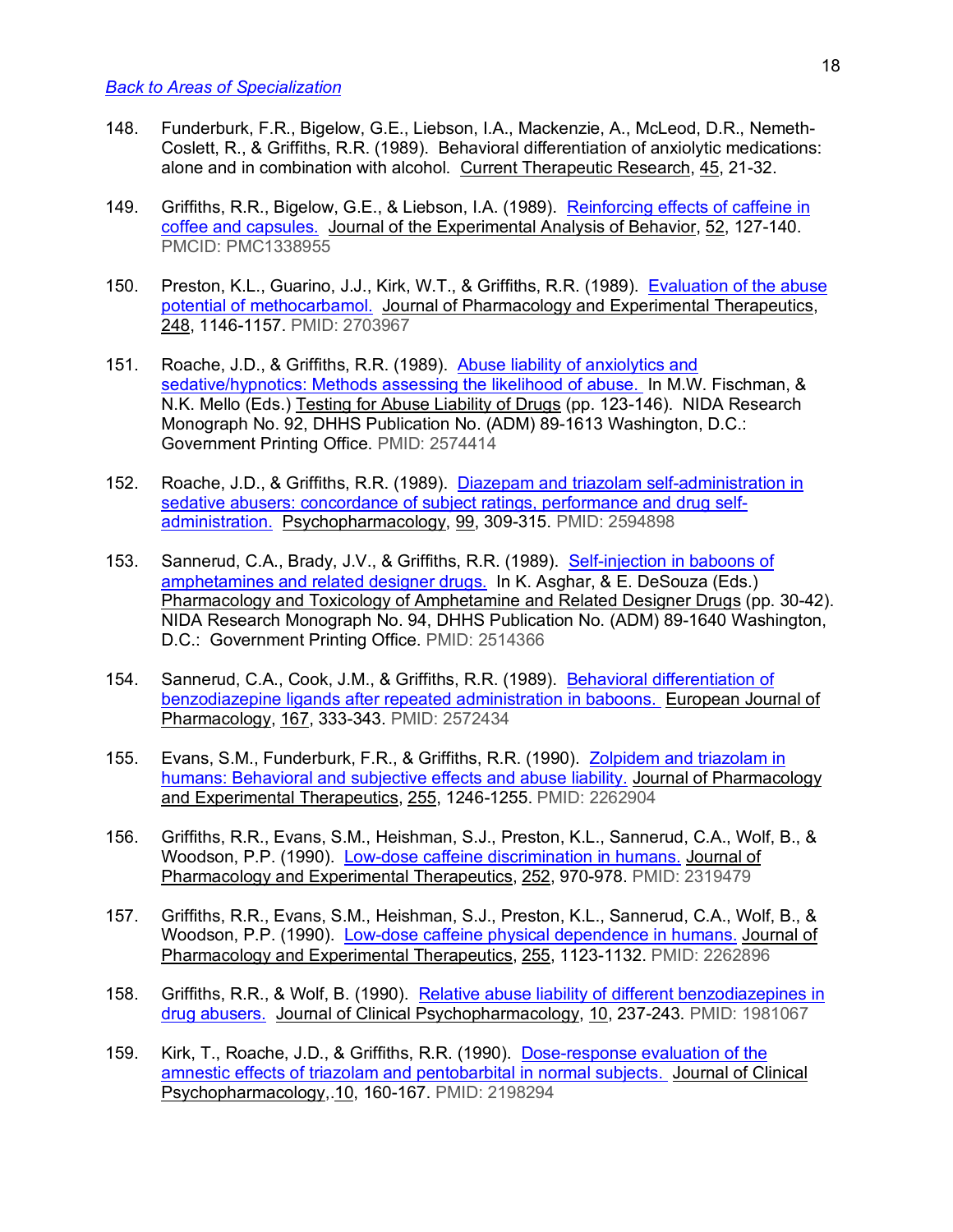[Back to Areas of Specialization]

148. Funderburk, F.R., Bigelow, G.E., Liebson, I.A., Mackenzie, A., McLeod, D.R., Nemeth-Coslett, R., & Griffiths, R.R. (1989). Behavioral differentiation of anxiolytic medications: alone and in combination with alcohol. Current Therapeutic Research, 45, 21-32.

149. Griffiths, R.R., Bigelow, G.E., & Liebson, I.A. (1989). Reinforcing effects of caffeine in coffee and capsules. Journal of the Experimental Analysis of Behavior, 52, 127-140. PMCID: PMC1338955

150. Preston, K.L., Guarino, J.J., Kirk, W.T., & Griffiths, R.R. (1989). Evaluation of the abuse potential of methocarbamol. Journal of Pharmacology and Experimental Therapeutics, 248, 1146-1157. PMID: 2703967

151. Roache, J.D., & Griffiths, R.R. (1989). Abuse liability of anxiolytics and sedative/hypnotics: Methods assessing the likelihood of abuse. In M.W. Fischman, & N.K. Mello (Eds.) Testing for Abuse Liability of Drugs (pp. 123-146). NIDA Research Monograph No. 92, DHHS Publication No. (ADM) 89-1613 Washington, D.C.: Government Printing Office. PMID: 2574414

152. Roache, J.D., & Griffiths, R.R. (1989). Diazepam and triazolam self-administration in sedative abusers: concordance of subject ratings, performance and drug self-administration. Psychopharmacology, 99, 309-315. PMID: 2594898

153. Sannerud, C.A., Brady, J.V., & Griffiths, R.R. (1989). Self-injection in baboons of amphetamines and related designer drugs. In K. Asghar, & E. DeSouza (Eds.) Pharmacology and Toxicology of Amphetamine and Related Designer Drugs (pp. 30-42). NIDA Research Monograph No. 94, DHHS Publication No. (ADM) 89-1640 Washington, D.C.: Government Printing Office. PMID: 2514366

154. Sannerud, C.A., Cook, J.M., & Griffiths, R.R. (1989). Behavioral differentiation of benzodiazepine ligands after repeated administration in baboons. European Journal of Pharmacology, 167, 333-343. PMID: 2572434

155. Evans, S.M., Funderburk, F.R., & Griffiths, R.R. (1990). Zolpidem and triazolam in humans: Behavioral and subjective effects and abuse liability. Journal of Pharmacology and Experimental Therapeutics, 255, 1246-1255. PMID: 2262904

156. Griffiths, R.R., Evans, S.M., Heishman, S.J., Preston, K.L., Sannerud, C.A., Wolf, B., & Woodson, P.P. (1990). Low-dose caffeine discrimination in humans. Journal of Pharmacology and Experimental Therapeutics, 252, 970-978. PMID: 2319479

157. Griffiths, R.R., Evans, S.M., Heishman, S.J., Preston, K.L., Sannerud, C.A., Wolf, B., & Woodson, P.P. (1990). Low-dose caffeine physical dependence in humans. Journal of Pharmacology and Experimental Therapeutics, 255, 1123-1132. PMID: 2262896

158. Griffiths, R.R., & Wolf, B. (1990). Relative abuse liability of different benzodiazepines in drug abusers. Journal of Clinical Psychopharmacology, 10, 237-243. PMID: 1981067

159. Kirk, T., Roache, J.D., & Griffiths, R.R. (1990). Dose-response evaluation of the amnestic effects of triazolam and pentobarbital in normal subjects. Journal of Clinical Psychopharmacology,.10, 160-167. PMID: 2198294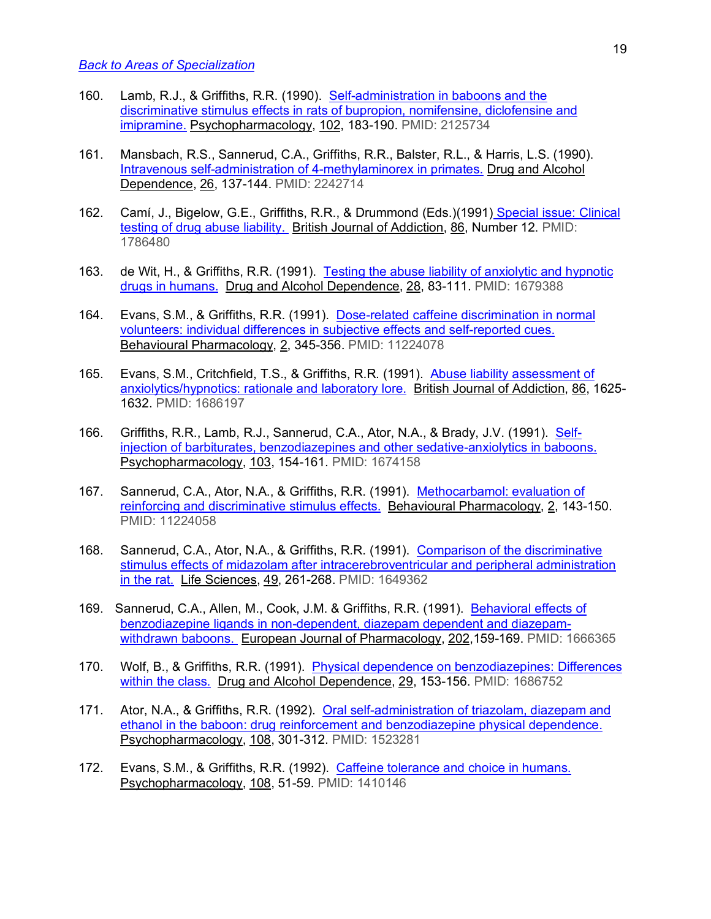Back to Areas of Specialization

160. Lamb, R.J., & Griffiths, R.R. (1990). Self-administration in baboons and the discriminative stimulus effects in rats of bupropion, nomifensine, diclofensine and imipramine. Psychopharmacology, 102, 183-190. PMID: 2125734

161. Mansbach, R.S., Sannerud, C.A., Griffiths, R.R., Balster, R.L., & Harris, L.S. (1990). Intravenous self-administration of 4-methylaminorex in primates. Drug and Alcohol Dependence, 26, 137-144. PMID: 2242714

162. Camí, J., Bigelow, G.E., Griffiths, R.R., & Drummond (Eds.)(1991) Special issue: Clinical testing of drug abuse liability. British Journal of Addiction, 86, Number 12. PMID: 1786480

163. de Wit, H., & Griffiths, R.R. (1991). Testing the abuse liability of anxiolytic and hypnotic drugs in humans. Drug and Alcohol Dependence, 28, 83-111. PMID: 1679388

164. Evans, S.M., & Griffiths, R.R. (1991). Dose-related caffeine discrimination in normal volunteers: individual differences in subjective effects and self-reported cues. Behavioural Pharmacology, 2, 345-356. PMID: 11224078

165. Evans, S.M., Critchfield, T.S., & Griffiths, R.R. (1991). Abuse liability assessment of anxiolytics/hypnotics: rationale and laboratory lore. British Journal of Addiction, 86, 1625-1632. PMID: 1686197

166. Griffiths, R.R., Lamb, R.J., Sannerud, C.A., Ator, N.A., & Brady, J.V. (1991). Self-injection of barbiturates, benzodiazepines and other sedative-anxiolytics in baboons. Psychopharmacology, 103, 154-161. PMID: 1674158

167. Sannerud, C.A., Ator, N.A., & Griffiths, R.R. (1991). Methocarbamol: evaluation of reinforcing and discriminative stimulus effects. Behavioural Pharmacology, 2, 143-150. PMID: 11224058

168. Sannerud, C.A., Ator, N.A., & Griffiths, R.R. (1991). Comparison of the discriminative stimulus effects of midazolam after intracerebroventricular and peripheral administration in the rat. Life Sciences, 49, 261-268. PMID: 1649362

169. Sannerud, C.A., Allen, M., Cook, J.M. & Griffiths, R.R. (1991). Behavioral effects of benzodiazepine ligands in non-dependent, diazepam dependent and diazepam-withdrawn baboons. European Journal of Pharmacology, 202,159-169. PMID: 1666365

170. Wolf, B., & Griffiths, R.R. (1991). Physical dependence on benzodiazepines: Differences within the class. Drug and Alcohol Dependence, 29, 153-156. PMID: 1686752

171. Ator, N.A., & Griffiths, R.R. (1992). Oral self-administration of triazolam, diazepam and ethanol in the baboon: drug reinforcement and benzodiazepine physical dependence. Psychopharmacology, 108, 301-312. PMID: 1523281

172. Evans, S.M., & Griffiths, R.R. (1992). Caffeine tolerance and choice in humans. Psychopharmacology, 108, 51-59. PMID: 1410146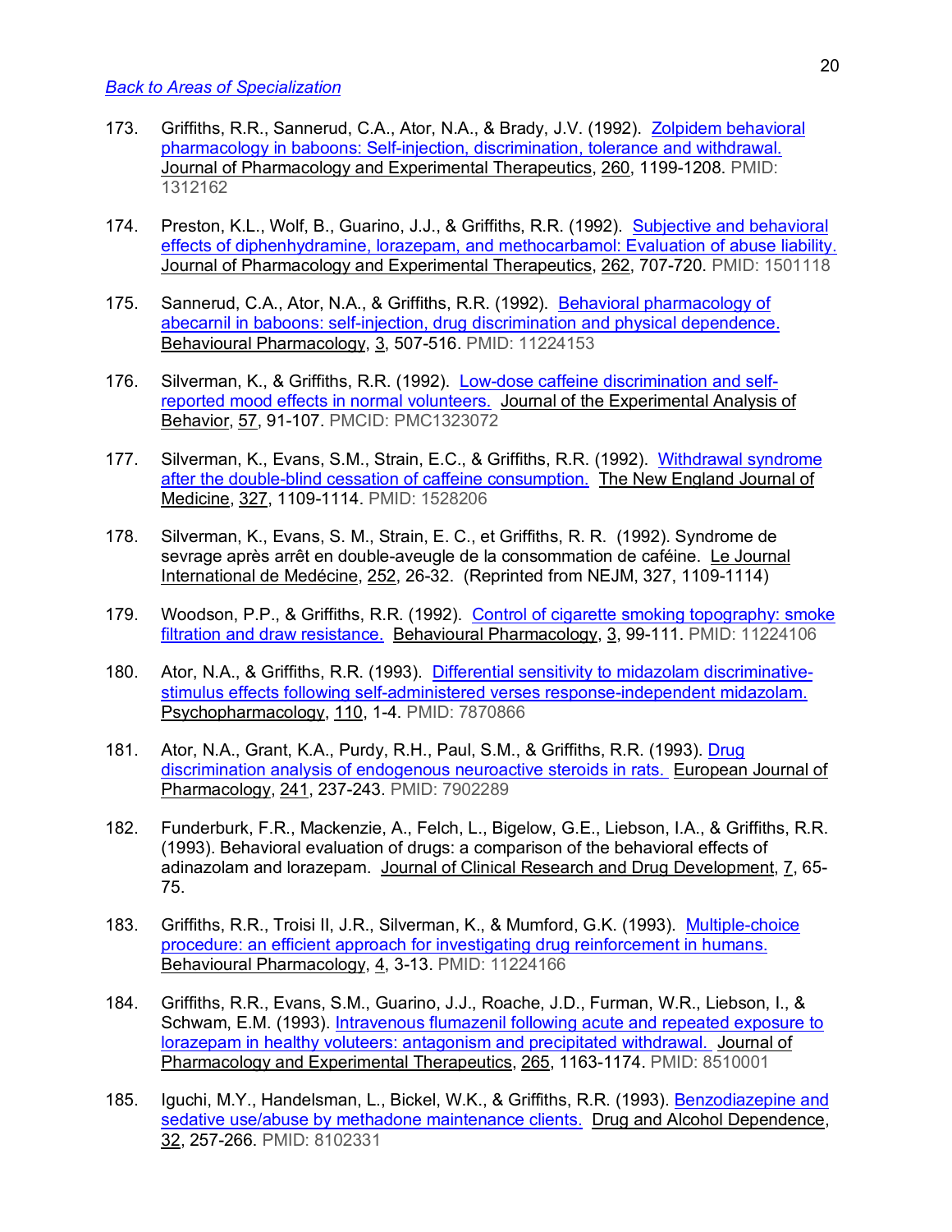Back to Areas of Specialization

173. Griffiths, R.R., Sannerud, C.A., Ator, N.A., & Brady, J.V. (1992). Zolpidem behavioral pharmacology in baboons: Self-injection, discrimination, tolerance and withdrawal. Journal of Pharmacology and Experimental Therapeutics, 260, 1199-1208. PMID: 1312162

174. Preston, K.L., Wolf, B., Guarino, J.J., & Griffiths, R.R. (1992). Subjective and behavioral effects of diphenhydramine, lorazepam, and methocarbamol: Evaluation of abuse liability. Journal of Pharmacology and Experimental Therapeutics, 262, 707-720. PMID: 1501118

175. Sannerud, C.A., Ator, N.A., & Griffiths, R.R. (1992). Behavioral pharmacology of abecarnil in baboons: self-injection, drug discrimination and physical dependence. Behavioural Pharmacology, 3, 507-516. PMID: 11224153

176. Silverman, K., & Griffiths, R.R. (1992). Low-dose caffeine discrimination and self-reported mood effects in normal volunteers. Journal of the Experimental Analysis of Behavior, 57, 91-107. PMCID: PMC1323072

177. Silverman, K., Evans, S.M., Strain, E.C., & Griffiths, R.R. (1992). Withdrawal syndrome after the double-blind cessation of caffeine consumption. The New England Journal of Medicine, 327, 1109-1114. PMID: 1528206

178. Silverman, K., Evans, S. M., Strain, E. C., et Griffiths, R. R. (1992). Syndrome de sevrage après arrêt en double-aveugle de la consommation de caféine. Le Journal International de Medécine, 252, 26-32. (Reprinted from NEJM, 327, 1109-1114)

179. Woodson, P.P., & Griffiths, R.R. (1992). Control of cigarette smoking topography: smoke filtration and draw resistance. Behavioural Pharmacology, 3, 99-111. PMID: 11224106

180. Ator, N.A., & Griffiths, R.R. (1993). Differential sensitivity to midazolam discriminative-stimulus effects following self-administered verses response-independent midazolam. Psychopharmacology, 110, 1-4. PMID: 7870866

181. Ator, N.A., Grant, K.A., Purdy, R.H., Paul, S.M., & Griffiths, R.R. (1993). Drug discrimination analysis of endogenous neuroactive steroids in rats. European Journal of Pharmacology, 241, 237-243. PMID: 7902289

182. Funderburk, F.R., Mackenzie, A., Felch, L., Bigelow, G.E., Liebson, I.A., & Griffiths, R.R. (1993). Behavioral evaluation of drugs: a comparison of the behavioral effects of adinazolam and lorazepam. Journal of Clinical Research and Drug Development, 7, 65-75.

183. Griffiths, R.R., Troisi II, J.R., Silverman, K., & Mumford, G.K. (1993). Multiple-choice procedure: an efficient approach for investigating drug reinforcement in humans. Behavioural Pharmacology, 4, 3-13. PMID: 11224166

184. Griffiths, R.R., Evans, S.M., Guarino, J.J., Roache, J.D., Furman, W.R., Liebson, I., & Schwam, E.M. (1993). Intravenous flumazenil following acute and repeated exposure to lorazepam in healthy voluteers: antagonism and precipitated withdrawal. Journal of Pharmacology and Experimental Therapeutics, 265, 1163-1174. PMID: 8510001

185. Iguchi, M.Y., Handelsman, L., Bickel, W.K., & Griffiths, R.R. (1993). Benzodiazepine and sedative use/abuse by methadone maintenance clients. Drug and Alcohol Dependence, 32, 257-266. PMID: 8102331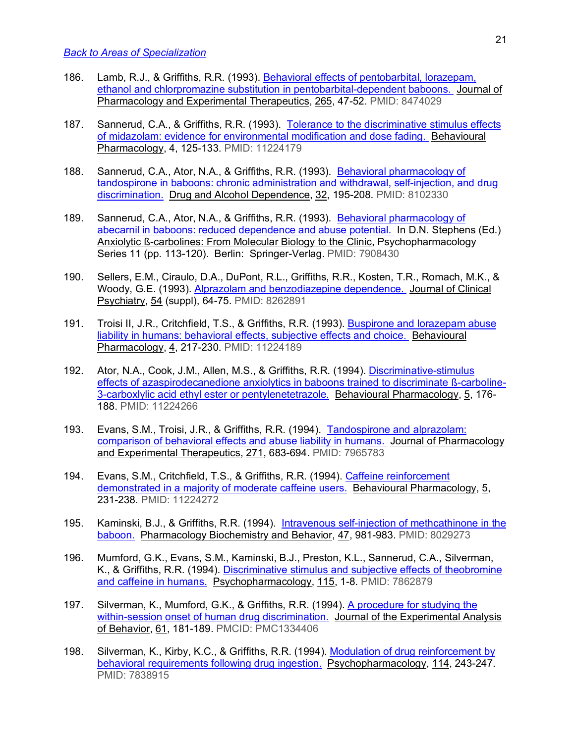[Back to Areas of Specialization]

186. Lamb, R.J., & Griffiths, R.R. (1993). Behavioral effects of pentobarbital, lorazepam, ethanol and chlorpromazine substitution in pentobarbital-dependent baboons. Journal of Pharmacology and Experimental Therapeutics, 265, 47-52. PMID: 8474029

187. Sannerud, C.A., & Griffiths, R.R. (1993). Tolerance to the discriminative stimulus effects of midazolam: evidence for environmental modification and dose fading. Behavioural Pharmacology, 4, 125-133. PMID: 11224179

188. Sannerud, C.A., Ator, N.A., & Griffiths, R.R. (1993). Behavioral pharmacology of tandospirone in baboons: chronic administration and withdrawal, self-injection, and drug discrimination. Drug and Alcohol Dependence, 32, 195-208. PMID: 8102330

189. Sannerud, C.A., Ator, N.A., & Griffiths, R.R. (1993). Behavioral pharmacology of abecarnil in baboons: reduced dependence and abuse potential. In D.N. Stephens (Ed.) Anxiolytic ß-carbolines: From Molecular Biology to the Clinic, Psychopharmacology Series 11 (pp. 113-120). Berlin: Springer-Verlag. PMID: 7908430

190. Sellers, E.M., Ciraulo, D.A., DuPont, R.L., Griffiths, R.R., Kosten, T.R., Romach, M.K., & Woody, G.E. (1993). Alprazolam and benzodiazepine dependence. Journal of Clinical Psychiatry, 54 (suppl), 64-75. PMID: 8262891

191. Troisi II, J.R., Critchfield, T.S., & Griffiths, R.R. (1993). Buspirone and lorazepam abuse liability in humans: behavioral effects, subjective effects and choice. Behavioural Pharmacology, 4, 217-230. PMID: 11224189

192. Ator, N.A., Cook, J.M., Allen, M.S., & Griffiths, R.R. (1994). Discriminative-stimulus effects of azaspirodecanedione anxiolytics in baboons trained to discriminate ß-carboline-3-carboxlylic acid ethyl ester or pentylenetetrazole. Behavioural Pharmacology, 5, 176-188. PMID: 11224266

193. Evans, S.M., Troisi, J.R., & Griffiths, R.R. (1994). Tandospirone and alprazolam: comparison of behavioral effects and abuse liability in humans. Journal of Pharmacology and Experimental Therapeutics, 271, 683-694. PMID: 7965783

194. Evans, S.M., Critchfield, T.S., & Griffiths, R.R. (1994). Caffeine reinforcement demonstrated in a majority of moderate caffeine users. Behavioural Pharmacology, 5, 231-238. PMID: 11224272

195. Kaminski, B.J., & Griffiths, R.R. (1994). Intravenous self-injection of methcathinone in the baboon. Pharmacology Biochemistry and Behavior, 47, 981-983. PMID: 8029273

196. Mumford, G.K., Evans, S.M., Kaminski, B.J., Preston, K.L., Sannerud, C.A., Silverman, K., & Griffiths, R.R. (1994). Discriminative stimulus and subjective effects of theobromine and caffeine in humans. Psychopharmacology, 115, 1-8. PMID: 7862879

197. Silverman, K., Mumford, G.K., & Griffiths, R.R. (1994). A procedure for studying the within-session onset of human drug discrimination. Journal of the Experimental Analysis of Behavior, 61, 181-189. PMCID: PMC1334406

198. Silverman, K., Kirby, K.C., & Griffiths, R.R. (1994). Modulation of drug reinforcement by behavioral requirements following drug ingestion. Psychopharmacology, 114, 243-247. PMID: 7838915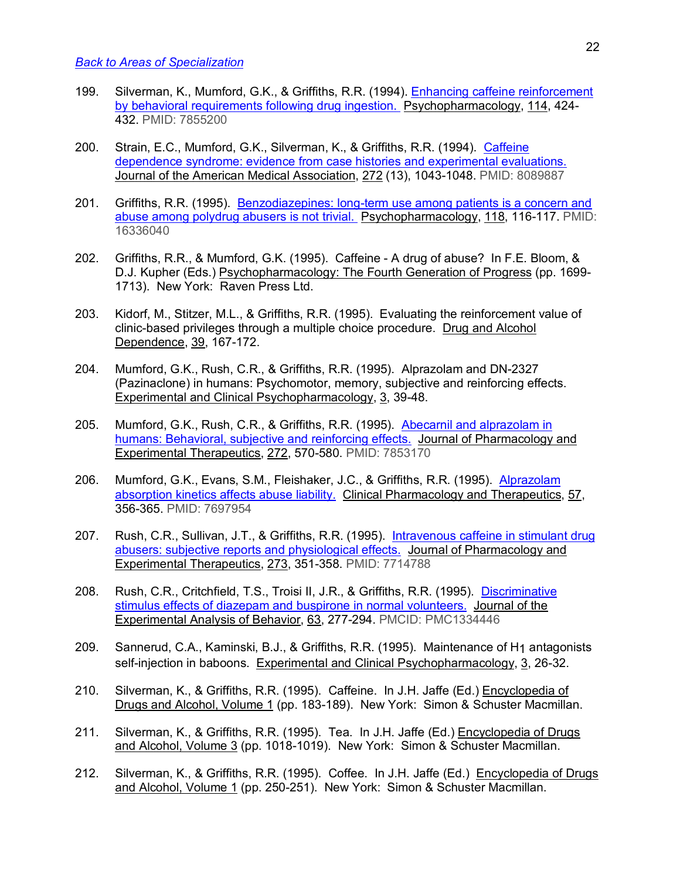[Back to Areas of Specialization]

199. Silverman, K., Mumford, G.K., & Griffiths, R.R. (1994). [Enhancing caffeine reinforcement by behavioral requirements following drug ingestion.] Psychopharmacology, 114, 424-432. PMID: 7855200

200. Strain, E.C., Mumford, G.K., Silverman, K., & Griffiths, R.R. (1994). [Caffeine dependence syndrome: evidence from case histories and experimental evaluations.] Journal of the American Medical Association, 272 (13), 1043-1048. PMID: 8089887

201. Griffiths, R.R. (1995). [Benzodiazepines: long-term use among patients is a concern and abuse among polydrug abusers is not trivial.] Psychopharmacology, 118, 116-117. PMID: 16336040

202. Griffiths, R.R., & Mumford, G.K. (1995). Caffeine - A drug of abuse? In F.E. Bloom, & D.J. Kupher (Eds.) Psychopharmacology: The Fourth Generation of Progress (pp. 1699-1713). New York: Raven Press Ltd.

203. Kidorf, M., Stitzer, M.L., & Griffiths, R.R. (1995). Evaluating the reinforcement value of clinic-based privileges through a multiple choice procedure. Drug and Alcohol Dependence, 39, 167-172.

204. Mumford, G.K., Rush, C.R., & Griffiths, R.R. (1995). Alprazolam and DN-2327 (Pazinaclone) in humans: Psychomotor, memory, subjective and reinforcing effects. Experimental and Clinical Psychopharmacology, 3, 39-48.

205. Mumford, G.K., Rush, C.R., & Griffiths, R.R. (1995). [Abecarnil and alprazolam in humans: Behavioral, subjective and reinforcing effects.] Journal of Pharmacology and Experimental Therapeutics, 272, 570-580. PMID: 7853170

206. Mumford, G.K., Evans, S.M., Fleishaker, J.C., & Griffiths, R.R. (1995). [Alprazolam absorption kinetics affects abuse liability.] Clinical Pharmacology and Therapeutics, 57, 356-365. PMID: 7697954

207. Rush, C.R., Sullivan, J.T., & Griffiths, R.R. (1995). [Intravenous caffeine in stimulant drug abusers: subjective reports and physiological effects.] Journal of Pharmacology and Experimental Therapeutics, 273, 351-358. PMID: 7714788

208. Rush, C.R., Critchfield, T.S., Troisi II, J.R., & Griffiths, R.R. (1995). [Discriminative stimulus effects of diazepam and buspirone in normal volunteers.] Journal of the Experimental Analysis of Behavior, 63, 277-294. PMCID: PMC1334446

209. Sannerud, C.A., Kaminski, B.J., & Griffiths, R.R. (1995). Maintenance of $H_1$ antagonists self-injection in baboons. Experimental and Clinical Psychopharmacology, 3, 26-32.

210. Silverman, K., & Griffiths, R.R. (1995). Caffeine. In J.H. Jaffe (Ed.) Encyclopedia of Drugs and Alcohol, Volume 1 (pp. 183-189). New York: Simon & Schuster Macmillan.

211. Silverman, K., & Griffiths, R.R. (1995). Tea. In J.H. Jaffe (Ed.) Encyclopedia of Drugs and Alcohol, Volume 3 (pp. 1018-1019). New York: Simon & Schuster Macmillan.

212. Silverman, K., & Griffiths, R.R. (1995). Coffee. In J.H. Jaffe (Ed.) Encyclopedia of Drugs and Alcohol, Volume 1 (pp. 250-251). New York: Simon & Schuster Macmillan.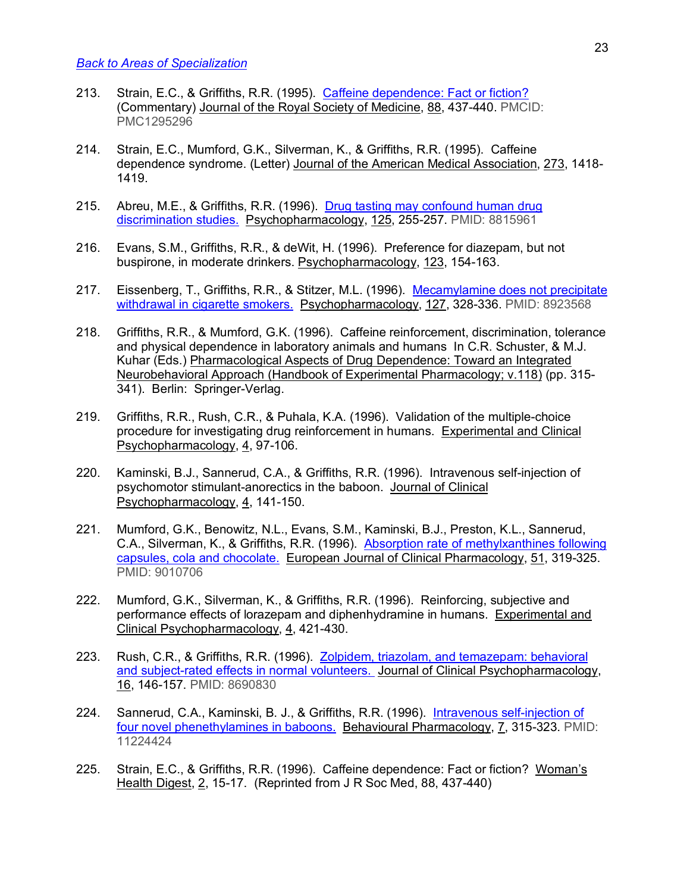[Back to Areas of Specialization](#)

213. Strain, E.C., & Griffiths, R.R. (1995). [Caffeine dependence: Fact or fiction?](#) (Commentary) Journal of the Royal Society of Medicine, 88, 437-440. PMCID: PMC1295296

214. Strain, E.C., Mumford, G.K., Silverman, K., & Griffiths, R.R. (1995). Caffeine dependence syndrome. (Letter) Journal of the American Medical Association, 273, 1418-1419.

215. Abreu, M.E., & Griffiths, R.R. (1996). [Drug tasting may confound human drug discrimination studies.](#) Psychopharmacology, 125, 255-257. PMID: 8815961

216. Evans, S.M., Griffiths, R.R., & deWit, H. (1996). Preference for diazepam, but not buspirone, in moderate drinkers. Psychopharmacology, 123, 154-163.

217. Eissenberg, T., Griffiths, R.R., & Stitzer, M.L. (1996). [Mecamylamine does not precipitate withdrawal in cigarette smokers.](#) Psychopharmacology, 127, 328-336. PMID: 8923568

218. Griffiths, R.R., & Mumford, G.K. (1996). Caffeine reinforcement, discrimination, tolerance and physical dependence in laboratory animals and humans In C.R. Schuster, & M.J. Kuhar (Eds.) Pharmacological Aspects of Drug Dependence: Toward an Integrated Neurobehavioral Approach (Handbook of Experimental Pharmacology; v.118) (pp. 315-341). Berlin: Springer-Verlag.

219. Griffiths, R.R., Rush, C.R., & Puhala, K.A. (1996). Validation of the multiple-choice procedure for investigating drug reinforcement in humans. Experimental and Clinical Psychopharmacology, 4, 97-106.

220. Kaminski, B.J., Sannerud, C.A., & Griffiths, R.R. (1996). Intravenous self-injection of psychomotor stimulant-anorectics in the baboon. Journal of Clinical Psychopharmacology, 4, 141-150.

221. Mumford, G.K., Benowitz, N.L., Evans, S.M., Kaminski, B.J., Preston, K.L., Sannerud, C.A., Silverman, K., & Griffiths, R.R. (1996). [Absorption rate of methylxanthines following capsules, cola and chocolate.](#) European Journal of Clinical Pharmacology, 51, 319-325. PMID: 9010706

222. Mumford, G.K., Silverman, K., & Griffiths, R.R. (1996). Reinforcing, subjective and performance effects of lorazepam and diphenhydramine in humans. Experimental and Clinical Psychopharmacology, 4, 421-430.

223. Rush, C.R., & Griffiths, R.R. (1996). [Zolpidem, triazolam, and temazepam: behavioral and subject-rated effects in normal volunteers.](#) Journal of Clinical Psychopharmacology, 16, 146-157. PMID: 8690830

224. Sannerud, C.A., Kaminski, B. J., & Griffiths, R.R. (1996). [Intravenous self-injection of four novel phenethylamines in baboons.](#) Behavioural Pharmacology, 7, 315-323. PMID: 11224424

225. Strain, E.C., & Griffiths, R.R. (1996). Caffeine dependence: Fact or fiction? Woman's Health Digest, 2, 15-17. (Reprinted from J R Soc Med, 88, 437-440)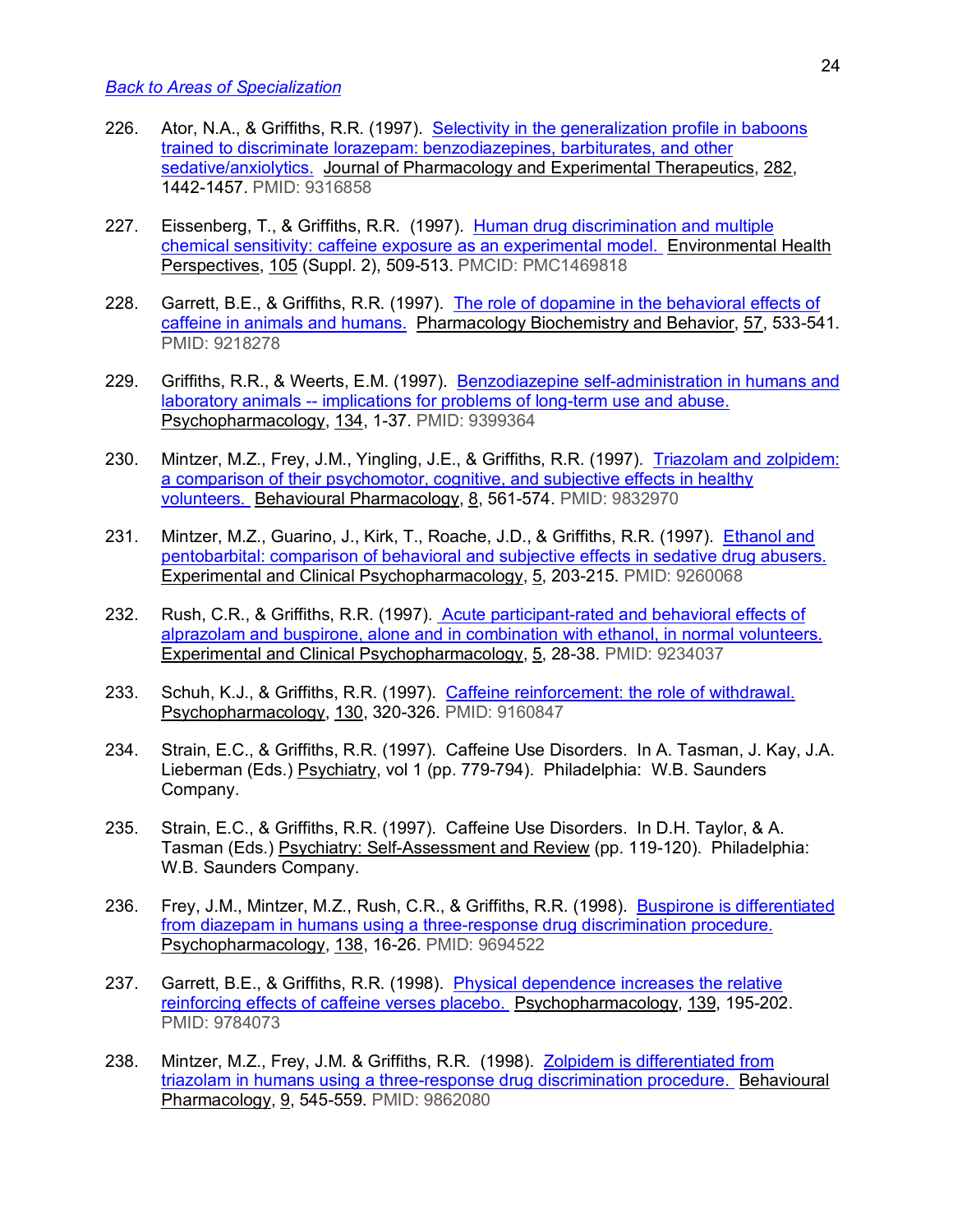[Back to Areas of Specialization]

226. Ator, N.A., & Griffiths, R.R. (1997). Selectivity in the generalization profile in baboons trained to discriminate lorazepam: benzodiazepines, barbiturates, and other sedative/anxiolytics. Journal of Pharmacology and Experimental Therapeutics, 282, 1442-1457. PMID: 9316858

227. Eissenberg, T., & Griffiths, R.R. (1997). Human drug discrimination and multiple chemical sensitivity: caffeine exposure as an experimental model. Environmental Health Perspectives, 105 (Suppl. 2), 509-513. PMCID: PMC1469818

228. Garrett, B.E., & Griffiths, R.R. (1997). The role of dopamine in the behavioral effects of caffeine in animals and humans. Pharmacology Biochemistry and Behavior, 57, 533-541. PMID: 9218278

229. Griffiths, R.R., & Weerts, E.M. (1997). Benzodiazepine self-administration in humans and laboratory animals -- implications for problems of long-term use and abuse. Psychopharmacology, 134, 1-37. PMID: 9399364

230. Mintzer, M.Z., Frey, J.M., Yingling, J.E., & Griffiths, R.R. (1997). Triazolam and zolpidem: a comparison of their psychomotor, cognitive, and subjective effects in healthy volunteers. Behavioural Pharmacology, 8, 561-574. PMID: 9832970

231. Mintzer, M.Z., Guarino, J., Kirk, T., Roache, J.D., & Griffiths, R.R. (1997). Ethanol and pentobarbital: comparison of behavioral and subjective effects in sedative drug abusers. Experimental and Clinical Psychopharmacology, 5, 203-215. PMID: 9260068

232. Rush, C.R., & Griffiths, R.R. (1997). Acute participant-rated and behavioral effects of alprazolam and buspirone, alone and in combination with ethanol, in normal volunteers. Experimental and Clinical Psychopharmacology, 5, 28-38. PMID: 9234037

233. Schuh, K.J., & Griffiths, R.R. (1997). Caffeine reinforcement: the role of withdrawal. Psychopharmacology, 130, 320-326. PMID: 9160847

234. Strain, E.C., & Griffiths, R.R. (1997). Caffeine Use Disorders. In A. Tasman, J. Kay, J.A. Lieberman (Eds.) Psychiatry, vol 1 (pp. 779-794). Philadelphia: W.B. Saunders Company.

235. Strain, E.C., & Griffiths, R.R. (1997). Caffeine Use Disorders. In D.H. Taylor, & A. Tasman (Eds.) Psychiatry: Self-Assessment and Review (pp. 119-120). Philadelphia: W.B. Saunders Company.

236. Frey, J.M., Mintzer, M.Z., Rush, C.R., & Griffiths, R.R. (1998). Buspirone is differentiated from diazepam in humans using a three-response drug discrimination procedure. Psychopharmacology, 138, 16-26. PMID: 9694522

237. Garrett, B.E., & Griffiths, R.R. (1998). Physical dependence increases the relative reinforcing effects of caffeine verses placebo. Psychopharmacology, 139, 195-202. PMID: 9784073

238. Mintzer, M.Z., Frey, J.M. & Griffiths, R.R. (1998). Zolpidem is differentiated from triazolam in humans using a three-response drug discrimination procedure. Behavioural Pharmacology, 9, 545-559. PMID: 9862080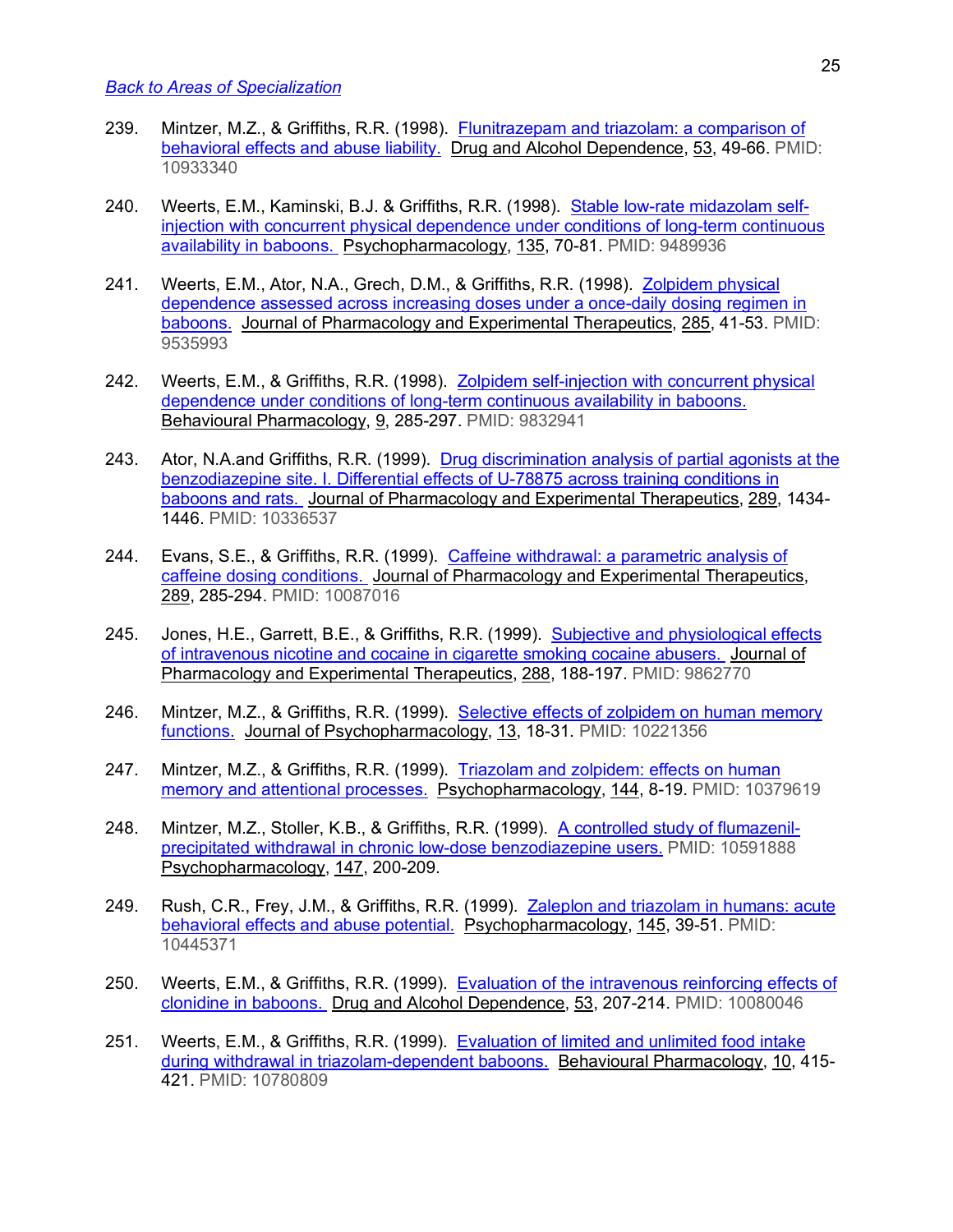[Back to Areas of Specialization]

239. Mintzer, M.Z., & Griffiths, R.R. (1998). Flunitrazepam and triazolam: a comparison of behavioral effects and abuse liability. Drug and Alcohol Dependence, 53, 49-66. PMID: 10933340

240. Weerts, E.M., Kaminski, B.J. & Griffiths, R.R. (1998). Stable low-rate midazolam self-injection with concurrent physical dependence under conditions of long-term continuous availability in baboons. Psychopharmacology, 135, 70-81. PMID: 9489936

241. Weerts, E.M., Ator, N.A., Grech, D.M., & Griffiths, R.R. (1998). Zolpidem physical dependence assessed across increasing doses under a once-daily dosing regimen in baboons. Journal of Pharmacology and Experimental Therapeutics, 285, 41-53. PMID: 9535993

242. Weerts, E.M., & Griffiths, R.R. (1998). Zolpidem self-injection with concurrent physical dependence under conditions of long-term continuous availability in baboons. Behavioural Pharmacology, 9, 285-297. PMID: 9832941

243. Ator, N.A.and Griffiths, R.R. (1999). Drug discrimination analysis of partial agonists at the benzodiazepine site. I. Differential effects of U-78875 across training conditions in baboons and rats. Journal of Pharmacology and Experimental Therapeutics, 289, 1434-1446. PMID: 10336537

244. Evans, S.E., & Griffiths, R.R. (1999). Caffeine withdrawal: a parametric analysis of caffeine dosing conditions. Journal of Pharmacology and Experimental Therapeutics, 289, 285-294. PMID: 10087016

245. Jones, H.E., Garrett, B.E., & Griffiths, R.R. (1999). Subjective and physiological effects of intravenous nicotine and cocaine in cigarette smoking cocaine abusers. Journal of Pharmacology and Experimental Therapeutics, 288, 188-197. PMID: 9862770

246. Mintzer, M.Z., & Griffiths, R.R. (1999). Selective effects of zolpidem on human memory functions. Journal of Psychopharmacology, 13, 18-31. PMID: 10221356

247. Mintzer, M.Z., & Griffiths, R.R. (1999). Triazolam and zolpidem: effects on human memory and attentional processes. Psychopharmacology, 144, 8-19. PMID: 10379619

248. Mintzer, M.Z., Stoller, K.B., & Griffiths, R.R. (1999). A controlled study of flumazenil-precipitated withdrawal in chronic low-dose benzodiazepine users. PMID: 10591888 Psychopharmacology, 147, 200-209.

249. Rush, C.R., Frey, J.M., & Griffiths, R.R. (1999). Zaleplon and triazolam in humans: acute behavioral effects and abuse potential. Psychopharmacology, 145, 39-51. PMID: 10445371

250. Weerts, E.M., & Griffiths, R.R. (1999). Evaluation of the intravenous reinforcing effects of clonidine in baboons. Drug and Alcohol Dependence, 53, 207-214. PMID: 10080046

251. Weerts, E.M., & Griffiths, R.R. (1999). Evaluation of limited and unlimited food intake during withdrawal in triazolam-dependent baboons. Behavioural Pharmacology, 10, 415-421. PMID: 10780809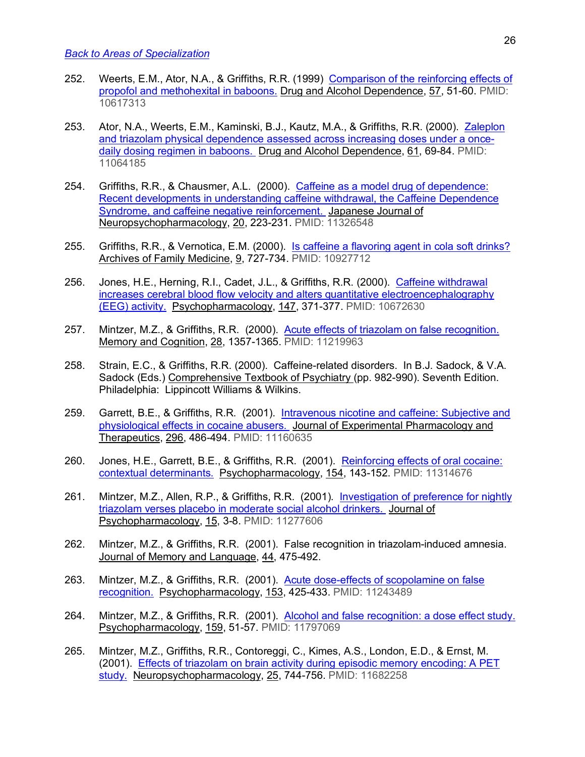[Back to Areas of Specialization]

252. Weerts, E.M., Ator, N.A., & Griffiths, R.R. (1999) Comparison of the reinforcing effects of propofol and methohexital in baboons. Drug and Alcohol Dependence, 57, 51-60. PMID: 10617313

253. Ator, N.A., Weerts, E.M., Kaminski, B.J., Kautz, M.A., & Griffiths, R.R. (2000). Zaleplon and triazolam physical dependence assessed across increasing doses under a once-daily dosing regimen in baboons. Drug and Alcohol Dependence, 61, 69-84. PMID: 11064185

254. Griffiths, R.R., & Chausmer, A.L. (2000). Caffeine as a model drug of dependence: Recent developments in understanding caffeine withdrawal, the Caffeine Dependence Syndrome, and caffeine negative reinforcement. Japanese Journal of Neuropsychopharmacology, 20, 223-231. PMID: 11326548

255. Griffiths, R.R., & Vernotica, E.M. (2000). Is caffeine a flavoring agent in cola soft drinks? Archives of Family Medicine, 9, 727-734. PMID: 10927712

256. Jones, H.E., Herning, R.I., Cadet, J.L., & Griffiths, R.R. (2000). Caffeine withdrawal increases cerebral blood flow velocity and alters quantitative electroencephalography (EEG) activity. Psychopharmacology, 147, 371-377. PMID: 10672630

257. Mintzer, M.Z., & Griffiths, R.R. (2000). Acute effects of triazolam on false recognition. Memory and Cognition, 28, 1357-1365. PMID: 11219963

258. Strain, E.C., & Griffiths, R.R. (2000). Caffeine-related disorders. In B.J. Sadock, & V.A. Sadock (Eds.) Comprehensive Textbook of Psychiatry (pp. 982-990). Seventh Edition. Philadelphia: Lippincott Williams & Wilkins.

259. Garrett, B.E., & Griffiths, R.R. (2001). Intravenous nicotine and caffeine: Subjective and physiological effects in cocaine abusers. Journal of Experimental Pharmacology and Therapeutics, 296, 486-494. PMID: 11160635

260. Jones, H.E., Garrett, B.E., & Griffiths, R.R. (2001). Reinforcing effects of oral cocaine: contextual determinants. Psychopharmacology, 154, 143-152. PMID: 11314676

261. Mintzer, M.Z., Allen, R.P., & Griffiths, R.R. (2001). Investigation of preference for nightly triazolam verses placebo in moderate social alcohol drinkers. Journal of Psychopharmacology, 15, 3-8. PMID: 11277606

262. Mintzer, M.Z., & Griffiths, R.R. (2001). False recognition in triazolam-induced amnesia. Journal of Memory and Language, 44, 475-492.

263. Mintzer, M.Z., & Griffiths, R.R. (2001). Acute dose-effects of scopolamine on false recognition. Psychopharmacology, 153, 425-433. PMID: 11243489

264. Mintzer, M.Z., & Griffiths, R.R. (2001). Alcohol and false recognition: a dose effect study. Psychopharmacology, 159, 51-57. PMID: 11797069

265. Mintzer, M.Z., Griffiths, R.R., Contoreggi, C., Kimes, A.S., London, E.D., & Ernst, M. (2001). Effects of triazolam on brain activity during episodic memory encoding: A PET study. Neuropsychopharmacology, 25, 744-756. PMID: 11682258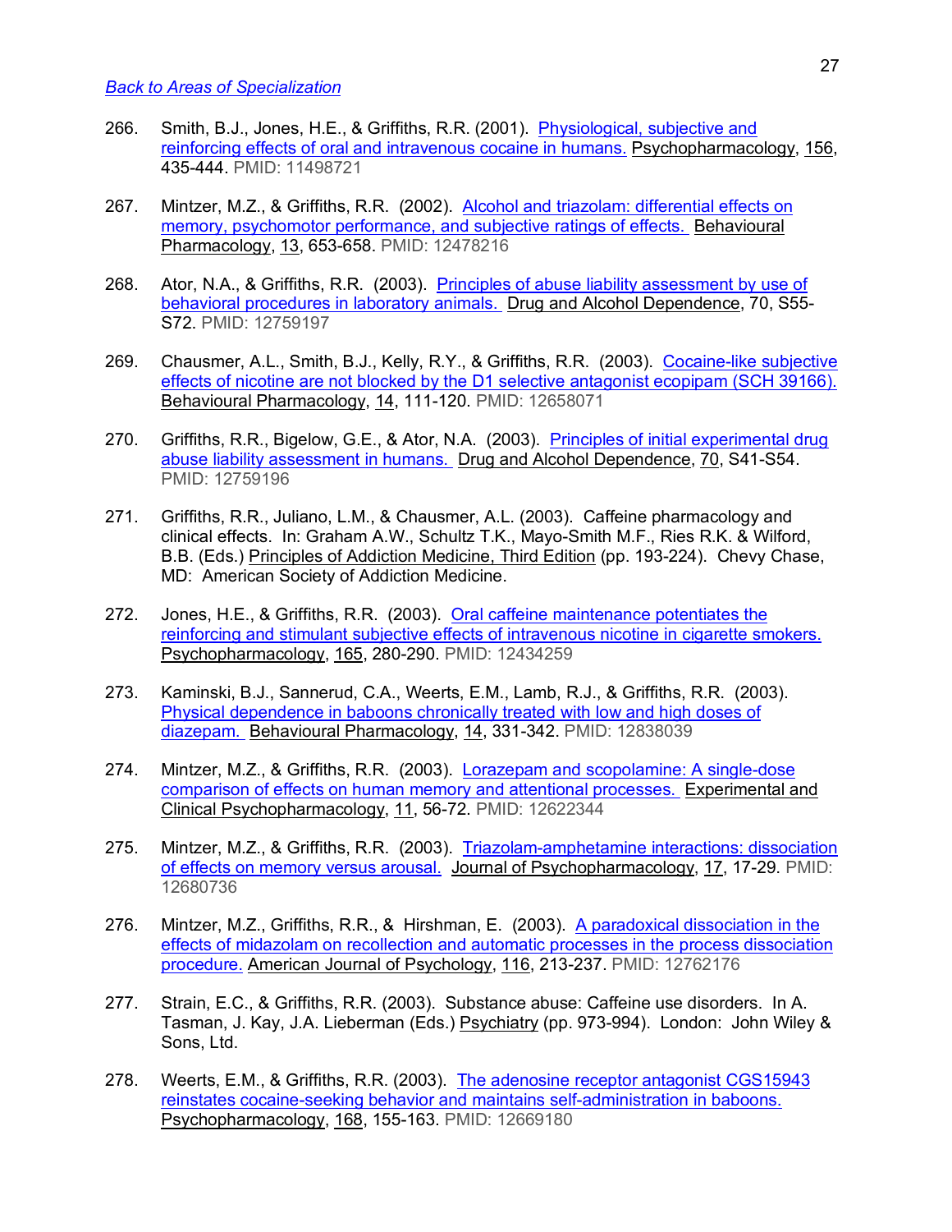[Back to Areas of Specialization]

266. Smith, B.J., Jones, H.E., & Griffiths, R.R. (2001). Physiological, subjective and reinforcing effects of oral and intravenous cocaine in humans. Psychopharmacology, 156, 435-444. PMID: 11498721

267. Mintzer, M.Z., & Griffiths, R.R. (2002). Alcohol and triazolam: differential effects on memory, psychomotor performance, and subjective ratings of effects. Behavioural Pharmacology, 13, 653-658. PMID: 12478216

268. Ator, N.A., & Griffiths, R.R. (2003). Principles of abuse liability assessment by use of behavioral procedures in laboratory animals. Drug and Alcohol Dependence, 70, S55-S72. PMID: 12759197

269. Chausmer, A.L., Smith, B.J., Kelly, R.Y., & Griffiths, R.R. (2003). Cocaine-like subjective effects of nicotine are not blocked by the D1 selective antagonist ecopipam (SCH 39166). Behavioural Pharmacology, 14, 111-120. PMID: 12658071

270. Griffiths, R.R., Bigelow, G.E., & Ator, N.A. (2003). Principles of initial experimental drug abuse liability assessment in humans. Drug and Alcohol Dependence, 70, S41-S54. PMID: 12759196

271. Griffiths, R.R., Juliano, L.M., & Chausmer, A.L. (2003). Caffeine pharmacology and clinical effects. In: Graham A.W., Schultz T.K., Mayo-Smith M.F., Ries R.K. & Wilford, B.B. (Eds.) Principles of Addiction Medicine, Third Edition (pp. 193-224). Chevy Chase, MD: American Society of Addiction Medicine.

272. Jones, H.E., & Griffiths, R.R. (2003). Oral caffeine maintenance potentiates the reinforcing and stimulant subjective effects of intravenous nicotine in cigarette smokers. Psychopharmacology, 165, 280-290. PMID: 12434259

273. Kaminski, B.J., Sannerud, C.A., Weerts, E.M., Lamb, R.J., & Griffiths, R.R. (2003). Physical dependence in baboons chronically treated with low and high doses of diazepam. Behavioural Pharmacology, 14, 331-342. PMID: 12838039

274. Mintzer, M.Z., & Griffiths, R.R. (2003). Lorazepam and scopolamine: A single-dose comparison of effects on human memory and attentional processes. Experimental and Clinical Psychopharmacology, 11, 56-72. PMID: 12622344

275. Mintzer, M.Z., & Griffiths, R.R. (2003). Triazolam-amphetamine interactions: dissociation of effects on memory versus arousal. Journal of Psychopharmacology, 17, 17-29. PMID: 12680736

276. Mintzer, M.Z., Griffiths, R.R., & Hirshman, E. (2003). A paradoxical dissociation in the effects of midazolam on recollection and automatic processes in the process dissociation procedure. American Journal of Psychology, 116, 213-237. PMID: 12762176

277. Strain, E.C., & Griffiths, R.R. (2003). Substance abuse: Caffeine use disorders. In A. Tasman, J. Kay, J.A. Lieberman (Eds.) Psychiatry (pp. 973-994). London: John Wiley & Sons, Ltd.

278. Weerts, E.M., & Griffiths, R.R. (2003). The adenosine receptor antagonist CGS15943 reinstates cocaine-seeking behavior and maintains self-administration in baboons. Psychopharmacology, 168, 155-163. PMID: 12669180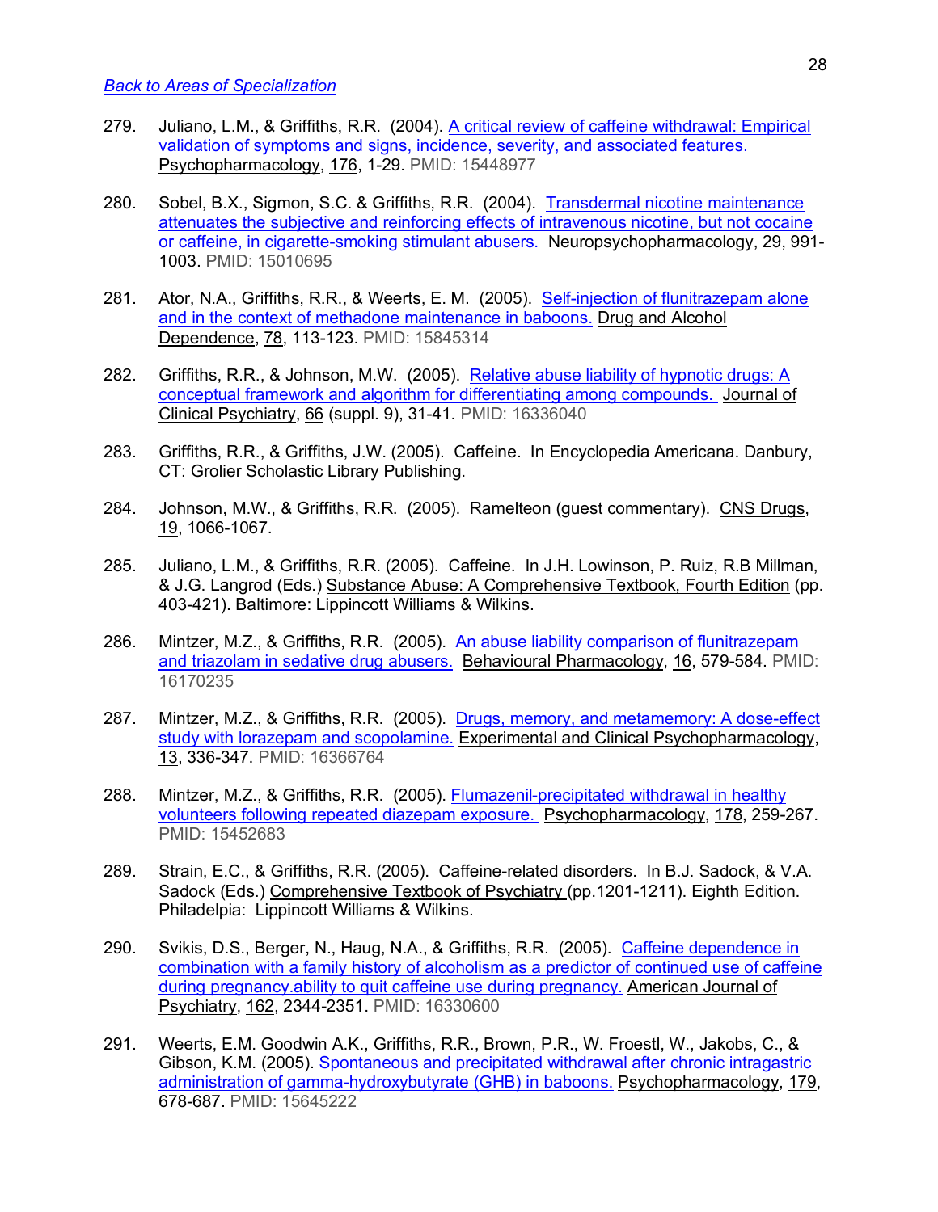[Back to Areas of Specialization]()

279. Juliano, L.M., & Griffiths, R.R. (2004). [A critical review of caffeine withdrawal: Empirical validation of symptoms and signs, incidence, severity, and associated features.]() Psychopharmacology, 176, 1-29. PMID: 15448977

280. Sobel, B.X., Sigmon, S.C. & Griffiths, R.R. (2004). [Transdermal nicotine maintenance attenuates the subjective and reinforcing effects of intravenous nicotine, but not cocaine or caffeine, in cigarette-smoking stimulant abusers.]() Neuropsychopharmacology, 29, 991-1003. PMID: 15010695

281. Ator, N.A., Griffiths, R.R., & Weerts, E. M. (2005). [Self-injection of flunitrazepam alone and in the context of methadone maintenance in baboons.]() Drug and Alcohol Dependence, 78, 113-123. PMID: 15845314

282. Griffiths, R.R., & Johnson, M.W. (2005). [Relative abuse liability of hypnotic drugs: A conceptual framework and algorithm for differentiating among compounds.]() Journal of Clinical Psychiatry, 66 (suppl. 9), 31-41. PMID: 16336040

283. Griffiths, R.R., & Griffiths, J.W. (2005). Caffeine. In Encyclopedia Americana. Danbury, CT: Grolier Scholastic Library Publishing.

284. Johnson, M.W., & Griffiths, R.R. (2005). Ramelteon (guest commentary). CNS Drugs, 19, 1066-1067.

285. Juliano, L.M., & Griffiths, R.R. (2005). Caffeine. In J.H. Lowinson, P. Ruiz, R.B Millman, & J.G. Langrod (Eds.) Substance Abuse: A Comprehensive Textbook, Fourth Edition (pp. 403-421). Baltimore: Lippincott Williams & Wilkins.

286. Mintzer, M.Z., & Griffiths, R.R. (2005). [An abuse liability comparison of flunitrazepam and triazolam in sedative drug abusers.]() Behavioural Pharmacology, 16, 579-584. PMID: 16170235

287. Mintzer, M.Z., & Griffiths, R.R. (2005). [Drugs, memory, and metamemory: A dose-effect study with lorazepam and scopolamine.]() Experimental and Clinical Psychopharmacology, 13, 336-347. PMID: 16366764

288. Mintzer, M.Z., & Griffiths, R.R. (2005). [Flumazenil-precipitated withdrawal in healthy volunteers following repeated diazepam exposure.]() Psychopharmacology, 178, 259-267. PMID: 15452683

289. Strain, E.C., & Griffiths, R.R. (2005). Caffeine-related disorders. In B.J. Sadock, & V.A. Sadock (Eds.) Comprehensive Textbook of Psychiatry (pp.1201-1211). Eighth Edition. Philadelpia: Lippincott Williams & Wilkins.

290. Svikis, D.S., Berger, N., Haug, N.A., & Griffiths, R.R. (2005). [Caffeine dependence in combination with a family history of alcoholism as a predictor of continued use of caffeine during pregnancy.ability to quit caffeine use during pregnancy.]() American Journal of Psychiatry, 162, 2344-2351. PMID: 16330600

291. Weerts, E.M. Goodwin A.K., Griffiths, R.R., Brown, P.R., W. Froestl, W., Jakobs, C., & Gibson, K.M. (2005). [Spontaneous and precipitated withdrawal after chronic intragastric administration of gamma-hydroxybutyrate (GHB) in baboons.]() Psychopharmacology, 179, 678-687. PMID: 15645222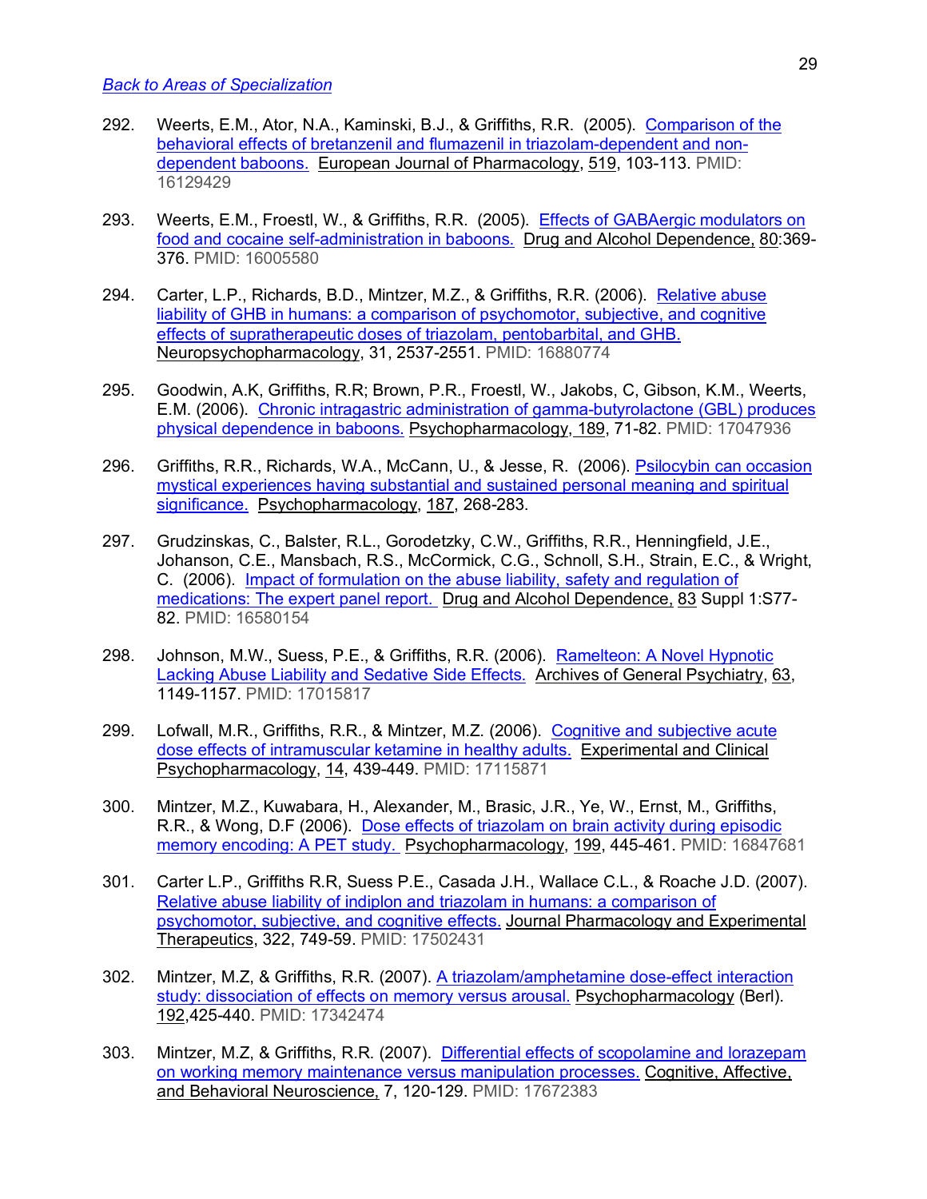*Back to Areas of Specialization*

292. Weerts, E.M., Ator, N.A., Kaminski, B.J., & Griffiths, R.R. (2005). Comparison of the behavioral effects of bretanzenil and flumazenil in triazolam-dependent and non-dependent baboons. European Journal of Pharmacology, 519, 103-113. PMID: 16129429

293. Weerts, E.M., Froestl, W., & Griffiths, R.R. (2005). Effects of GABAergic modulators on food and cocaine self-administration in baboons. Drug and Alcohol Dependence, 80:369-376. PMID: 16005580

294. Carter, L.P., Richards, B.D., Mintzer, M.Z., & Griffiths, R.R. (2006). Relative abuse liability of GHB in humans: a comparison of psychomotor, subjective, and cognitive effects of supratherapeutic doses of triazolam, pentobarbital, and GHB. Neuropsychopharmacology, 31, 2537-2551. PMID: 16880774

295. Goodwin, A.K, Griffiths, R.R; Brown, P.R., Froestl, W., Jakobs, C, Gibson, K.M., Weerts, E.M. (2006). Chronic intragastric administration of gamma-butyrolactone (GBL) produces physical dependence in baboons. Psychopharmacology, 189, 71-82. PMID: 17047936

296. Griffiths, R.R., Richards, W.A., McCann, U., & Jesse, R. (2006). Psilocybin can occasion mystical experiences having substantial and sustained personal meaning and spiritual significance. Psychopharmacology, 187, 268-283.

297. Grudzinskas, C., Balster, R.L., Gorodetzky, C.W., Griffiths, R.R., Henningfield, J.E., Johanson, C.E., Mansbach, R.S., McCormick, C.G., Schnoll, S.H., Strain, E.C., & Wright, C. (2006). Impact of formulation on the abuse liability, safety and regulation of medications: The expert panel report. Drug and Alcohol Dependence, 83 Suppl 1:S77-82. PMID: 16580154

298. Johnson, M.W., Suess, P.E., & Griffiths, R.R. (2006). Ramelteon: A Novel Hypnotic Lacking Abuse Liability and Sedative Side Effects. Archives of General Psychiatry, 63, 1149-1157. PMID: 17015817

299. Lofwall, M.R., Griffiths, R.R., & Mintzer, M.Z. (2006). Cognitive and subjective acute dose effects of intramuscular ketamine in healthy adults. Experimental and Clinical Psychopharmacology, 14, 439-449. PMID: 17115871

300. Mintzer, M.Z., Kuwabara, H., Alexander, M., Brasic, J.R., Ye, W., Ernst, M., Griffiths, R.R., & Wong, D.F (2006). Dose effects of triazolam on brain activity during episodic memory encoding: A PET study. Psychopharmacology, 199, 445-461. PMID: 16847681

301. Carter L.P., Griffiths R.R, Suess P.E., Casada J.H., Wallace C.L., & Roache J.D. (2007). Relative abuse liability of indiplon and triazolam in humans: a comparison of psychomotor, subjective, and cognitive effects. Journal Pharmacology and Experimental Therapeutics, 322, 749-59. PMID: 17502431

302. Mintzer, M.Z, & Griffiths, R.R. (2007). A triazolam/amphetamine dose-effect interaction study: dissociation of effects on memory versus arousal. Psychopharmacology (Berl). 192,425-440. PMID: 17342474

303. Mintzer, M.Z, & Griffiths, R.R. (2007). Differential effects of scopolamine and lorazepam on working memory maintenance versus manipulation processes. Cognitive, Affective, and Behavioral Neuroscience, 7, 120-129. PMID: 17672383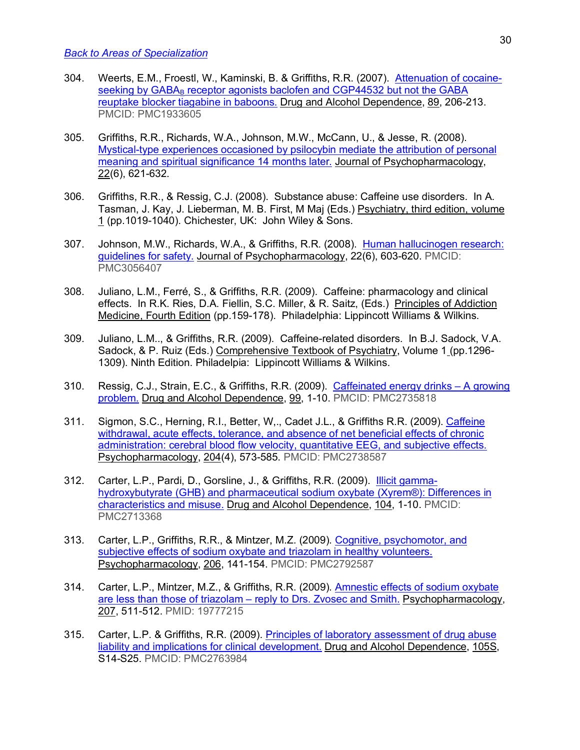Back to Areas of Specialization

304. Weerts, E.M., Froestl, W., Kaminski, B. & Griffiths, R.R. (2007). Attenuation of cocaine-seeking by $GABA_B$ receptor agonists baclofen and CGP44532 but not the GABA reuptake blocker tiagabine in baboons. Drug and Alcohol Dependence, 89, 206-213. PMCID: PMC1933605

305. Griffiths, R.R., Richards, W.A., Johnson, M.W., McCann, U., & Jesse, R. (2008). Mystical-type experiences occasioned by psilocybin mediate the attribution of personal meaning and spiritual significance 14 months later. Journal of Psychopharmacology, 22(6), 621-632.

306. Griffiths, R.R., & Ressig, C.J. (2008). Substance abuse: Caffeine use disorders. In A. Tasman, J. Kay, J. Lieberman, M. B. First, M Maj (Eds.) Psychiatry, third edition, volume 1 (pp.1019-1040). Chichester, UK: John Wiley & Sons.

307. Johnson, M.W., Richards, W.A., & Griffiths, R.R. (2008). Human hallucinogen research: guidelines for safety. Journal of Psychopharmacology, 22(6), 603-620. PMCID: PMC3056407

308. Juliano, L.M., Ferré, S., & Griffiths, R.R. (2009). Caffeine: pharmacology and clinical effects. In R.K. Ries, D.A. Fiellin, S.C. Miller, & R. Saitz, (Eds.) Principles of Addiction Medicine, Fourth Edition (pp.159-178). Philadelphia: Lippincott Williams & Wilkins.

309. Juliano, L.M.., & Griffiths, R.R. (2009). Caffeine-related disorders. In B.J. Sadock, V.A. Sadock, & P. Ruiz (Eds.) Comprehensive Textbook of Psychiatry, Volume 1 (pp.1296-1309). Ninth Edition. Philadelpia: Lippincott Williams & Wilkins.

310. Ressig, C.J., Strain, E.C., & Griffiths, R.R. (2009). Caffeinated energy drinks – A growing problem. Drug and Alcohol Dependence, 99, 1-10. PMCID: PMC2735818

311. Sigmon, S.C., Herning, R.I., Better, W,., Cadet J.L., & Griffiths R.R. (2009). Caffeine withdrawal, acute effects, tolerance, and absence of net beneficial effects of chronic administration: cerebral blood flow velocity, quantitative EEG, and subjective effects. Psychopharmacology, 204(4), 573-585. PMCID: PMC2738587

312. Carter, L.P., Pardi, D., Gorsline, J., & Griffiths, R.R. (2009). Illicit gamma-hydroxybutyrate (GHB) and pharmaceutical sodium oxybate (Xyrem®): Differences in characteristics and misuse. Drug and Alcohol Dependence, 104, 1-10. PMCID: PMC2713368

313. Carter, L.P., Griffiths, R.R., & Mintzer, M.Z. (2009). Cognitive, psychomotor, and subjective effects of sodium oxybate and triazolam in healthy volunteers. Psychopharmacology, 206, 141-154. PMCID: PMC2792587

314. Carter, L.P., Mintzer, M.Z., & Griffiths, R.R. (2009). Amnestic effects of sodium oxybate are less than those of triazolam – reply to Drs. Zvosec and Smith. Psychopharmacology, 207, 511-512. PMID: 19777215

315. Carter, L.P. & Griffiths, R.R. (2009). Principles of laboratory assessment of drug abuse liability and implications for clinical development. Drug and Alcohol Dependence, 105S, S14-S25. PMCID: PMC2763984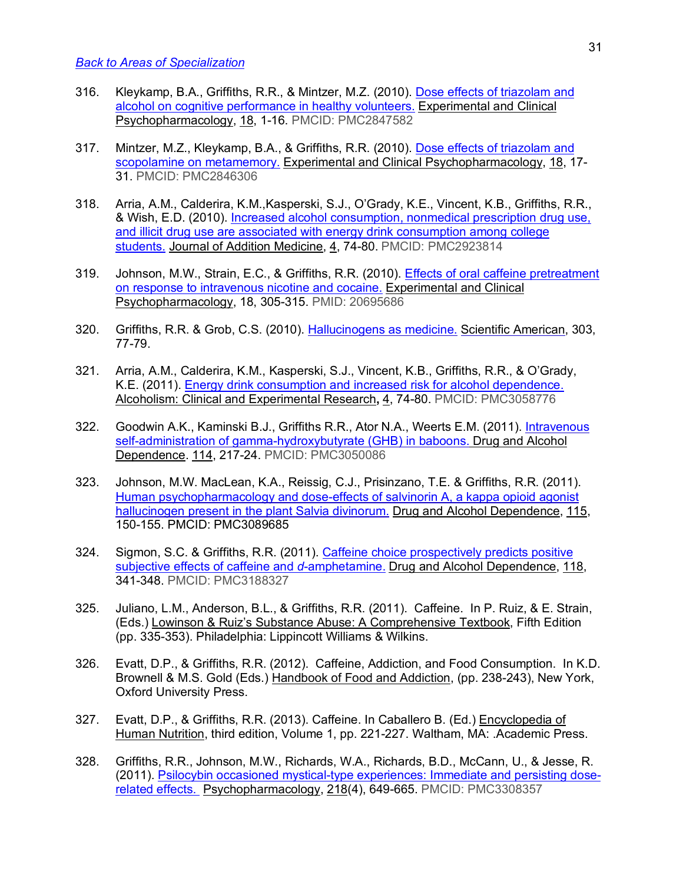[Back to Areas of Specialization](#)

316. Kleykamp, B.A., Griffiths, R.R., & Mintzer, M.Z. (2010). Dose effects of triazolam and alcohol on cognitive performance in healthy volunteers. Experimental and Clinical Psychopharmacology, 18, 1-16. PMCID: PMC2847582

317. Mintzer, M.Z., Kleykamp, B.A., & Griffiths, R.R. (2010). Dose effects of triazolam and scopolamine on metamemory. Experimental and Clinical Psychopharmacology, 18, 17-31. PMCID: PMC2846306

318. Arria, A.M., Calderira, K.M.,Kasperski, S.J., O'Grady, K.E., Vincent, K.B., Griffiths, R.R., & Wish, E.D. (2010). Increased alcohol consumption, nonmedical prescription drug use, and illicit drug use are associated with energy drink consumption among college students. Journal of Addition Medicine, 4, 74-80. PMCID: PMC2923814

319. Johnson, M.W., Strain, E.C., & Griffiths, R.R. (2010). Effects of oral caffeine pretreatment on response to intravenous nicotine and cocaine. Experimental and Clinical Psychopharmacology, 18, 305-315. PMID: 20695686

320. Griffiths, R.R. & Grob, C.S. (2010). Hallucinogens as medicine. Scientific American, 303, 77-79.

321. Arria, A.M., Calderira, K.M., Kasperski, S.J., Vincent, K.B., Griffiths, R.R., & O'Grady, K.E. (2011). Energy drink consumption and increased risk for alcohol dependence. Alcoholism: Clinical and Experimental Research**,** 4, 74-80. PMCID: PMC3058776

322. Goodwin A.K., Kaminski B.J., Griffiths R.R., Ator N.A., Weerts E.M. (2011). Intravenous self-administration of gamma-hydroxybutyrate (GHB) in baboons. Drug and Alcohol Dependence. 114, 217-24. PMCID: PMC3050086

323. Johnson, M.W. MacLean, K.A., Reissig, C.J., Prisinzano, T.E. & Griffiths, R.R. (2011). Human psychopharmacology and dose-effects of salvinorin A, a kappa opioid agonist hallucinogen present in the plant Salvia divinorum. Drug and Alcohol Dependence, 115, 150-155. PMCID: PMC3089685

324. Sigmon, S.C. & Griffiths, R.R. (2011). Caffeine choice prospectively predicts positive subjective effects of caffeine and *d*-amphetamine. Drug and Alcohol Dependence, 118, 341-348. PMCID: PMC3188327

325. Juliano, L.M., Anderson, B.L., & Griffiths, R.R. (2011). Caffeine. In P. Ruiz, & E. Strain, (Eds.) Lowinson & Ruiz's Substance Abuse: A Comprehensive Textbook, Fifth Edition (pp. 335-353). Philadelphia: Lippincott Williams & Wilkins.

326. Evatt, D.P., & Griffiths, R.R. (2012). Caffeine, Addiction, and Food Consumption. In K.D. Brownell & M.S. Gold (Eds.) Handbook of Food and Addiction, (pp. 238-243), New York, Oxford University Press.

327. Evatt, D.P., & Griffiths, R.R. (2013). Caffeine. In Caballero B. (Ed.) Encyclopedia of Human Nutrition, third edition, Volume 1, pp. 221-227. Waltham, MA: .Academic Press.

328. Griffiths, R.R., Johnson, M.W., Richards, W.A., Richards, B.D., McCann, U., & Jesse, R. (2011). Psilocybin occasioned mystical-type experiences: Immediate and persisting dose-related effects. Psychopharmacology, 218(4), 649-665. PMCID: PMC3308357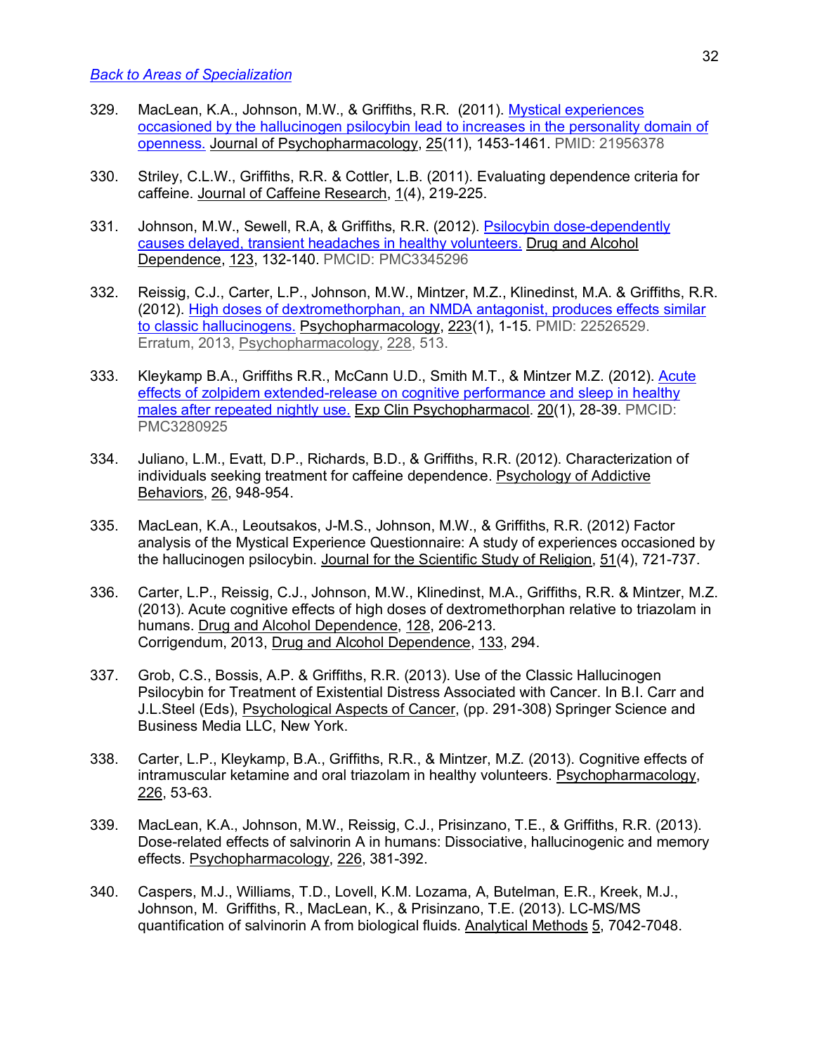[Back to Areas of Specialization]

329. MacLean, K.A., Johnson, M.W., & Griffiths, R.R. (2011). Mystical experiences occasioned by the hallucinogen psilocybin lead to increases in the personality domain of openness. Journal of Psychopharmacology, 25(11), 1453-1461. PMID: 21956378

330. Striley, C.L.W., Griffiths, R.R. & Cottler, L.B. (2011). Evaluating dependence criteria for caffeine. Journal of Caffeine Research, 1(4), 219-225.

331. Johnson, M.W., Sewell, R.A, & Griffiths, R.R. (2012). Psilocybin dose-dependently causes delayed, transient headaches in healthy volunteers. Drug and Alcohol Dependence, 123, 132-140. PMCID: PMC3345296

332. Reissig, C.J., Carter, L.P., Johnson, M.W., Mintzer, M.Z., Klinedinst, M.A. & Griffiths, R.R. (2012). High doses of dextromethorphan, an NMDA antagonist, produces effects similar to classic hallucinogens. Psychopharmacology, 223(1), 1-15. PMID: 22526529. Erratum, 2013, Psychopharmacology, 228, 513.

333. Kleykamp B.A., Griffiths R.R., McCann U.D., Smith M.T., & Mintzer M.Z. (2012). Acute effects of zolpidem extended-release on cognitive performance and sleep in healthy males after repeated nightly use. Exp Clin Psychopharmacol. 20(1), 28-39. PMCID: PMC3280925

334. Juliano, L.M., Evatt, D.P., Richards, B.D., & Griffiths, R.R. (2012). Characterization of individuals seeking treatment for caffeine dependence. Psychology of Addictive Behaviors, 26, 948-954.

335. MacLean, K.A., Leoutsakos, J-M.S., Johnson, M.W., & Griffiths, R.R. (2012) Factor analysis of the Mystical Experience Questionnaire: A study of experiences occasioned by the hallucinogen psilocybin. Journal for the Scientific Study of Religion, 51(4), 721-737.

336. Carter, L.P., Reissig, C.J., Johnson, M.W., Klinedinst, M.A., Griffiths, R.R. & Mintzer, M.Z. (2013). Acute cognitive effects of high doses of dextromethorphan relative to triazolam in humans. Drug and Alcohol Dependence, 128, 206-213.
Corrigendum, 2013, Drug and Alcohol Dependence, 133, 294.

337. Grob, C.S., Bossis, A.P. & Griffiths, R.R. (2013). Use of the Classic Hallucinogen Psilocybin for Treatment of Existential Distress Associated with Cancer. In B.I. Carr and J.L.Steel (Eds), Psychological Aspects of Cancer, (pp. 291-308) Springer Science and Business Media LLC, New York.

338. Carter, L.P., Kleykamp, B.A., Griffiths, R.R., & Mintzer, M.Z. (2013). Cognitive effects of intramuscular ketamine and oral triazolam in healthy volunteers. Psychopharmacology, 226, 53-63.

339. MacLean, K.A., Johnson, M.W., Reissig, C.J., Prisinzano, T.E., & Griffiths, R.R. (2013). Dose-related effects of salvinorin A in humans: Dissociative, hallucinogenic and memory effects. Psychopharmacology, 226, 381-392.

340. Caspers, M.J., Williams, T.D., Lovell, K.M. Lozama, A, Butelman, E.R., Kreek, M.J., Johnson, M. Griffiths, R., MacLean, K., & Prisinzano, T.E. (2013). LC-MS/MS quantification of salvinorin A from biological fluids. Analytical Methods 5, 7042-7048.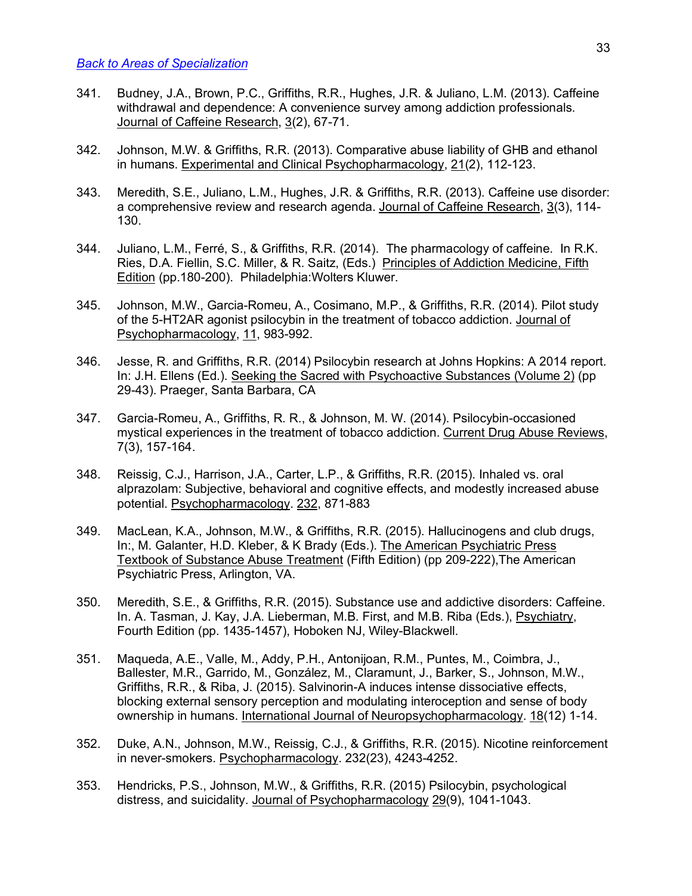[Back to Areas of Specialization](#)

341. Budney, J.A., Brown, P.C., Griffiths, R.R., Hughes, J.R. & Juliano, L.M. (2013). Caffeine withdrawal and dependence: A convenience survey among addiction professionals. Journal of Caffeine Research, 3(2), 67-71.

342. Johnson, M.W. & Griffiths, R.R. (2013). Comparative abuse liability of GHB and ethanol in humans. Experimental and Clinical Psychopharmacology, 21(2), 112-123.

343. Meredith, S.E., Juliano, L.M., Hughes, J.R. & Griffiths, R.R. (2013). Caffeine use disorder: a comprehensive review and research agenda. Journal of Caffeine Research, 3(3), 114-130.

344. Juliano, L.M., Ferré, S., & Griffiths, R.R. (2014). The pharmacology of caffeine. In R.K. Ries, D.A. Fiellin, S.C. Miller, & R. Saitz, (Eds.) Principles of Addiction Medicine, Fifth Edition (pp.180-200). Philadelphia:Wolters Kluwer.

345. Johnson, M.W., Garcia-Romeu, A., Cosimano, M.P., & Griffiths, R.R. (2014). Pilot study of the 5-HT2AR agonist psilocybin in the treatment of tobacco addiction. Journal of Psychopharmacology, 11, 983-992.

346. Jesse, R. and Griffiths, R.R. (2014) Psilocybin research at Johns Hopkins: A 2014 report. In: J.H. Ellens (Ed.). Seeking the Sacred with Psychoactive Substances (Volume 2) (pp 29-43). Praeger, Santa Barbara, CA

347. Garcia-Romeu, A., Griffiths, R. R., & Johnson, M. W. (2014). Psilocybin-occasioned mystical experiences in the treatment of tobacco addiction. Current Drug Abuse Reviews, 7(3), 157-164.

348. Reissig, C.J., Harrison, J.A., Carter, L.P., & Griffiths, R.R. (2015). Inhaled vs. oral alprazolam: Subjective, behavioral and cognitive effects, and modestly increased abuse potential. Psychopharmacology. 232, 871-883

349. MacLean, K.A., Johnson, M.W., & Griffiths, R.R. (2015). Hallucinogens and club drugs, In:, M. Galanter, H.D. Kleber, & K Brady (Eds.). The American Psychiatric Press Textbook of Substance Abuse Treatment (Fifth Edition) (pp 209-222),The American Psychiatric Press, Arlington, VA.

350. Meredith, S.E., & Griffiths, R.R. (2015). Substance use and addictive disorders: Caffeine. In. A. Tasman, J. Kay, J.A. Lieberman, M.B. First, and M.B. Riba (Eds.), Psychiatry, Fourth Edition (pp. 1435-1457), Hoboken NJ, Wiley-Blackwell.

351. Maqueda, A.E., Valle, M., Addy, P.H., Antonijoan, R.M., Puntes, M., Coimbra, J., Ballester, M.R., Garrido, M., González, M., Claramunt, J., Barker, S., Johnson, M.W., Griffiths, R.R., & Riba, J. (2015). Salvinorin-A induces intense dissociative effects, blocking external sensory perception and modulating interoception and sense of body ownership in humans. International Journal of Neuropsychopharmacology. 18(12) 1-14.

352. Duke, A.N., Johnson, M.W., Reissig, C.J., & Griffiths, R.R. (2015). Nicotine reinforcement in never-smokers. Psychopharmacology. 232(23), 4243-4252.

353. Hendricks, P.S., Johnson, M.W., & Griffiths, R.R. (2015) Psilocybin, psychological distress, and suicidality. Journal of Psychopharmacology 29(9), 1041-1043.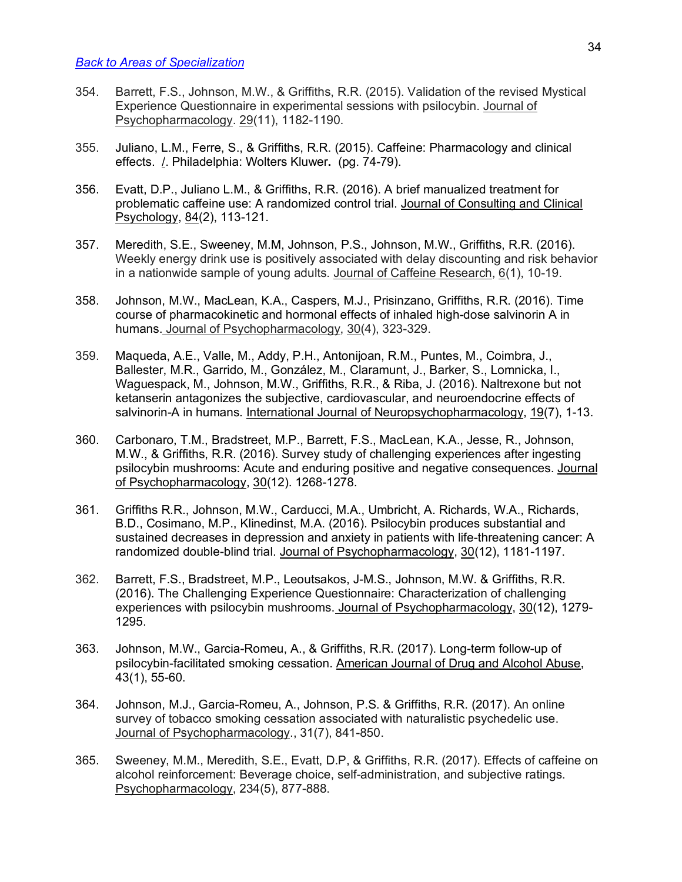[Back to Areas of Specialization](#)

354. Barrett, F.S., Johnson, M.W., & Griffiths, R.R. (2015). Validation of the revised Mystical Experience Questionnaire in experimental sessions with psilocybin. Journal of Psychopharmacology. 29(11), 1182-1190.

355. Juliano, L.M., Ferre, S., & Griffiths, R.R. (2015). Caffeine: Pharmacology and clinical effects. /. Philadelphia: Wolters Kluwer**.** (pg. 74-79).

356. Evatt, D.P., Juliano L.M., & Griffiths, R.R. (2016). A brief manualized treatment for problematic caffeine use: A randomized control trial. Journal of Consulting and Clinical Psychology, 84(2), 113-121.

357. Meredith, S.E., Sweeney, M.M, Johnson, P.S., Johnson, M.W., Griffiths, R.R. (2016). Weekly energy drink use is positively associated with delay discounting and risk behavior in a nationwide sample of young adults. Journal of Caffeine Research, 6(1), 10-19.

358. Johnson, M.W., MacLean, K.A., Caspers, M.J., Prisinzano, Griffiths, R.R. (2016). Time course of pharmacokinetic and hormonal effects of inhaled high-dose salvinorin A in humans. Journal of Psychopharmacology, 30(4), 323-329.

359. Maqueda, A.E., Valle, M., Addy, P.H., Antonijoan, R.M., Puntes, M., Coimbra, J., Ballester, M.R., Garrido, M., González, M., Claramunt, J., Barker, S., Lomnicka, I., Waguespack, M., Johnson, M.W., Griffiths, R.R., & Riba, J. (2016). Naltrexone but not ketanserin antagonizes the subjective, cardiovascular, and neuroendocrine effects of salvinorin-A in humans. International Journal of Neuropsychopharmacology, 19(7), 1-13.

360. Carbonaro, T.M., Bradstreet, M.P., Barrett, F.S., MacLean, K.A., Jesse, R., Johnson, M.W., & Griffiths, R.R. (2016). Survey study of challenging experiences after ingesting psilocybin mushrooms: Acute and enduring positive and negative consequences. Journal of Psychopharmacology, 30(12). 1268-1278.

361. Griffiths R.R., Johnson, M.W., Carducci, M.A., Umbricht, A. Richards, W.A., Richards, B.D., Cosimano, M.P., Klinedinst, M.A. (2016). Psilocybin produces substantial and sustained decreases in depression and anxiety in patients with life-threatening cancer: A randomized double-blind trial. Journal of Psychopharmacology, 30(12), 1181-1197.

362. Barrett, F.S., Bradstreet, M.P., Leoutsakos, J-M.S., Johnson, M.W. & Griffiths, R.R. (2016). The Challenging Experience Questionnaire: Characterization of challenging experiences with psilocybin mushrooms. Journal of Psychopharmacology, 30(12), 1279-1295.

363. Johnson, M.W., Garcia-Romeu, A., & Griffiths, R.R. (2017). Long-term follow-up of psilocybin-facilitated smoking cessation. American Journal of Drug and Alcohol Abuse, 43(1), 55-60.

364. Johnson, M.J., Garcia-Romeu, A., Johnson, P.S. & Griffiths, R.R. (2017). An online survey of tobacco smoking cessation associated with naturalistic psychedelic use. Journal of Psychopharmacology., 31(7), 841-850.

365. Sweeney, M.M., Meredith, S.E., Evatt, D.P, & Griffiths, R.R. (2017). Effects of caffeine on alcohol reinforcement: Beverage choice, self-administration, and subjective ratings. Psychopharmacology, 234(5), 877-888.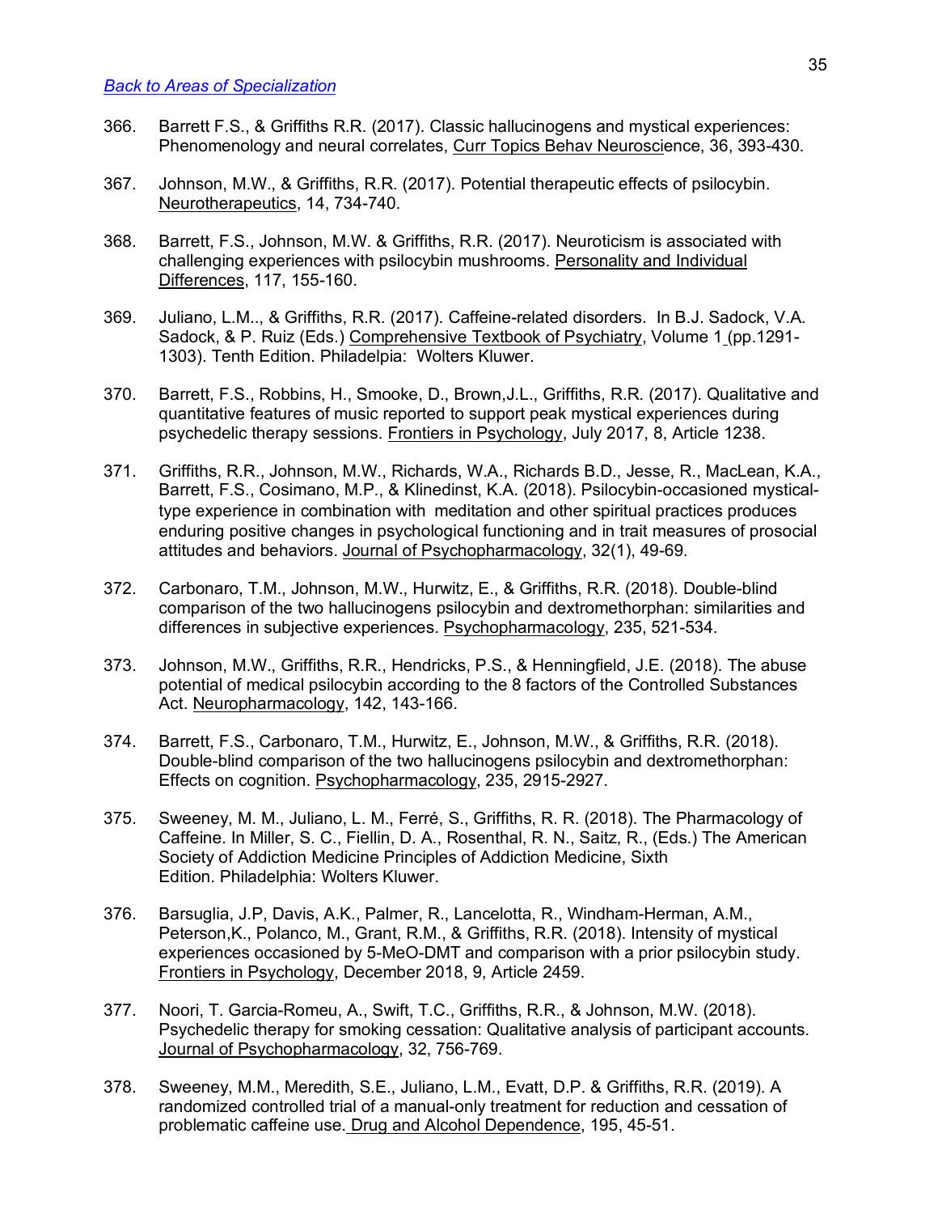[Back to Areas of Specialization](#)

366. Barrett F.S., & Griffiths R.R. (2017). Classic hallucinogens and mystical experiences: Phenomenology and neural correlates, Curr Topics Behav Neuroscience, 36, 393-430.

367. Johnson, M.W., & Griffiths, R.R. (2017). Potential therapeutic effects of psilocybin. Neurotherapeutics, 14, 734-740.

368. Barrett, F.S., Johnson, M.W. & Griffiths, R.R. (2017). Neuroticism is associated with challenging experiences with psilocybin mushrooms. Personality and Individual Differences, 117, 155-160.

369. Juliano, L.M.., & Griffiths, R.R. (2017). Caffeine-related disorders. In B.J. Sadock, V.A. Sadock, & P. Ruiz (Eds.) Comprehensive Textbook of Psychiatry, Volume 1 (pp.1291-1303). Tenth Edition. Philadelpia: Wolters Kluwer.

370. Barrett, F.S., Robbins, H., Smooke, D., Brown,J.L., Griffiths, R.R. (2017). Qualitative and quantitative features of music reported to support peak mystical experiences during psychedelic therapy sessions. Frontiers in Psychology, July 2017, 8, Article 1238.

371. Griffiths, R.R., Johnson, M.W., Richards, W.A., Richards B.D., Jesse, R., MacLean, K.A., Barrett, F.S., Cosimano, M.P., & Klinedinst, K.A. (2018). Psilocybin-occasioned mystical-type experience in combination with meditation and other spiritual practices produces enduring positive changes in psychological functioning and in trait measures of prosocial attitudes and behaviors. Journal of Psychopharmacology, 32(1), 49-69.

372. Carbonaro, T.M., Johnson, M.W., Hurwitz, E., & Griffiths, R.R. (2018). Double-blind comparison of the two hallucinogens psilocybin and dextromethorphan: similarities and differences in subjective experiences. Psychopharmacology, 235, 521-534.

373. Johnson, M.W., Griffiths, R.R., Hendricks, P.S., & Henningfield, J.E. (2018). The abuse potential of medical psilocybin according to the 8 factors of the Controlled Substances Act. Neuropharmacology, 142, 143-166.

374. Barrett, F.S., Carbonaro, T.M., Hurwitz, E., Johnson, M.W., & Griffiths, R.R. (2018). Double-blind comparison of the two hallucinogens psilocybin and dextromethorphan: Effects on cognition. Psychopharmacology, 235, 2915-2927.

375. Sweeney, M. M., Juliano, L. M., Ferré, S., Griffiths, R. R. (2018). The Pharmacology of Caffeine. In Miller, S. C., Fiellin, D. A., Rosenthal, R. N., Saitz, R., (Eds.) The American Society of Addiction Medicine Principles of Addiction Medicine, Sixth Edition. Philadelphia: Wolters Kluwer.

376. Barsuglia, J.P, Davis, A.K., Palmer, R., Lancelotta, R., Windham-Herman, A.M., Peterson,K., Polanco, M., Grant, R.M., & Griffiths, R.R. (2018). Intensity of mystical experiences occasioned by 5-MeO-DMT and comparison with a prior psilocybin study. Frontiers in Psychology, December 2018, 9, Article 2459.

377. Noori, T. Garcia-Romeu, A., Swift, T.C., Griffiths, R.R., & Johnson, M.W. (2018). Psychedelic therapy for smoking cessation: Qualitative analysis of participant accounts. Journal of Psychopharmacology, 32, 756-769.

378. Sweeney, M.M., Meredith, S.E., Juliano, L.M., Evatt, D.P. & Griffiths, R.R. (2019). A randomized controlled trial of a manual-only treatment for reduction and cessation of problematic caffeine use. Drug and Alcohol Dependence, 195, 45-51.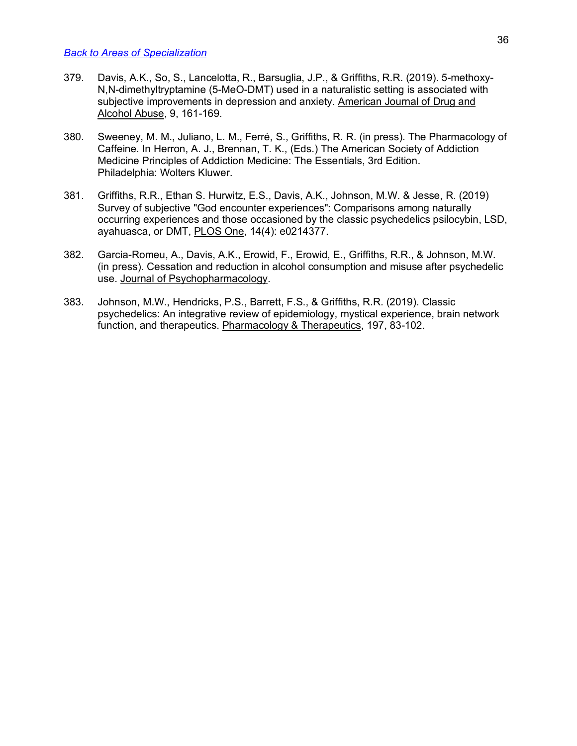[Back to Areas of Specialization]

379. Davis, A.K., So, S., Lancelotta, R., Barsuglia, J.P., & Griffiths, R.R. (2019). 5-methoxy-N,N-dimethyltryptamine (5-MeO-DMT) used in a naturalistic setting is associated with subjective improvements in depression and anxiety. American Journal of Drug and Alcohol Abuse, 9, 161-169.

380. Sweeney, M. M., Juliano, L. M., Ferré, S., Griffiths, R. R. (in press). The Pharmacology of Caffeine. In Herron, A. J., Brennan, T. K., (Eds.) The American Society of Addiction Medicine Principles of Addiction Medicine: The Essentials, 3rd Edition. Philadelphia: Wolters Kluwer.

381. Griffiths, R.R., Ethan S. Hurwitz, E.S., Davis, A.K., Johnson, M.W. & Jesse, R. (2019) Survey of subjective "God encounter experiences": Comparisons among naturally occurring experiences and those occasioned by the classic psychedelics psilocybin, LSD, ayahuasca, or DMT, PLOS One, 14(4): e0214377.

382. Garcia-Romeu, A., Davis, A.K., Erowid, F., Erowid, E., Griffiths, R.R., & Johnson, M.W. (in press). Cessation and reduction in alcohol consumption and misuse after psychedelic use. Journal of Psychopharmacology.

383. Johnson, M.W., Hendricks, P.S., Barrett, F.S., & Griffiths, R.R. (2019). Classic psychedelics: An integrative review of epidemiology, mystical experience, brain network function, and therapeutics. Pharmacology & Therapeutics, 197, 83-102.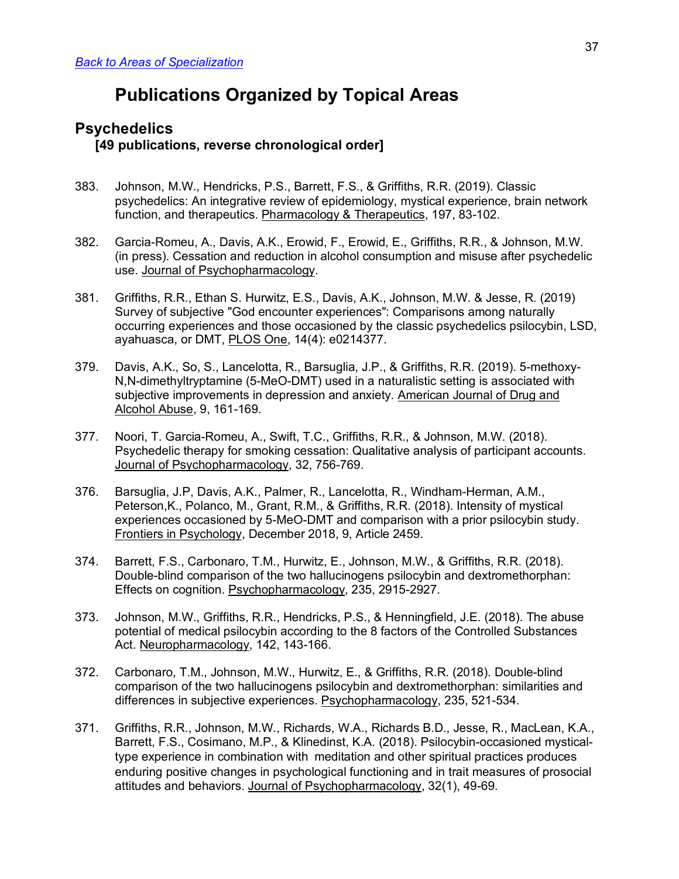[Back to Areas of Specialization](#)

# Publications Organized by Topical Areas

## Psychedelics

**[49 publications, reverse chronological order]**

383. Johnson, M.W., Hendricks, P.S., Barrett, F.S., & Griffiths, R.R. (2019). Classic psychedelics: An integrative review of epidemiology, mystical experience, brain network function, and therapeutics. Pharmacology & Therapeutics, 197, 83-102.

382. Garcia-Romeu, A., Davis, A.K., Erowid, F., Erowid, E., Griffiths, R.R., & Johnson, M.W. (in press). Cessation and reduction in alcohol consumption and misuse after psychedelic use. Journal of Psychopharmacology.

381. Griffiths, R.R., Ethan S. Hurwitz, E.S., Davis, A.K., Johnson, M.W. & Jesse, R. (2019) Survey of subjective "God encounter experiences": Comparisons among naturally occurring experiences and those occasioned by the classic psychedelics psilocybin, LSD, ayahuasca, or DMT, PLOS One, 14(4): e0214377.

379. Davis, A.K., So, S., Lancelotta, R., Barsuglia, J.P., & Griffiths, R.R. (2019). 5-methoxy-N,N-dimethyltryptamine (5-MeO-DMT) used in a naturalistic setting is associated with subjective improvements in depression and anxiety. American Journal of Drug and Alcohol Abuse, 9, 161-169.

377. Noori, T. Garcia-Romeu, A., Swift, T.C., Griffiths, R.R., & Johnson, M.W. (2018). Psychedelic therapy for smoking cessation: Qualitative analysis of participant accounts. Journal of Psychopharmacology, 32, 756-769.

376. Barsuglia, J.P, Davis, A.K., Palmer, R., Lancelotta, R., Windham-Herman, A.M., Peterson,K., Polanco, M., Grant, R.M., & Griffiths, R.R. (2018). Intensity of mystical experiences occasioned by 5-MeO-DMT and comparison with a prior psilocybin study. Frontiers in Psychology, December 2018, 9, Article 2459.

374. Barrett, F.S., Carbonaro, T.M., Hurwitz, E., Johnson, M.W., & Griffiths, R.R. (2018). Double-blind comparison of the two hallucinogens psilocybin and dextromethorphan: Effects on cognition. Psychopharmacology, 235, 2915-2927.

373. Johnson, M.W., Griffiths, R.R., Hendricks, P.S., & Henningfield, J.E. (2018). The abuse potential of medical psilocybin according to the 8 factors of the Controlled Substances Act. Neuropharmacology, 142, 143-166.

372. Carbonaro, T.M., Johnson, M.W., Hurwitz, E., & Griffiths, R.R. (2018). Double-blind comparison of the two hallucinogens psilocybin and dextromethorphan: similarities and differences in subjective experiences. Psychopharmacology, 235, 521-534.

371. Griffiths, R.R., Johnson, M.W., Richards, W.A., Richards B.D., Jesse, R., MacLean, K.A., Barrett, F.S., Cosimano, M.P., & Klinedinst, K.A. (2018). Psilocybin-occasioned mystical-type experience in combination with meditation and other spiritual practices produces enduring positive changes in psychological functioning and in trait measures of prosocial attitudes and behaviors. Journal of Psychopharmacology, 32(1), 49-69.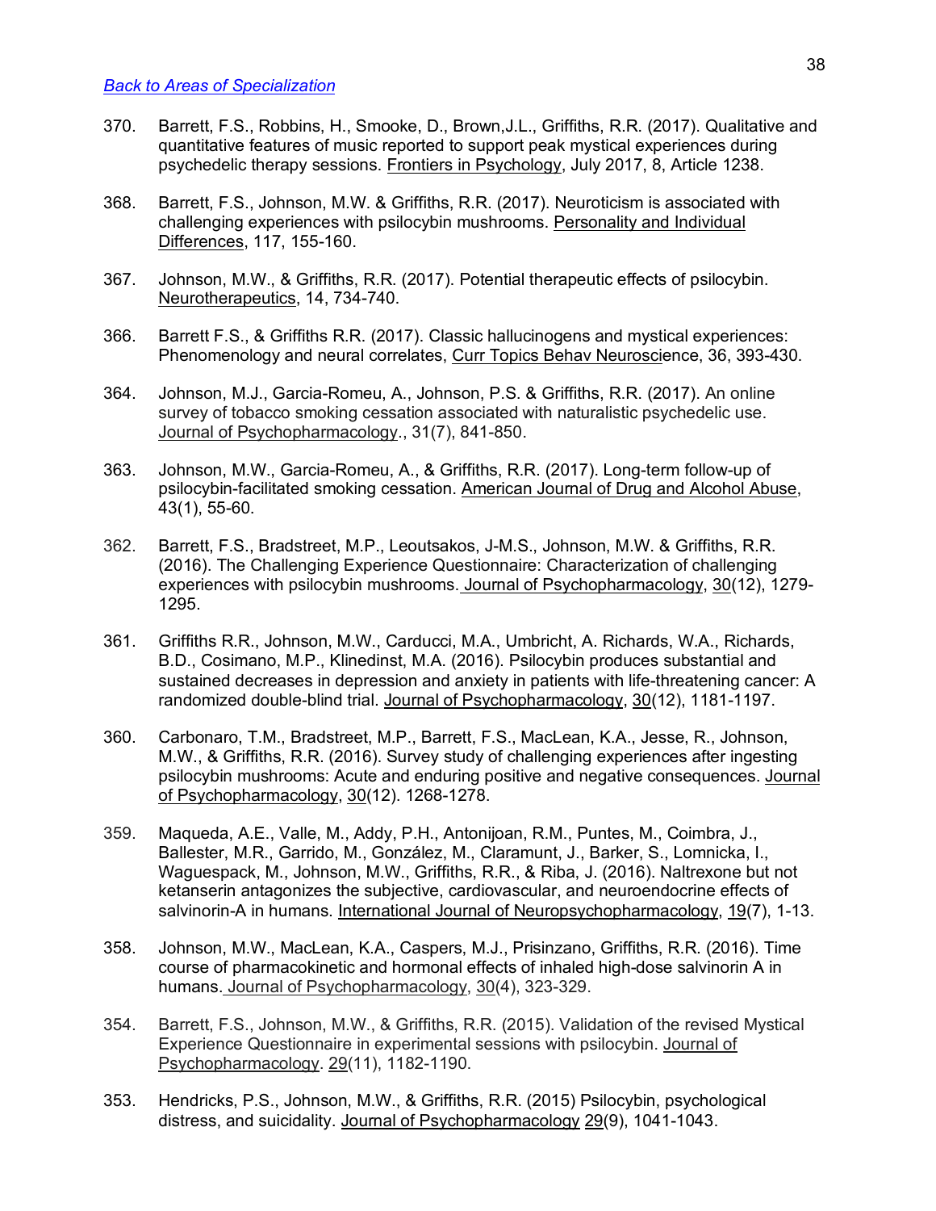[Back to Areas of Specialization](#)

370. Barrett, F.S., Robbins, H., Smooke, D., Brown,J.L., Griffiths, R.R. (2017). Qualitative and quantitative features of music reported to support peak mystical experiences during psychedelic therapy sessions. Frontiers in Psychology, July 2017, 8, Article 1238.

368. Barrett, F.S., Johnson, M.W. & Griffiths, R.R. (2017). Neuroticism is associated with challenging experiences with psilocybin mushrooms. Personality and Individual Differences, 117, 155-160.

367. Johnson, M.W., & Griffiths, R.R. (2017). Potential therapeutic effects of psilocybin. Neurotherapeutics, 14, 734-740.

366. Barrett F.S., & Griffiths R.R. (2017). Classic hallucinogens and mystical experiences: Phenomenology and neural correlates, Curr Topics Behav Neuroscience, 36, 393-430.

364. Johnson, M.J., Garcia-Romeu, A., Johnson, P.S. & Griffiths, R.R. (2017). An online survey of tobacco smoking cessation associated with naturalistic psychedelic use. Journal of Psychopharmacology., 31(7), 841-850.

363. Johnson, M.W., Garcia-Romeu, A., & Griffiths, R.R. (2017). Long-term follow-up of psilocybin-facilitated smoking cessation. American Journal of Drug and Alcohol Abuse, 43(1), 55-60.

362. Barrett, F.S., Bradstreet, M.P., Leoutsakos, J-M.S., Johnson, M.W. & Griffiths, R.R. (2016). The Challenging Experience Questionnaire: Characterization of challenging experiences with psilocybin mushrooms. Journal of Psychopharmacology, 30(12), 1279-1295.

361. Griffiths R.R., Johnson, M.W., Carducci, M.A., Umbricht, A. Richards, W.A., Richards, B.D., Cosimano, M.P., Klinedinst, M.A. (2016). Psilocybin produces substantial and sustained decreases in depression and anxiety in patients with life-threatening cancer: A randomized double-blind trial. Journal of Psychopharmacology, 30(12), 1181-1197.

360. Carbonaro, T.M., Bradstreet, M.P., Barrett, F.S., MacLean, K.A., Jesse, R., Johnson, M.W., & Griffiths, R.R. (2016). Survey study of challenging experiences after ingesting psilocybin mushrooms: Acute and enduring positive and negative consequences. Journal of Psychopharmacology, 30(12). 1268-1278.

359. Maqueda, A.E., Valle, M., Addy, P.H., Antonijoan, R.M., Puntes, M., Coimbra, J., Ballester, M.R., Garrido, M., González, M., Claramunt, J., Barker, S., Lomnicka, I., Waguespack, M., Johnson, M.W., Griffiths, R.R., & Riba, J. (2016). Naltrexone but not ketanserin antagonizes the subjective, cardiovascular, and neuroendocrine effects of salvinorin-A in humans. International Journal of Neuropsychopharmacology, 19(7), 1-13.

358. Johnson, M.W., MacLean, K.A., Caspers, M.J., Prisinzano, Griffiths, R.R. (2016). Time course of pharmacokinetic and hormonal effects of inhaled high-dose salvinorin A in humans. Journal of Psychopharmacology, 30(4), 323-329.

354. Barrett, F.S., Johnson, M.W., & Griffiths, R.R. (2015). Validation of the revised Mystical Experience Questionnaire in experimental sessions with psilocybin. Journal of Psychopharmacology. 29(11), 1182-1190.

353. Hendricks, P.S., Johnson, M.W., & Griffiths, R.R. (2015) Psilocybin, psychological distress, and suicidality. Journal of Psychopharmacology 29(9), 1041-1043.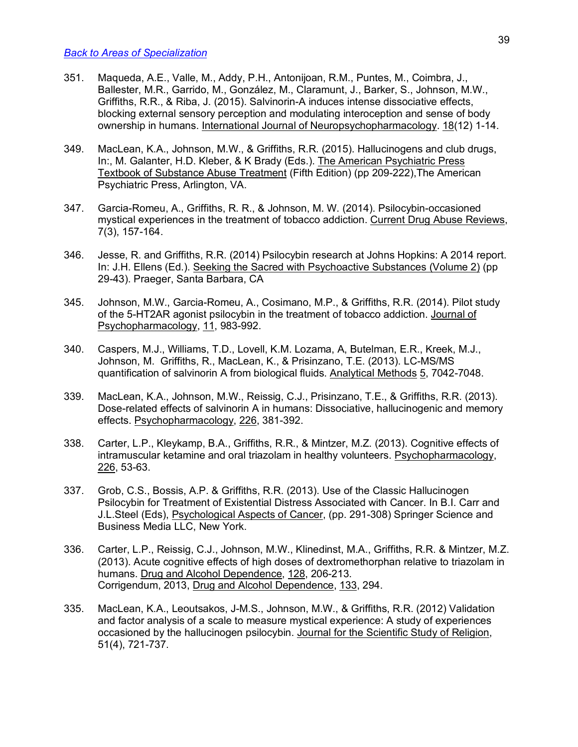[Back to Areas of Specialization](#)

351. Maqueda, A.E., Valle, M., Addy, P.H., Antonijoan, R.M., Puntes, M., Coimbra, J., Ballester, M.R., Garrido, M., González, M., Claramunt, J., Barker, S., Johnson, M.W., Griffiths, R.R., & Riba, J. (2015). Salvinorin-A induces intense dissociative effects, blocking external sensory perception and modulating interoception and sense of body ownership in humans. International Journal of Neuropsychopharmacology. 18(12) 1-14.

349. MacLean, K.A., Johnson, M.W., & Griffiths, R.R. (2015). Hallucinogens and club drugs, In:, M. Galanter, H.D. Kleber, & K Brady (Eds.). The American Psychiatric Press Textbook of Substance Abuse Treatment (Fifth Edition) (pp 209-222),The American Psychiatric Press, Arlington, VA.

347. Garcia-Romeu, A., Griffiths, R. R., & Johnson, M. W. (2014). Psilocybin-occasioned mystical experiences in the treatment of tobacco addiction. Current Drug Abuse Reviews, 7(3), 157-164.

346. Jesse, R. and Griffiths, R.R. (2014) Psilocybin research at Johns Hopkins: A 2014 report. In: J.H. Ellens (Ed.). Seeking the Sacred with Psychoactive Substances (Volume 2) (pp 29-43). Praeger, Santa Barbara, CA

345. Johnson, M.W., Garcia-Romeu, A., Cosimano, M.P., & Griffiths, R.R. (2014). Pilot study of the 5-HT2AR agonist psilocybin in the treatment of tobacco addiction. Journal of Psychopharmacology, 11, 983-992.

340. Caspers, M.J., Williams, T.D., Lovell, K.M. Lozama, A, Butelman, E.R., Kreek, M.J., Johnson, M. Griffiths, R., MacLean, K., & Prisinzano, T.E. (2013). LC-MS/MS quantification of salvinorin A from biological fluids. Analytical Methods 5, 7042-7048.

339. MacLean, K.A., Johnson, M.W., Reissig, C.J., Prisinzano, T.E., & Griffiths, R.R. (2013). Dose-related effects of salvinorin A in humans: Dissociative, hallucinogenic and memory effects. Psychopharmacology, 226, 381-392.

338. Carter, L.P., Kleykamp, B.A., Griffiths, R.R., & Mintzer, M.Z. (2013). Cognitive effects of intramuscular ketamine and oral triazolam in healthy volunteers. Psychopharmacology, 226, 53-63.

337. Grob, C.S., Bossis, A.P. & Griffiths, R.R. (2013). Use of the Classic Hallucinogen Psilocybin for Treatment of Existential Distress Associated with Cancer. In B.I. Carr and J.L.Steel (Eds), Psychological Aspects of Cancer, (pp. 291-308) Springer Science and Business Media LLC, New York.

336. Carter, L.P., Reissig, C.J., Johnson, M.W., Klinedinst, M.A., Griffiths, R.R. & Mintzer, M.Z. (2013). Acute cognitive effects of high doses of dextromethorphan relative to triazolam in humans. Drug and Alcohol Dependence, 128, 206-213.
Corrigendum, 2013, Drug and Alcohol Dependence, 133, 294.

335. MacLean, K.A., Leoutsakos, J-M.S., Johnson, M.W., & Griffiths, R.R. (2012) Validation and factor analysis of a scale to measure mystical experience: A study of experiences occasioned by the hallucinogen psilocybin. Journal for the Scientific Study of Religion, 51(4), 721-737.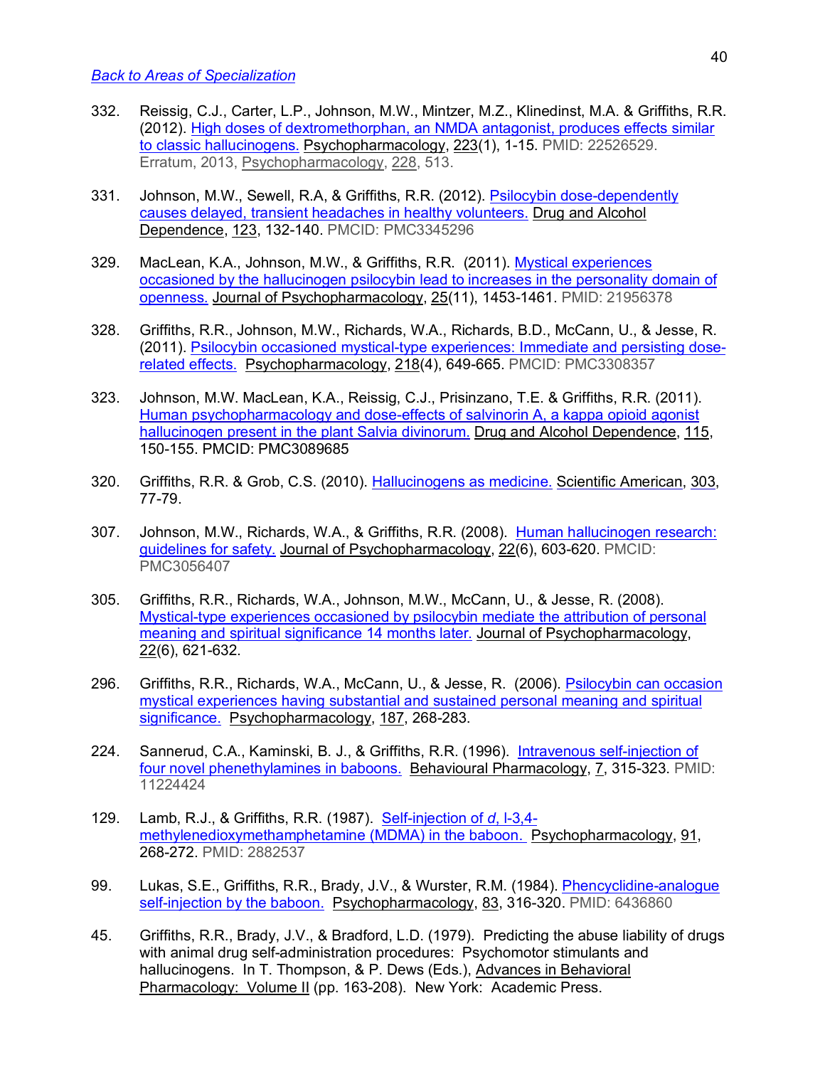Back to Areas of Specialization

332. Reissig, C.J., Carter, L.P., Johnson, M.W., Mintzer, M.Z., Klinedinst, M.A. & Griffiths, R.R. (2012). High doses of dextromethorphan, an NMDA antagonist, produces effects similar to classic hallucinogens. Psychopharmacology, 223(1), 1-15. PMID: 22526529. Erratum, 2013, Psychopharmacology, 228, 513.

331. Johnson, M.W., Sewell, R.A, & Griffiths, R.R. (2012). Psilocybin dose-dependently causes delayed, transient headaches in healthy volunteers. Drug and Alcohol Dependence, 123, 132-140. PMCID: PMC3345296

329. MacLean, K.A., Johnson, M.W., & Griffiths, R.R. (2011). Mystical experiences occasioned by the hallucinogen psilocybin lead to increases in the personality domain of openness. Journal of Psychopharmacology, 25(11), 1453-1461. PMID: 21956378

328. Griffiths, R.R., Johnson, M.W., Richards, W.A., Richards, B.D., McCann, U., & Jesse, R. (2011). Psilocybin occasioned mystical-type experiences: Immediate and persisting dose-related effects. Psychopharmacology, 218(4), 649-665. PMCID: PMC3308357

323. Johnson, M.W. MacLean, K.A., Reissig, C.J., Prisinzano, T.E. & Griffiths, R.R. (2011). Human psychopharmacology and dose-effects of salvinorin A, a kappa opioid agonist hallucinogen present in the plant Salvia divinorum. Drug and Alcohol Dependence, 115, 150-155. PMCID: PMC3089685

320. Griffiths, R.R. & Grob, C.S. (2010). Hallucinogens as medicine. Scientific American, 303, 77-79.

307. Johnson, M.W., Richards, W.A., & Griffiths, R.R. (2008). Human hallucinogen research: guidelines for safety. Journal of Psychopharmacology, 22(6), 603-620. PMCID: PMC3056407

305. Griffiths, R.R., Richards, W.A., Johnson, M.W., McCann, U., & Jesse, R. (2008). Mystical-type experiences occasioned by psilocybin mediate the attribution of personal meaning and spiritual significance 14 months later. Journal of Psychopharmacology, 22(6), 621-632.

296. Griffiths, R.R., Richards, W.A., McCann, U., & Jesse, R. (2006). Psilocybin can occasion mystical experiences having substantial and sustained personal meaning and spiritual significance. Psychopharmacology, 187, 268-283.

224. Sannerud, C.A., Kaminski, B. J., & Griffiths, R.R. (1996). Intravenous self-injection of four novel phenethylamines in baboons. Behavioural Pharmacology, 7, 315-323. PMID: 11224424

129. Lamb, R.J., & Griffiths, R.R. (1987). Self-injection of *d*, l-3,4-methylenedioxymethamphetamine (MDMA) in the baboon. Psychopharmacology, 91, 268-272. PMID: 2882537

99. Lukas, S.E., Griffiths, R.R., Brady, J.V., & Wurster, R.M. (1984). Phencyclidine-analogue self-injection by the baboon. Psychopharmacology, 83, 316-320. PMID: 6436860

45. Griffiths, R.R., Brady, J.V., & Bradford, L.D. (1979). Predicting the abuse liability of drugs with animal drug self-administration procedures: Psychomotor stimulants and hallucinogens. In T. Thompson, & P. Dews (Eds.), Advances in Behavioral Pharmacology: Volume II (pp. 163-208). New York: Academic Press.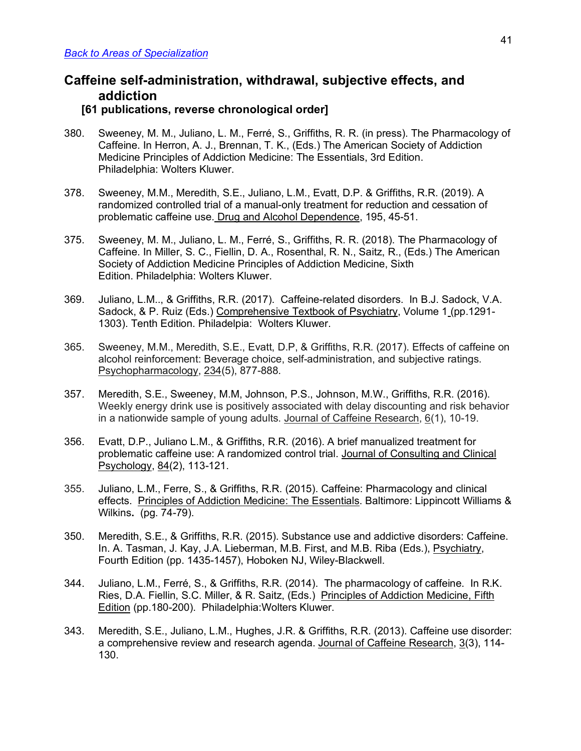*Back to Areas of Specialization*

## Caffeine self-administration, withdrawal, subjective effects, and addiction

**[61 publications, reverse chronological order]**

380. Sweeney, M. M., Juliano, L. M., Ferré, S., Griffiths, R. R. (in press). The Pharmacology of Caffeine. In Herron, A. J., Brennan, T. K., (Eds.) The American Society of Addiction Medicine Principles of Addiction Medicine: The Essentials, 3rd Edition. Philadelphia: Wolters Kluwer.

378. Sweeney, M.M., Meredith, S.E., Juliano, L.M., Evatt, D.P. & Griffiths, R.R. (2019). A randomized controlled trial of a manual-only treatment for reduction and cessation of problematic caffeine use. Drug and Alcohol Dependence, 195, 45-51.

375. Sweeney, M. M., Juliano, L. M., Ferré, S., Griffiths, R. R. (2018). The Pharmacology of Caffeine. In Miller, S. C., Fiellin, D. A., Rosenthal, R. N., Saitz, R., (Eds.) The American Society of Addiction Medicine Principles of Addiction Medicine, Sixth Edition. Philadelphia: Wolters Kluwer.

369. Juliano, L.M.., & Griffiths, R.R. (2017). Caffeine-related disorders. In B.J. Sadock, V.A. Sadock, & P. Ruiz (Eds.) Comprehensive Textbook of Psychiatry, Volume 1 (pp.1291-1303). Tenth Edition. Philadelpia: Wolters Kluwer.

365. Sweeney, M.M., Meredith, S.E., Evatt, D.P, & Griffiths, R.R. (2017). Effects of caffeine on alcohol reinforcement: Beverage choice, self-administration, and subjective ratings. Psychopharmacology, 234(5), 877-888.

357. Meredith, S.E., Sweeney, M.M, Johnson, P.S., Johnson, M.W., Griffiths, R.R. (2016). Weekly energy drink use is positively associated with delay discounting and risk behavior in a nationwide sample of young adults. Journal of Caffeine Research, 6(1), 10-19.

356. Evatt, D.P., Juliano L.M., & Griffiths, R.R. (2016). A brief manualized treatment for problematic caffeine use: A randomized control trial. Journal of Consulting and Clinical Psychology, 84(2), 113-121.

355. Juliano, L.M., Ferre, S., & Griffiths, R.R. (2015). Caffeine: Pharmacology and clinical effects. Principles of Addiction Medicine: The Essentials. Baltimore: Lippincott Williams & Wilkins. (pg. 74-79).

350. Meredith, S.E., & Griffiths, R.R. (2015). Substance use and addictive disorders: Caffeine. In. A. Tasman, J. Kay, J.A. Lieberman, M.B. First, and M.B. Riba (Eds.), Psychiatry, Fourth Edition (pp. 1435-1457), Hoboken NJ, Wiley-Blackwell.

344. Juliano, L.M., Ferré, S., & Griffiths, R.R. (2014). The pharmacology of caffeine. In R.K. Ries, D.A. Fiellin, S.C. Miller, & R. Saitz, (Eds.) Principles of Addiction Medicine, Fifth Edition (pp.180-200). Philadelphia:Wolters Kluwer.

343. Meredith, S.E., Juliano, L.M., Hughes, J.R. & Griffiths, R.R. (2013). Caffeine use disorder: a comprehensive review and research agenda. Journal of Caffeine Research, 3(3), 114-130.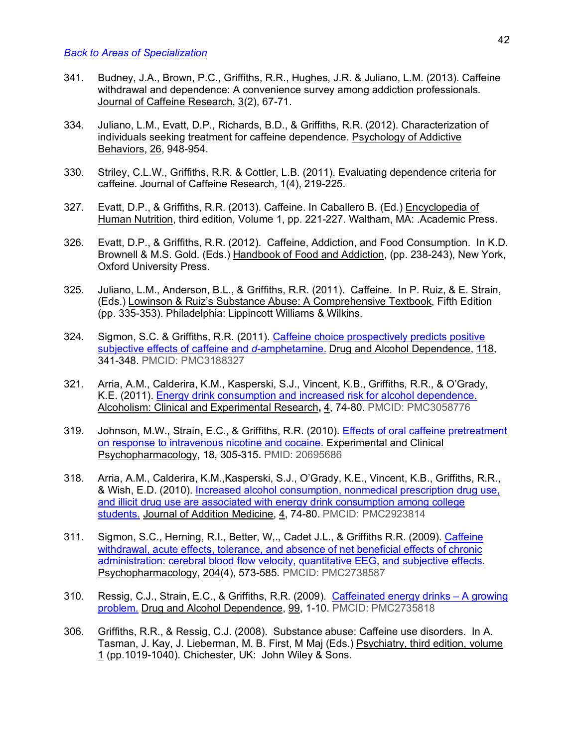[Back to Areas of Specialization](#)

341. Budney, J.A., Brown, P.C., Griffiths, R.R., Hughes, J.R. & Juliano, L.M. (2013). Caffeine withdrawal and dependence: A convenience survey among addiction professionals. Journal of Caffeine Research, 3(2), 67-71.

334. Juliano, L.M., Evatt, D.P., Richards, B.D., & Griffiths, R.R. (2012). Characterization of individuals seeking treatment for caffeine dependence. Psychology of Addictive Behaviors, 26, 948-954.

330. Striley, C.L.W., Griffiths, R.R. & Cottler, L.B. (2011). Evaluating dependence criteria for caffeine. Journal of Caffeine Research, 1(4), 219-225.

327. Evatt, D.P., & Griffiths, R.R. (2013). Caffeine. In Caballero B. (Ed.) Encyclopedia of Human Nutrition, third edition, Volume 1, pp. 221-227. Waltham, MA: .Academic Press.

326. Evatt, D.P., & Griffiths, R.R. (2012). Caffeine, Addiction, and Food Consumption. In K.D. Brownell & M.S. Gold. (Eds.) Handbook of Food and Addiction, (pp. 238-243), New York, Oxford University Press.

325. Juliano, L.M., Anderson, B.L., & Griffiths, R.R. (2011). Caffeine. In P. Ruiz, & E. Strain, (Eds.) Lowinson & Ruiz's Substance Abuse: A Comprehensive Textbook, Fifth Edition (pp. 335-353). Philadelphia: Lippincott Williams & Wilkins.

324. Sigmon, S.C. & Griffiths, R.R. (2011). Caffeine choice prospectively predicts positive subjective effects of caffeine and *d*-amphetamine. Drug and Alcohol Dependence, 118, 341-348. PMCID: PMC3188327

321. Arria, A.M., Calderira, K.M., Kasperski, S.J., Vincent, K.B., Griffiths, R.R., & O'Grady, K.E. (2011). Energy drink consumption and increased risk for alcohol dependence. Alcoholism: Clinical and Experimental Research**,** 4, 74-80. PMCID: PMC3058776

319. Johnson, M.W., Strain, E.C., & Griffiths, R.R. (2010). Effects of oral caffeine pretreatment on response to intravenous nicotine and cocaine. Experimental and Clinical Psychopharmacology, 18, 305-315. PMID: 20695686

318. Arria, A.M., Calderira, K.M.,Kasperski, S.J., O'Grady, K.E., Vincent, K.B., Griffiths, R.R., & Wish, E.D. (2010). Increased alcohol consumption, nonmedical prescription drug use, and illicit drug use are associated with energy drink consumption among college students. Journal of Addition Medicine, 4, 74-80. PMCID: PMC2923814

311. Sigmon, S.C., Herning, R.I., Better, W,., Cadet J.L., & Griffiths R.R. (2009). Caffeine withdrawal, acute effects, tolerance, and absence of net beneficial effects of chronic administration: cerebral blood flow velocity, quantitative EEG, and subjective effects. Psychopharmacology, 204(4), 573-585. PMCID: PMC2738587

310. Ressig, C.J., Strain, E.C., & Griffiths, R.R. (2009). Caffeinated energy drinks – A growing problem. Drug and Alcohol Dependence, 99, 1-10. PMCID: PMC2735818

306. Griffiths, R.R., & Ressig, C.J. (2008). Substance abuse: Caffeine use disorders. In A. Tasman, J. Kay, J. Lieberman, M. B. First, M Maj (Eds.) Psychiatry, third edition, volume 1 (pp.1019-1040). Chichester, UK: John Wiley & Sons.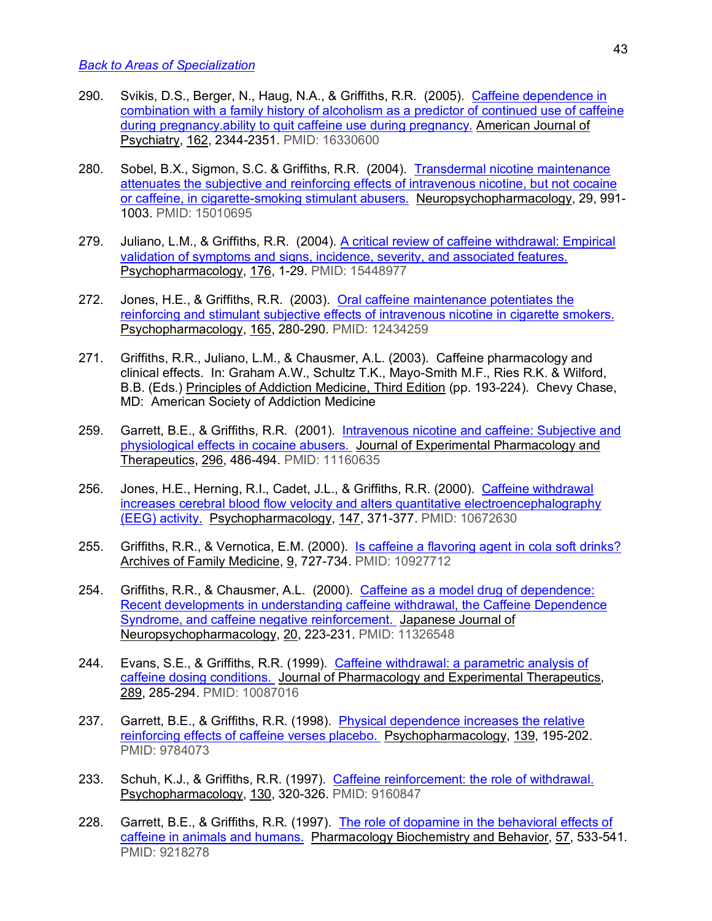[Back to Areas of Specialization](#)

290. Svikis, D.S., Berger, N., Haug, N.A., & Griffiths, R.R. (2005). Caffeine dependence in combination with a family history of alcoholism as a predictor of continued use of caffeine during pregnancy.ability to quit caffeine use during pregnancy. American Journal of Psychiatry, 162, 2344-2351. PMID: 16330600

280. Sobel, B.X., Sigmon, S.C. & Griffiths, R.R. (2004). Transdermal nicotine maintenance attenuates the subjective and reinforcing effects of intravenous nicotine, but not cocaine or caffeine, in cigarette-smoking stimulant abusers. Neuropsychopharmacology, 29, 991-1003. PMID: 15010695

279. Juliano, L.M., & Griffiths, R.R. (2004). A critical review of caffeine withdrawal: Empirical validation of symptoms and signs, incidence, severity, and associated features. Psychopharmacology, 176, 1-29. PMID: 15448977

272. Jones, H.E., & Griffiths, R.R. (2003). Oral caffeine maintenance potentiates the reinforcing and stimulant subjective effects of intravenous nicotine in cigarette smokers. Psychopharmacology, 165, 280-290. PMID: 12434259

271. Griffiths, R.R., Juliano, L.M., & Chausmer, A.L. (2003). Caffeine pharmacology and clinical effects. In: Graham A.W., Schultz T.K., Mayo-Smith M.F., Ries R.K. & Wilford, B.B. (Eds.) Principles of Addiction Medicine, Third Edition (pp. 193-224). Chevy Chase, MD: American Society of Addiction Medicine

259. Garrett, B.E., & Griffiths, R.R. (2001). Intravenous nicotine and caffeine: Subjective and physiological effects in cocaine abusers. Journal of Experimental Pharmacology and Therapeutics, 296, 486-494. PMID: 11160635

256. Jones, H.E., Herning, R.I., Cadet, J.L., & Griffiths, R.R. (2000). Caffeine withdrawal increases cerebral blood flow velocity and alters quantitative electroencephalography (EEG) activity. Psychopharmacology, 147, 371-377. PMID: 10672630

255. Griffiths, R.R., & Vernotica, E.M. (2000). Is caffeine a flavoring agent in cola soft drinks? Archives of Family Medicine, 9, 727-734. PMID: 10927712

254. Griffiths, R.R., & Chausmer, A.L. (2000). Caffeine as a model drug of dependence: Recent developments in understanding caffeine withdrawal, the Caffeine Dependence Syndrome, and caffeine negative reinforcement. Japanese Journal of Neuropsychopharmacology, 20, 223-231. PMID: 11326548

244. Evans, S.E., & Griffiths, R.R. (1999). Caffeine withdrawal: a parametric analysis of caffeine dosing conditions. Journal of Pharmacology and Experimental Therapeutics, 289, 285-294. PMID: 10087016

237. Garrett, B.E., & Griffiths, R.R. (1998). Physical dependence increases the relative reinforcing effects of caffeine verses placebo. Psychopharmacology, 139, 195-202. PMID: 9784073

233. Schuh, K.J., & Griffiths, R.R. (1997). Caffeine reinforcement: the role of withdrawal. Psychopharmacology, 130, 320-326. PMID: 9160847

228. Garrett, B.E., & Griffiths, R.R. (1997). The role of dopamine in the behavioral effects of caffeine in animals and humans. Pharmacology Biochemistry and Behavior, 57, 533-541. PMID: 9218278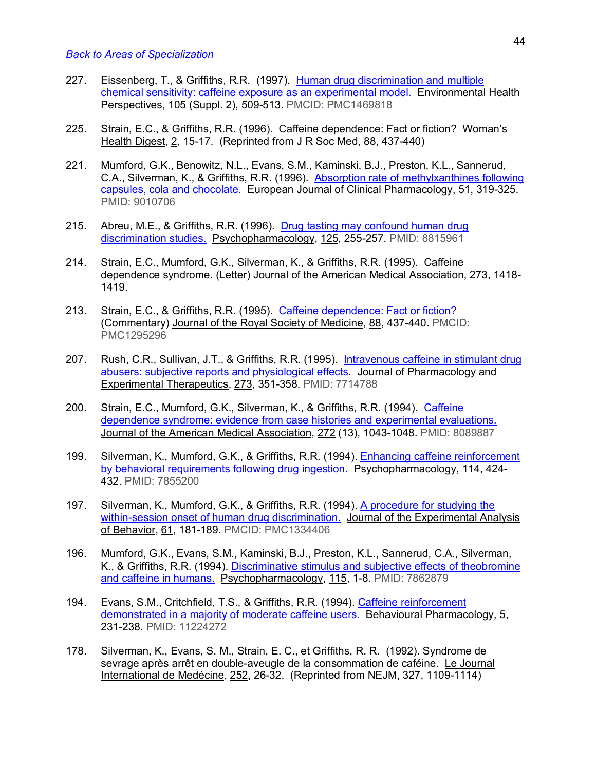[Back to Areas of Specialization]

227. Eissenberg, T., & Griffiths, R.R. (1997). [Human drug discrimination and multiple chemical sensitivity: caffeine exposure as an experimental model.] Environmental Health Perspectives, 105 (Suppl. 2), 509-513. PMCID: PMC1469818

225. Strain, E.C., & Griffiths, R.R. (1996). Caffeine dependence: Fact or fiction? Woman's Health Digest, 2, 15-17. (Reprinted from J R Soc Med, 88, 437-440)

221. Mumford, G.K., Benowitz, N.L., Evans, S.M., Kaminski, B.J., Preston, K.L., Sannerud, C.A., Silverman, K., & Griffiths, R.R. (1996). [Absorption rate of methylxanthines following capsules, cola and chocolate.] European Journal of Clinical Pharmacology, 51, 319-325. PMID: 9010706

215. Abreu, M.E., & Griffiths, R.R. (1996). [Drug tasting may confound human drug discrimination studies.] Psychopharmacology, 125, 255-257. PMID: 8815961

214. Strain, E.C., Mumford, G.K., Silverman, K., & Griffiths, R.R. (1995). Caffeine dependence syndrome. (Letter) Journal of the American Medical Association, 273, 1418-1419.

213. Strain, E.C., & Griffiths, R.R. (1995). [Caffeine dependence: Fact or fiction?] (Commentary) Journal of the Royal Society of Medicine, 88, 437-440. PMCID: PMC1295296

207. Rush, C.R., Sullivan, J.T., & Griffiths, R.R. (1995). [Intravenous caffeine in stimulant drug abusers: subjective reports and physiological effects.] Journal of Pharmacology and Experimental Therapeutics, 273, 351-358. PMID: 7714788

200. Strain, E.C., Mumford, G.K., Silverman, K., & Griffiths, R.R. (1994). [Caffeine dependence syndrome: evidence from case histories and experimental evaluations.] Journal of the American Medical Association, 272 (13), 1043-1048. PMID: 8089887

199. Silverman, K., Mumford, G.K., & Griffiths, R.R. (1994). [Enhancing caffeine reinforcement by behavioral requirements following drug ingestion.] Psychopharmacology, 114, 424-432. PMID: 7855200

197. Silverman, K., Mumford, G.K., & Griffiths, R.R. (1994). [A procedure for studying the within-session onset of human drug discrimination.] Journal of the Experimental Analysis of Behavior, 61, 181-189. PMCID: PMC1334406

196. Mumford, G.K., Evans, S.M., Kaminski, B.J., Preston, K.L., Sannerud, C.A., Silverman, K., & Griffiths, R.R. (1994). [Discriminative stimulus and subjective effects of theobromine and caffeine in humans.] Psychopharmacology, 115, 1-8. PMID: 7862879

194. Evans, S.M., Critchfield, T.S., & Griffiths, R.R. (1994). [Caffeine reinforcement demonstrated in a majority of moderate caffeine users.] Behavioural Pharmacology, 5, 231-238. PMID: 11224272

178. Silverman, K., Evans, S. M., Strain, E. C., et Griffiths, R. R. (1992). Syndrome de sevrage après arrêt en double-aveugle de la consommation de caféine. Le Journal International de Medécine, 252, 26-32. (Reprinted from NEJM, 327, 1109-1114)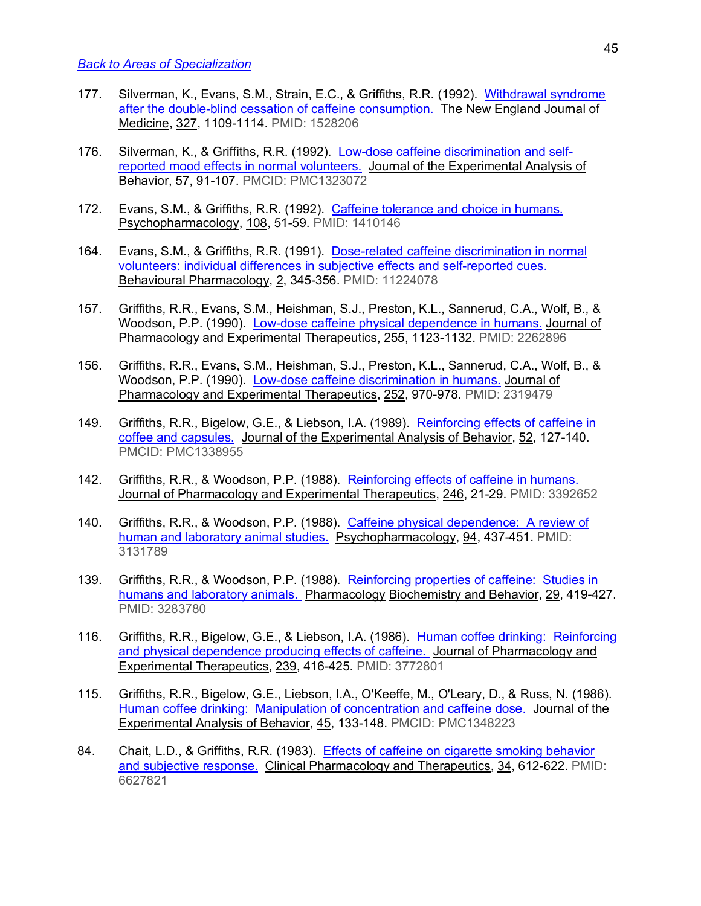[Back to Areas of Specialization]

177. Silverman, K., Evans, S.M., Strain, E.C., & Griffiths, R.R. (1992). Withdrawal syndrome after the double-blind cessation of caffeine consumption. The New England Journal of Medicine, 327, 1109-1114. PMID: 1528206

176. Silverman, K., & Griffiths, R.R. (1992). Low-dose caffeine discrimination and self-reported mood effects in normal volunteers. Journal of the Experimental Analysis of Behavior, 57, 91-107. PMCID: PMC1323072

172. Evans, S.M., & Griffiths, R.R. (1992). Caffeine tolerance and choice in humans. Psychopharmacology, 108, 51-59. PMID: 1410146

164. Evans, S.M., & Griffiths, R.R. (1991). Dose-related caffeine discrimination in normal volunteers: individual differences in subjective effects and self-reported cues. Behavioural Pharmacology, 2, 345-356. PMID: 11224078

157. Griffiths, R.R., Evans, S.M., Heishman, S.J., Preston, K.L., Sannerud, C.A., Wolf, B., & Woodson, P.P. (1990). Low-dose caffeine physical dependence in humans. Journal of Pharmacology and Experimental Therapeutics, 255, 1123-1132. PMID: 2262896

156. Griffiths, R.R., Evans, S.M., Heishman, S.J., Preston, K.L., Sannerud, C.A., Wolf, B., & Woodson, P.P. (1990). Low-dose caffeine discrimination in humans. Journal of Pharmacology and Experimental Therapeutics, 252, 970-978. PMID: 2319479

149. Griffiths, R.R., Bigelow, G.E., & Liebson, I.A. (1989). Reinforcing effects of caffeine in coffee and capsules. Journal of the Experimental Analysis of Behavior, 52, 127-140. PMCID: PMC1338955

142. Griffiths, R.R., & Woodson, P.P. (1988). Reinforcing effects of caffeine in humans. Journal of Pharmacology and Experimental Therapeutics, 246, 21-29. PMID: 3392652

140. Griffiths, R.R., & Woodson, P.P. (1988). Caffeine physical dependence: A review of human and laboratory animal studies. Psychopharmacology, 94, 437-451. PMID: 3131789

139. Griffiths, R.R., & Woodson, P.P. (1988). Reinforcing properties of caffeine: Studies in humans and laboratory animals. Pharmacology Biochemistry and Behavior, 29, 419-427. PMID: 3283780

116. Griffiths, R.R., Bigelow, G.E., & Liebson, I.A. (1986). Human coffee drinking: Reinforcing and physical dependence producing effects of caffeine. Journal of Pharmacology and Experimental Therapeutics, 239, 416-425. PMID: 3772801

115. Griffiths, R.R., Bigelow, G.E., Liebson, I.A., O'Keeffe, M., O'Leary, D., & Russ, N. (1986). Human coffee drinking: Manipulation of concentration and caffeine dose. Journal of the Experimental Analysis of Behavior, 45, 133-148. PMCID: PMC1348223

84. Chait, L.D., & Griffiths, R.R. (1983). Effects of caffeine on cigarette smoking behavior and subjective response. Clinical Pharmacology and Therapeutics, 34, 612-622. PMID: 6627821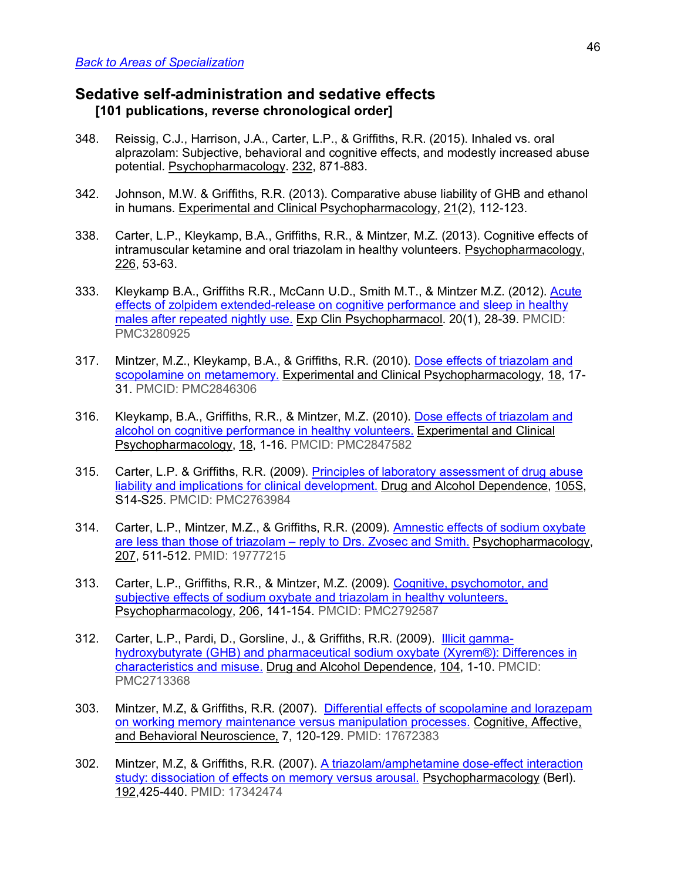[Back to Areas of Specialization]

## Sedative self-administration and sedative effects
### [101 publications, reverse chronological order]

348. Reissig, C.J., Harrison, J.A., Carter, L.P., & Griffiths, R.R. (2015). Inhaled vs. oral alprazolam: Subjective, behavioral and cognitive effects, and modestly increased abuse potential. Psychopharmacology. 232, 871-883.

342. Johnson, M.W. & Griffiths, R.R. (2013). Comparative abuse liability of GHB and ethanol in humans. Experimental and Clinical Psychopharmacology, 21(2), 112-123.

338. Carter, L.P., Kleykamp, B.A., Griffiths, R.R., & Mintzer, M.Z. (2013). Cognitive effects of intramuscular ketamine and oral triazolam in healthy volunteers. Psychopharmacology, 226, 53-63.

333. Kleykamp B.A., Griffiths R.R., McCann U.D., Smith M.T., & Mintzer M.Z. (2012). Acute effects of zolpidem extended-release on cognitive performance and sleep in healthy males after repeated nightly use. Exp Clin Psychopharmacol. 20(1), 28-39. PMCID: PMC3280925

317. Mintzer, M.Z., Kleykamp, B.A., & Griffiths, R.R. (2010). Dose effects of triazolam and scopolamine on metamemory. Experimental and Clinical Psychopharmacology, 18, 17-31. PMCID: PMC2846306

316. Kleykamp, B.A., Griffiths, R.R., & Mintzer, M.Z. (2010). Dose effects of triazolam and alcohol on cognitive performance in healthy volunteers. Experimental and Clinical Psychopharmacology, 18, 1-16. PMCID: PMC2847582

315. Carter, L.P. & Griffiths, R.R. (2009). Principles of laboratory assessment of drug abuse liability and implications for clinical development. Drug and Alcohol Dependence, 105S, S14-S25. PMCID: PMC2763984

314. Carter, L.P., Mintzer, M.Z., & Griffiths, R.R. (2009). Amnestic effects of sodium oxybate are less than those of triazolam – reply to Drs. Zvosec and Smith. Psychopharmacology, 207, 511-512. PMID: 19777215

313. Carter, L.P., Griffiths, R.R., & Mintzer, M.Z. (2009). Cognitive, psychomotor, and subjective effects of sodium oxybate and triazolam in healthy volunteers. Psychopharmacology, 206, 141-154. PMCID: PMC2792587

312. Carter, L.P., Pardi, D., Gorsline, J., & Griffiths, R.R. (2009). Illicit gamma-hydroxybutyrate (GHB) and pharmaceutical sodium oxybate (Xyrem®): Differences in characteristics and misuse. Drug and Alcohol Dependence, 104, 1-10. PMCID: PMC2713368

303. Mintzer, M.Z, & Griffiths, R.R. (2007). Differential effects of scopolamine and lorazepam on working memory maintenance versus manipulation processes. Cognitive, Affective, and Behavioral Neuroscience, 7, 120-129. PMID: 17672383

302. Mintzer, M.Z, & Griffiths, R.R. (2007). A triazolam/amphetamine dose-effect interaction study: dissociation of effects on memory versus arousal. Psychopharmacology (Berl). 192,425-440. PMID: 17342474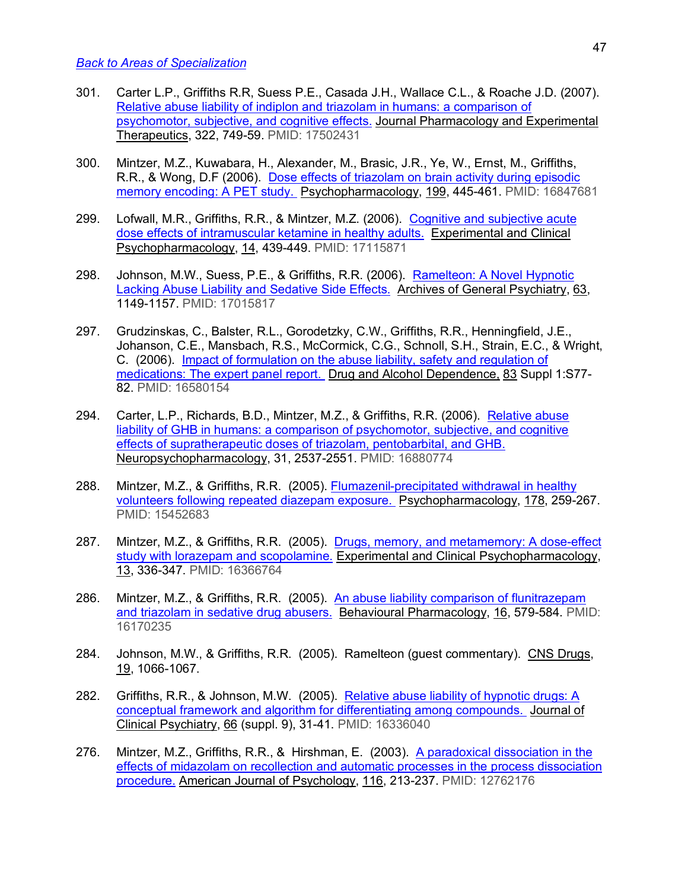[Back to Areas of Specialization](#)

301. Carter L.P., Griffiths R.R, Suess P.E., Casada J.H., Wallace C.L., & Roache J.D. (2007). [Relative abuse liability of indiplon and triazolam in humans: a comparison of psychomotor, subjective, and cognitive effects.](#) Journal Pharmacology and Experimental Therapeutics, 322, 749-59. PMID: 17502431

300. Mintzer, M.Z., Kuwabara, H., Alexander, M., Brasic, J.R., Ye, W., Ernst, M., Griffiths, R.R., & Wong, D.F (2006). [Dose effects of triazolam on brain activity during episodic memory encoding: A PET study.](#) Psychopharmacology, 199, 445-461. PMID: 16847681

299. Lofwall, M.R., Griffiths, R.R., & Mintzer, M.Z. (2006). [Cognitive and subjective acute dose effects of intramuscular ketamine in healthy adults.](#) Experimental and Clinical Psychopharmacology, 14, 439-449. PMID: 17115871

298. Johnson, M.W., Suess, P.E., & Griffiths, R.R. (2006). [Ramelteon: A Novel Hypnotic Lacking Abuse Liability and Sedative Side Effects.](#) Archives of General Psychiatry, 63, 1149-1157. PMID: 17015817

297. Grudzinskas, C., Balster, R.L., Gorodetzky, C.W., Griffiths, R.R., Henningfield, J.E., Johanson, C.E., Mansbach, R.S., McCormick, C.G., Schnoll, S.H., Strain, E.C., & Wright, C. (2006). [Impact of formulation on the abuse liability, safety and regulation of medications: The expert panel report.](#) Drug and Alcohol Dependence, 83 Suppl 1:S77-82. PMID: 16580154

294. Carter, L.P., Richards, B.D., Mintzer, M.Z., & Griffiths, R.R. (2006). [Relative abuse liability of GHB in humans: a comparison of psychomotor, subjective, and cognitive effects of supratherapeutic doses of triazolam, pentobarbital, and GHB.](#) Neuropsychopharmacology, 31, 2537-2551. PMID: 16880774

288. Mintzer, M.Z., & Griffiths, R.R. (2005). [Flumazenil-precipitated withdrawal in healthy volunteers following repeated diazepam exposure.](#) Psychopharmacology, 178, 259-267. PMID: 15452683

287. Mintzer, M.Z., & Griffiths, R.R. (2005). [Drugs, memory, and metamemory: A dose-effect study with lorazepam and scopolamine.](#) Experimental and Clinical Psychopharmacology, 13, 336-347. PMID: 16366764

286. Mintzer, M.Z., & Griffiths, R.R. (2005). [An abuse liability comparison of flunitrazepam and triazolam in sedative drug abusers.](#) Behavioural Pharmacology, 16, 579-584. PMID: 16170235

284. Johnson, M.W., & Griffiths, R.R. (2005). Ramelteon (guest commentary). CNS Drugs, 19, 1066-1067.

282. Griffiths, R.R., & Johnson, M.W. (2005). [Relative abuse liability of hypnotic drugs: A conceptual framework and algorithm for differentiating among compounds.](#) Journal of Clinical Psychiatry, 66 (suppl. 9), 31-41. PMID: 16336040

276. Mintzer, M.Z., Griffiths, R.R., & Hirshman, E. (2003). [A paradoxical dissociation in the effects of midazolam on recollection and automatic processes in the process dissociation procedure.](#) American Journal of Psychology, 116, 213-237. PMID: 12762176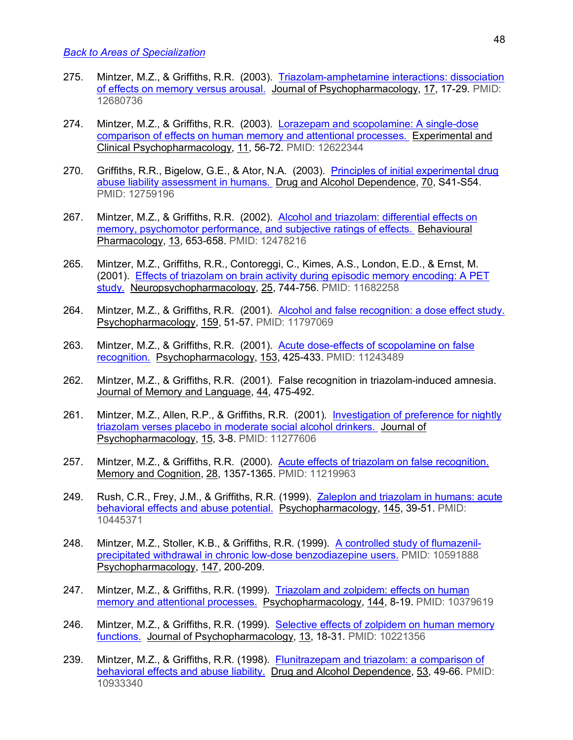Back to Areas of Specialization

275. Mintzer, M.Z., & Griffiths, R.R. (2003). Triazolam-amphetamine interactions: dissociation of effects on memory versus arousal. Journal of Psychopharmacology, 17, 17-29. PMID: 12680736

274. Mintzer, M.Z., & Griffiths, R.R. (2003). Lorazepam and scopolamine: A single-dose comparison of effects on human memory and attentional processes. Experimental and Clinical Psychopharmacology, 11, 56-72. PMID: 12622344

270. Griffiths, R.R., Bigelow, G.E., & Ator, N.A. (2003). Principles of initial experimental drug abuse liability assessment in humans. Drug and Alcohol Dependence, 70, S41-S54. PMID: 12759196

267. Mintzer, M.Z., & Griffiths, R.R. (2002). Alcohol and triazolam: differential effects on memory, psychomotor performance, and subjective ratings of effects. Behavioural Pharmacology, 13, 653-658. PMID: 12478216

265. Mintzer, M.Z., Griffiths, R.R., Contoreggi, C., Kimes, A.S., London, E.D., & Ernst, M. (2001). Effects of triazolam on brain activity during episodic memory encoding: A PET study. Neuropsychopharmacology, 25, 744-756. PMID: 11682258

264. Mintzer, M.Z., & Griffiths, R.R. (2001). Alcohol and false recognition: a dose effect study. Psychopharmacology, 159, 51-57. PMID: 11797069

263. Mintzer, M.Z., & Griffiths, R.R. (2001). Acute dose-effects of scopolamine on false recognition. Psychopharmacology, 153, 425-433. PMID: 11243489

262. Mintzer, M.Z., & Griffiths, R.R. (2001). False recognition in triazolam-induced amnesia. Journal of Memory and Language, 44, 475-492.

261. Mintzer, M.Z., Allen, R.P., & Griffiths, R.R. (2001). Investigation of preference for nightly triazolam verses placebo in moderate social alcohol drinkers. Journal of Psychopharmacology, 15, 3-8. PMID: 11277606

257. Mintzer, M.Z., & Griffiths, R.R. (2000). Acute effects of triazolam on false recognition. Memory and Cognition, 28, 1357-1365. PMID: 11219963

249. Rush, C.R., Frey, J.M., & Griffiths, R.R. (1999). Zaleplon and triazolam in humans: acute behavioral effects and abuse potential. Psychopharmacology, 145, 39-51. PMID: 10445371

248. Mintzer, M.Z., Stoller, K.B., & Griffiths, R.R. (1999). A controlled study of flumazenil-precipitated withdrawal in chronic low-dose benzodiazepine users. PMID: 10591888 Psychopharmacology, 147, 200-209.

247. Mintzer, M.Z., & Griffiths, R.R. (1999). Triazolam and zolpidem: effects on human memory and attentional processes. Psychopharmacology, 144, 8-19. PMID: 10379619

246. Mintzer, M.Z., & Griffiths, R.R. (1999). Selective effects of zolpidem on human memory functions. Journal of Psychopharmacology, 13, 18-31. PMID: 10221356

239. Mintzer, M.Z., & Griffiths, R.R. (1998). Flunitrazepam and triazolam: a comparison of behavioral effects and abuse liability. Drug and Alcohol Dependence, 53, 49-66. PMID: 10933340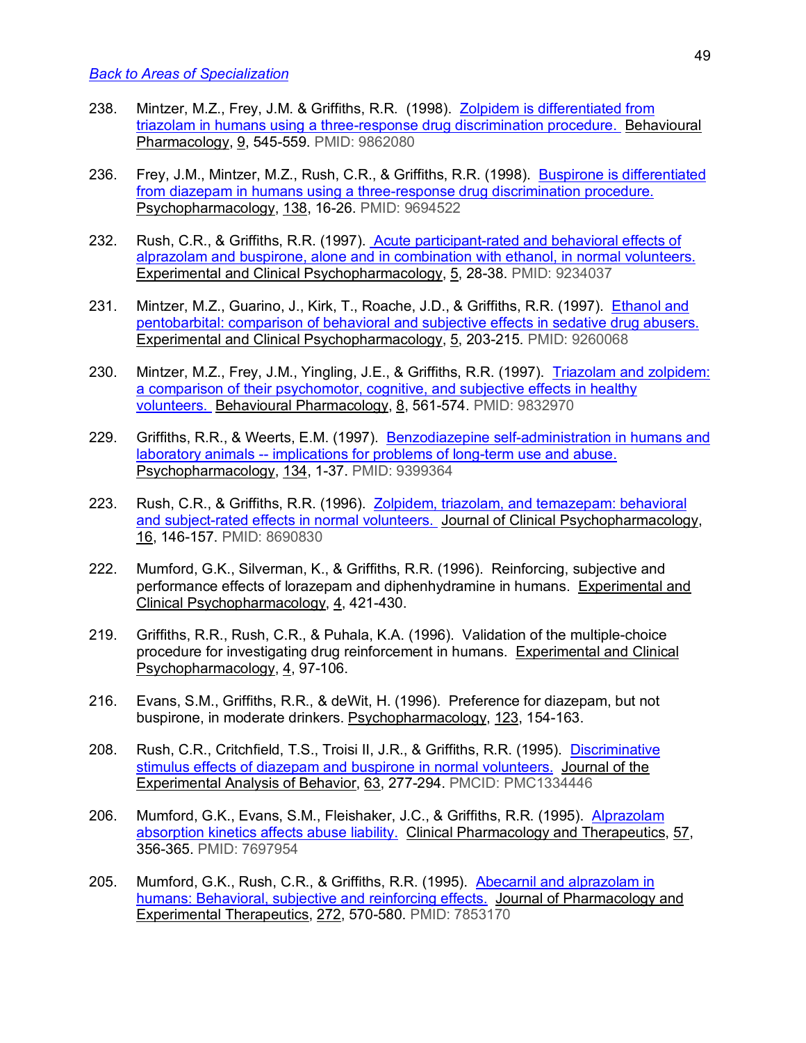[Back to Areas of Specialization]

238. Mintzer, M.Z., Frey, J.M. & Griffiths, R.R. (1998). Zolpidem is differentiated from triazolam in humans using a three-response drug discrimination procedure. Behavioural Pharmacology, 9, 545-559. PMID: 9862080

236. Frey, J.M., Mintzer, M.Z., Rush, C.R., & Griffiths, R.R. (1998). Buspirone is differentiated from diazepam in humans using a three-response drug discrimination procedure. Psychopharmacology, 138, 16-26. PMID: 9694522

232. Rush, C.R., & Griffiths, R.R. (1997). Acute participant-rated and behavioral effects of alprazolam and buspirone, alone and in combination with ethanol, in normal volunteers. Experimental and Clinical Psychopharmacology, 5, 28-38. PMID: 9234037

231. Mintzer, M.Z., Guarino, J., Kirk, T., Roache, J.D., & Griffiths, R.R. (1997). Ethanol and pentobarbital: comparison of behavioral and subjective effects in sedative drug abusers. Experimental and Clinical Psychopharmacology, 5, 203-215. PMID: 9260068

230. Mintzer, M.Z., Frey, J.M., Yingling, J.E., & Griffiths, R.R. (1997). Triazolam and zolpidem: a comparison of their psychomotor, cognitive, and subjective effects in healthy volunteers. Behavioural Pharmacology, 8, 561-574. PMID: 9832970

229. Griffiths, R.R., & Weerts, E.M. (1997). Benzodiazepine self-administration in humans and laboratory animals -- implications for problems of long-term use and abuse. Psychopharmacology, 134, 1-37. PMID: 9399364

223. Rush, C.R., & Griffiths, R.R. (1996). Zolpidem, triazolam, and temazepam: behavioral and subject-rated effects in normal volunteers. Journal of Clinical Psychopharmacology, 16, 146-157. PMID: 8690830

222. Mumford, G.K., Silverman, K., & Griffiths, R.R. (1996). Reinforcing, subjective and performance effects of lorazepam and diphenhydramine in humans. Experimental and Clinical Psychopharmacology, 4, 421-430.

219. Griffiths, R.R., Rush, C.R., & Puhala, K.A. (1996). Validation of the multiple-choice procedure for investigating drug reinforcement in humans. Experimental and Clinical Psychopharmacology, 4, 97-106.

216. Evans, S.M., Griffiths, R.R., & deWit, H. (1996). Preference for diazepam, but not buspirone, in moderate drinkers. Psychopharmacology, 123, 154-163.

208. Rush, C.R., Critchfield, T.S., Troisi II, J.R., & Griffiths, R.R. (1995). Discriminative stimulus effects of diazepam and buspirone in normal volunteers. Journal of the Experimental Analysis of Behavior, 63, 277-294. PMCID: PMC1334446

206. Mumford, G.K., Evans, S.M., Fleishaker, J.C., & Griffiths, R.R. (1995). Alprazolam absorption kinetics affects abuse liability. Clinical Pharmacology and Therapeutics, 57, 356-365. PMID: 7697954

205. Mumford, G.K., Rush, C.R., & Griffiths, R.R. (1995). Abecarnil and alprazolam in humans: Behavioral, subjective and reinforcing effects. Journal of Pharmacology and Experimental Therapeutics, 272, 570-580. PMID: 7853170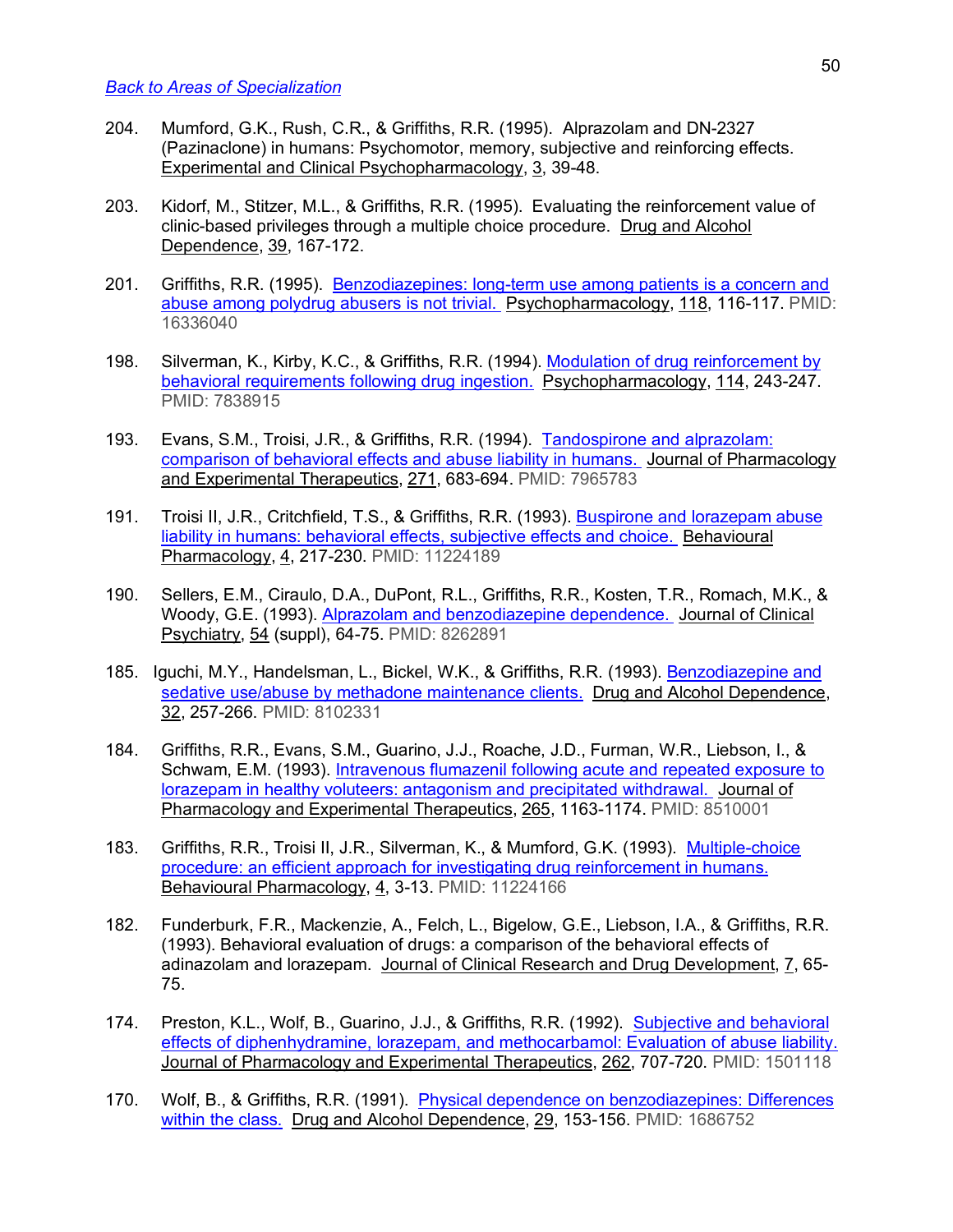[Back to Areas of Specialization]

204. Mumford, G.K., Rush, C.R., & Griffiths, R.R. (1995). Alprazolam and DN-2327 (Pazinaclone) in humans: Psychomotor, memory, subjective and reinforcing effects. Experimental and Clinical Psychopharmacology, 3, 39-48.

203. Kidorf, M., Stitzer, M.L., & Griffiths, R.R. (1995). Evaluating the reinforcement value of clinic-based privileges through a multiple choice procedure. Drug and Alcohol Dependence, 39, 167-172.

201. Griffiths, R.R. (1995). Benzodiazepines: long-term use among patients is a concern and abuse among polydrug abusers is not trivial. Psychopharmacology, 118, 116-117. PMID: 16336040

198. Silverman, K., Kirby, K.C., & Griffiths, R.R. (1994). Modulation of drug reinforcement by behavioral requirements following drug ingestion. Psychopharmacology, 114, 243-247. PMID: 7838915

193. Evans, S.M., Troisi, J.R., & Griffiths, R.R. (1994). Tandospirone and alprazolam: comparison of behavioral effects and abuse liability in humans. Journal of Pharmacology and Experimental Therapeutics, 271, 683-694. PMID: 7965783

191. Troisi II, J.R., Critchfield, T.S., & Griffiths, R.R. (1993). Buspirone and lorazepam abuse liability in humans: behavioral effects, subjective effects and choice. Behavioural Pharmacology, 4, 217-230. PMID: 11224189

190. Sellers, E.M., Ciraulo, D.A., DuPont, R.L., Griffiths, R.R., Kosten, T.R., Romach, M.K., & Woody, G.E. (1993). Alprazolam and benzodiazepine dependence. Journal of Clinical Psychiatry, 54 (suppl), 64-75. PMID: 8262891

185. Iguchi, M.Y., Handelsman, L., Bickel, W.K., & Griffiths, R.R. (1993). Benzodiazepine and sedative use/abuse by methadone maintenance clients. Drug and Alcohol Dependence, 32, 257-266. PMID: 8102331

184. Griffiths, R.R., Evans, S.M., Guarino, J.J., Roache, J.D., Furman, W.R., Liebson, I., & Schwam, E.M. (1993). Intravenous flumazenil following acute and repeated exposure to lorazepam in healthy volunteers: antagonism and precipitated withdrawal. Journal of Pharmacology and Experimental Therapeutics, 265, 1163-1174. PMID: 8510001

183. Griffiths, R.R., Troisi II, J.R., Silverman, K., & Mumford, G.K. (1993). Multiple-choice procedure: an efficient approach for investigating drug reinforcement in humans. Behavioural Pharmacology, 4, 3-13. PMID: 11224166

182. Funderburk, F.R., Mackenzie, A., Felch, L., Bigelow, G.E., Liebson, I.A., & Griffiths, R.R. (1993). Behavioral evaluation of drugs: a comparison of the behavioral effects of adinazolam and lorazepam. Journal of Clinical Research and Drug Development, 7, 65-75.

174. Preston, K.L., Wolf, B., Guarino, J.J., & Griffiths, R.R. (1992). Subjective and behavioral effects of diphenhydramine, lorazepam, and methocarbamol: Evaluation of abuse liability. Journal of Pharmacology and Experimental Therapeutics, 262, 707-720. PMID: 1501118

170. Wolf, B., & Griffiths, R.R. (1991). Physical dependence on benzodiazepines: Differences within the class. Drug and Alcohol Dependence, 29, 153-156. PMID: 1686752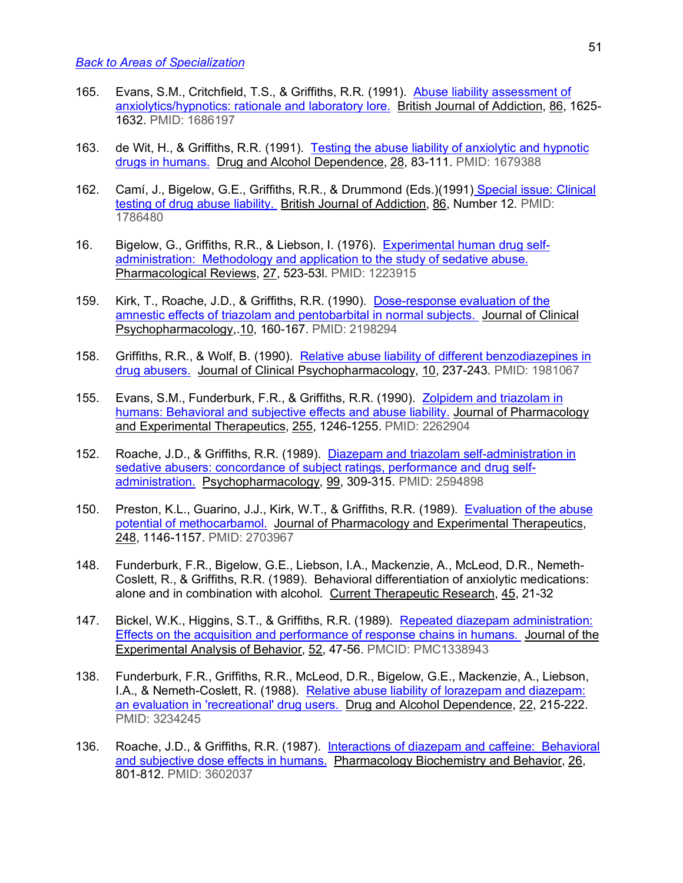[Back to Areas of Specialization](#)

165. Evans, S.M., Critchfield, T.S., & Griffiths, R.R. (1991). [Abuse liability assessment of anxiolytics/hypnotics: rationale and laboratory lore.](#) British Journal of Addiction, 86, 1625-1632. PMID: 1686197

163. de Wit, H., & Griffiths, R.R. (1991). [Testing the abuse liability of anxiolytic and hypnotic drugs in humans.](#) Drug and Alcohol Dependence, 28, 83-111. PMID: 1679388

162. Camí, J., Bigelow, G.E., Griffiths, R.R., & Drummond (Eds.)(1991) [Special issue: Clinical testing of drug abuse liability.](#) British Journal of Addiction, 86, Number 12. PMID: 1786480

16. Bigelow, G., Griffiths, R.R., & Liebson, I. (1976). [Experimental human drug self-administration: Methodology and application to the study of sedative abuse.](#) Pharmacological Reviews, 27, 523-53l. PMID: 1223915

159. Kirk, T., Roache, J.D., & Griffiths, R.R. (1990). [Dose-response evaluation of the amnestic effects of triazolam and pentobarbital in normal subjects.](#) Journal of Clinical Psychopharmacology,.10, 160-167. PMID: 2198294

158. Griffiths, R.R., & Wolf, B. (1990). [Relative abuse liability of different benzodiazepines in drug abusers.](#) Journal of Clinical Psychopharmacology, 10, 237-243. PMID: 1981067

155. Evans, S.M., Funderburk, F.R., & Griffiths, R.R. (1990). [Zolpidem and triazolam in humans: Behavioral and subjective effects and abuse liability.](#) Journal of Pharmacology and Experimental Therapeutics, 255, 1246-1255. PMID: 2262904

152. Roache, J.D., & Griffiths, R.R. (1989). [Diazepam and triazolam self-administration in sedative abusers: concordance of subject ratings, performance and drug self-administration.](#) Psychopharmacology, 99, 309-315. PMID: 2594898

150. Preston, K.L., Guarino, J.J., Kirk, W.T., & Griffiths, R.R. (1989). [Evaluation of the abuse potential of methocarbamol.](#) Journal of Pharmacology and Experimental Therapeutics, 248, 1146-1157. PMID: 2703967

148. Funderburk, F.R., Bigelow, G.E., Liebson, I.A., Mackenzie, A., McLeod, D.R., Nemeth-Coslett, R., & Griffiths, R.R. (1989). Behavioral differentiation of anxiolytic medications: alone and in combination with alcohol. Current Therapeutic Research, 45, 21-32

147. Bickel, W.K., Higgins, S.T., & Griffiths, R.R. (1989). [Repeated diazepam administration: Effects on the acquisition and performance of response chains in humans.](#) Journal of the Experimental Analysis of Behavior, 52, 47-56. PMCID: PMC1338943

138. Funderburk, F.R., Griffiths, R.R., McLeod, D.R., Bigelow, G.E., Mackenzie, A., Liebson, I.A., & Nemeth-Coslett, R. (1988). [Relative abuse liability of lorazepam and diazepam: an evaluation in 'recreational' drug users.](#) Drug and Alcohol Dependence, 22, 215-222. PMID: 3234245

136. Roache, J.D., & Griffiths, R.R. (1987). [Interactions of diazepam and caffeine: Behavioral and subjective dose effects in humans.](#) Pharmacology Biochemistry and Behavior, 26, 801-812. PMID: 3602037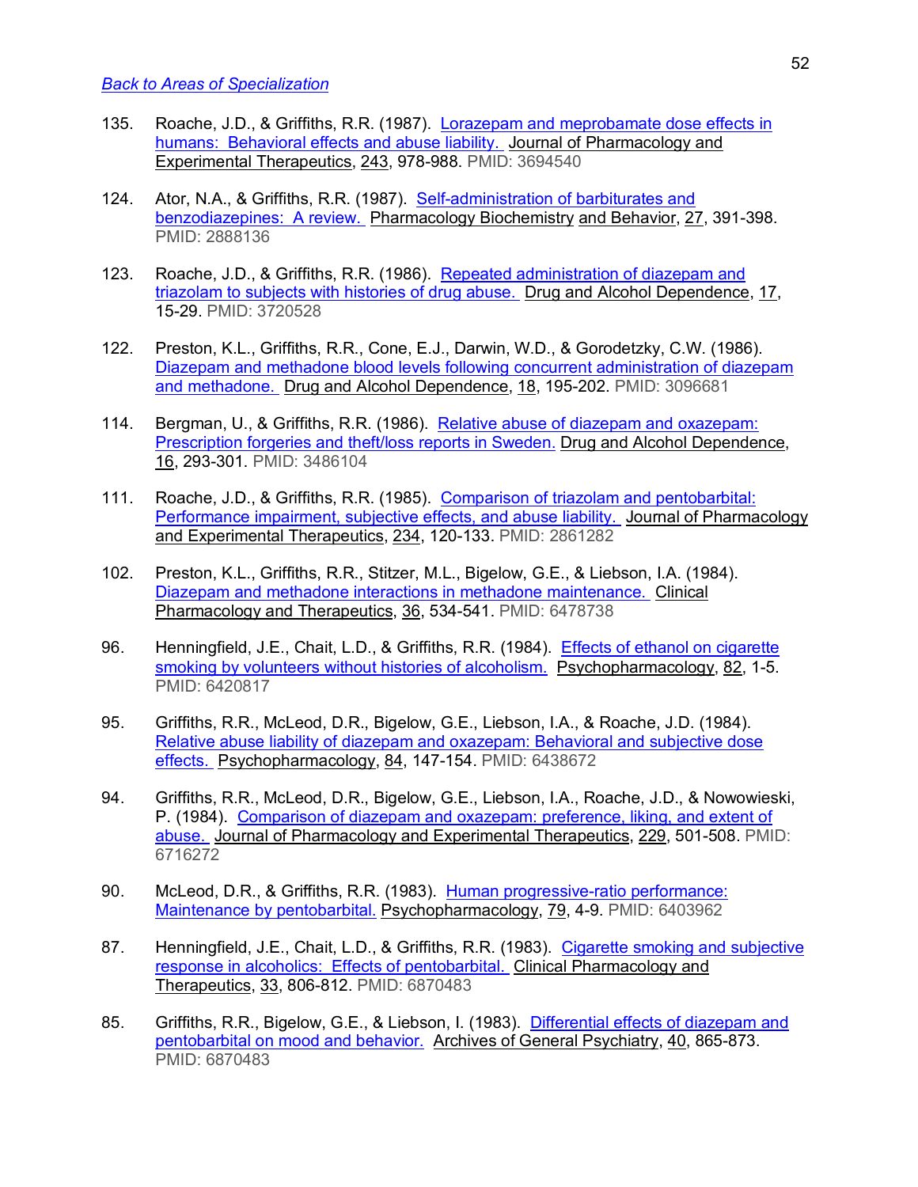[Back to Areas of Specialization]

135. Roache, J.D., & Griffiths, R.R. (1987). Lorazepam and meprobamate dose effects in humans: Behavioral effects and abuse liability. Journal of Pharmacology and Experimental Therapeutics, 243, 978-988. PMID: 3694540

124. Ator, N.A., & Griffiths, R.R. (1987). Self-administration of barbiturates and benzodiazepines: A review. Pharmacology Biochemistry and Behavior, 27, 391-398. PMID: 2888136

123. Roache, J.D., & Griffiths, R.R. (1986). Repeated administration of diazepam and triazolam to subjects with histories of drug abuse. Drug and Alcohol Dependence, 17, 15-29. PMID: 3720528

122. Preston, K.L., Griffiths, R.R., Cone, E.J., Darwin, W.D., & Gorodetzky, C.W. (1986). Diazepam and methadone blood levels following concurrent administration of diazepam and methadone. Drug and Alcohol Dependence, 18, 195-202. PMID: 3096681

114. Bergman, U., & Griffiths, R.R. (1986). Relative abuse of diazepam and oxazepam: Prescription forgeries and theft/loss reports in Sweden. Drug and Alcohol Dependence, 16, 293-301. PMID: 3486104

111. Roache, J.D., & Griffiths, R.R. (1985). Comparison of triazolam and pentobarbital: Performance impairment, subjective effects, and abuse liability. Journal of Pharmacology and Experimental Therapeutics, 234, 120-133. PMID: 2861282

102. Preston, K.L., Griffiths, R.R., Stitzer, M.L., Bigelow, G.E., & Liebson, I.A. (1984). Diazepam and methadone interactions in methadone maintenance. Clinical Pharmacology and Therapeutics, 36, 534-541. PMID: 6478738

96. Henningfield, J.E., Chait, L.D., & Griffiths, R.R. (1984). Effects of ethanol on cigarette smoking by volunteers without histories of alcoholism. Psychopharmacology, 82, 1-5. PMID: 6420817

95. Griffiths, R.R., McLeod, D.R., Bigelow, G.E., Liebson, I.A., & Roache, J.D. (1984). Relative abuse liability of diazepam and oxazepam: Behavioral and subjective dose effects. Psychopharmacology, 84, 147-154. PMID: 6438672

94. Griffiths, R.R., McLeod, D.R., Bigelow, G.E., Liebson, I.A., Roache, J.D., & Nowowieski, P. (1984). Comparison of diazepam and oxazepam: preference, liking, and extent of abuse. Journal of Pharmacology and Experimental Therapeutics, 229, 501-508. PMID: 6716272

90. McLeod, D.R., & Griffiths, R.R. (1983). Human progressive-ratio performance: Maintenance by pentobarbital. Psychopharmacology, 79, 4-9. PMID: 6403962

87. Henningfield, J.E., Chait, L.D., & Griffiths, R.R. (1983). Cigarette smoking and subjective response in alcoholics: Effects of pentobarbital. Clinical Pharmacology and Therapeutics, 33, 806-812. PMID: 6870483

85. Griffiths, R.R., Bigelow, G.E., & Liebson, I. (1983). Differential effects of diazepam and pentobarbital on mood and behavior. Archives of General Psychiatry, 40, 865-873. PMID: 6870483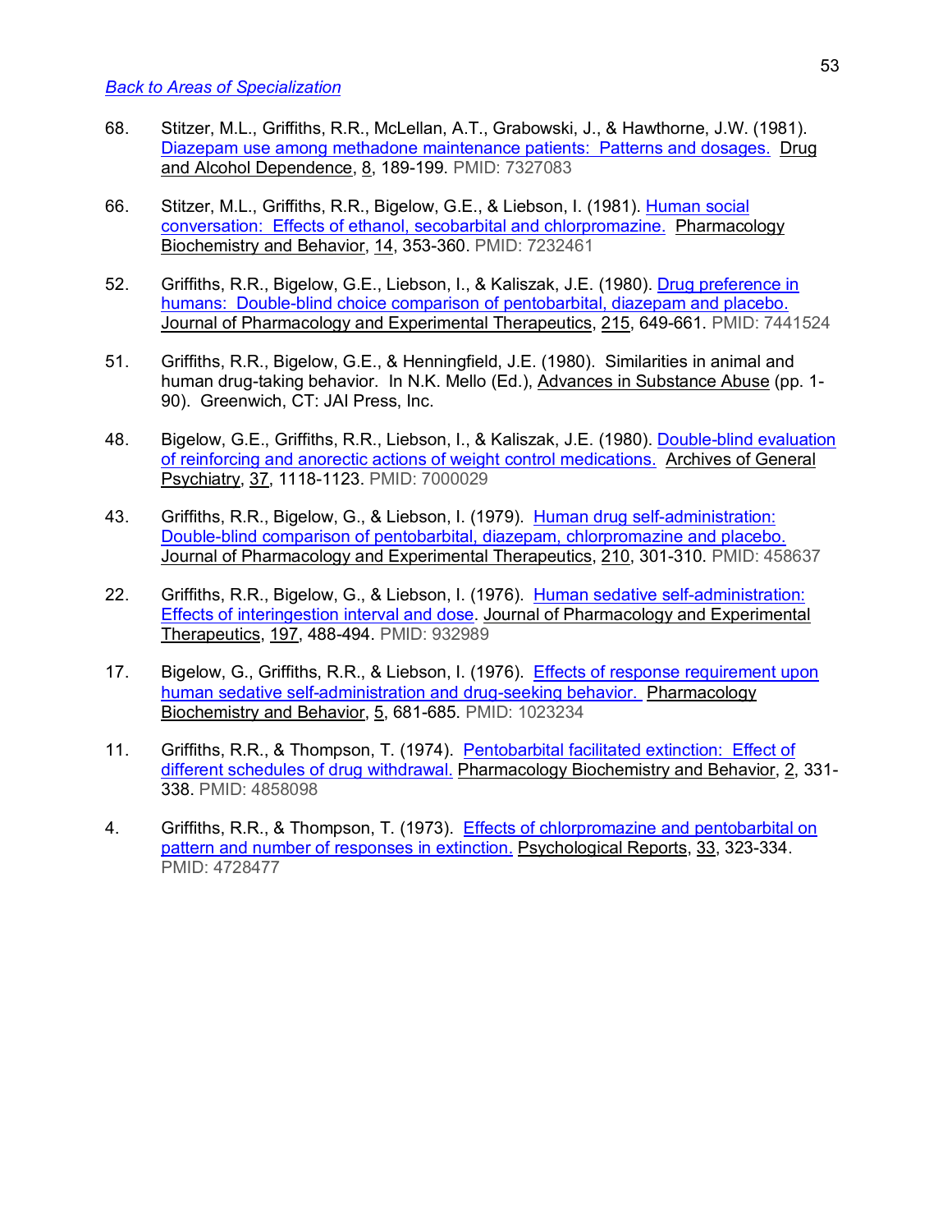*Back to Areas of Specialization*

68. Stitzer, M.L., Griffiths, R.R., McLellan, A.T., Grabowski, J., & Hawthorne, J.W. (1981). Diazepam use among methadone maintenance patients: Patterns and dosages. Drug and Alcohol Dependence, 8, 189-199. PMID: 7327083

66. Stitzer, M.L., Griffiths, R.R., Bigelow, G.E., & Liebson, I. (1981). Human social conversation: Effects of ethanol, secobarbital and chlorpromazine. Pharmacology Biochemistry and Behavior, 14, 353-360. PMID: 7232461

52. Griffiths, R.R., Bigelow, G.E., Liebson, I., & Kaliszak, J.E. (1980). Drug preference in humans: Double-blind choice comparison of pentobarbital, diazepam and placebo. Journal of Pharmacology and Experimental Therapeutics, 215, 649-661. PMID: 7441524

51. Griffiths, R.R., Bigelow, G.E., & Henningfield, J.E. (1980). Similarities in animal and human drug-taking behavior. In N.K. Mello (Ed.), Advances in Substance Abuse (pp. 1-90). Greenwich, CT: JAI Press, Inc.

48. Bigelow, G.E., Griffiths, R.R., Liebson, I., & Kaliszak, J.E. (1980). Double-blind evaluation of reinforcing and anorectic actions of weight control medications. Archives of General Psychiatry, 37, 1118-1123. PMID: 7000029

43. Griffiths, R.R., Bigelow, G., & Liebson, I. (1979). Human drug self-administration: Double-blind comparison of pentobarbital, diazepam, chlorpromazine and placebo. Journal of Pharmacology and Experimental Therapeutics, 210, 301-310. PMID: 458637

22. Griffiths, R.R., Bigelow, G., & Liebson, I. (1976). Human sedative self-administration: Effects of interingestion interval and dose. Journal of Pharmacology and Experimental Therapeutics, 197, 488-494. PMID: 932989

17. Bigelow, G., Griffiths, R.R., & Liebson, I. (1976). Effects of response requirement upon human sedative self-administration and drug-seeking behavior. Pharmacology Biochemistry and Behavior, 5, 681-685. PMID: 1023234

11. Griffiths, R.R., & Thompson, T. (1974). Pentobarbital facilitated extinction: Effect of different schedules of drug withdrawal. Pharmacology Biochemistry and Behavior, 2, 331-338. PMID: 4858098

4. Griffiths, R.R., & Thompson, T. (1973). Effects of chlorpromazine and pentobarbital on pattern and number of responses in extinction. Psychological Reports, 33, 323-334. PMID: 4728477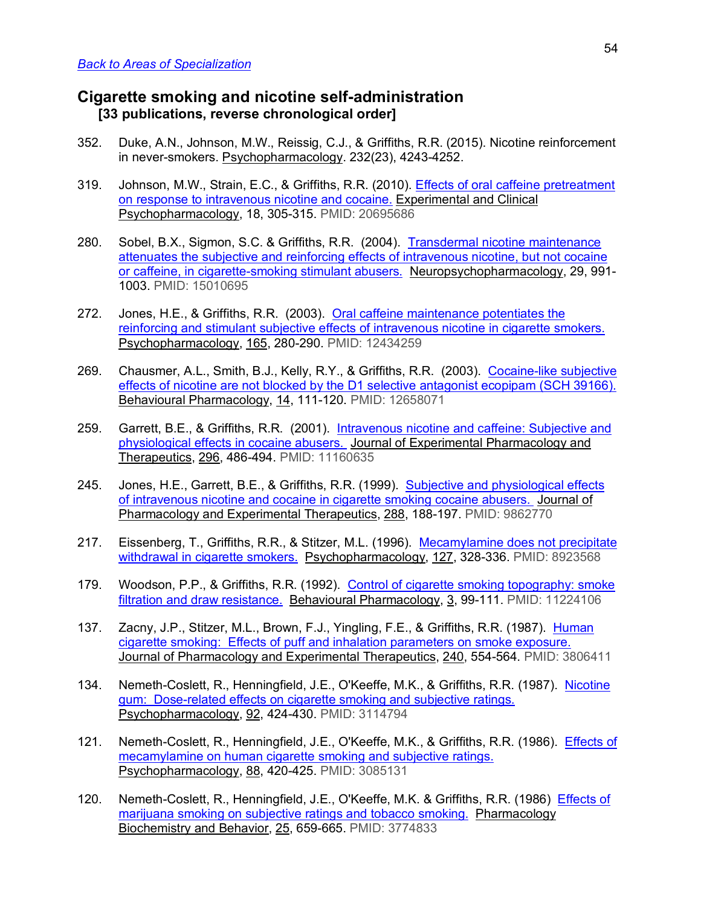*Back to Areas of Specialization*

## Cigarette smoking and nicotine self-administration
**[33 publications, reverse chronological order]**

352. Duke, A.N., Johnson, M.W., Reissig, C.J., & Griffiths, R.R. (2015). Nicotine reinforcement in never-smokers. Psychopharmacology. 232(23), 4243-4252.

319. Johnson, M.W., Strain, E.C., & Griffiths, R.R. (2010). Effects of oral caffeine pretreatment on response to intravenous nicotine and cocaine. Experimental and Clinical Psychopharmacology, 18, 305-315. PMID: 20695686

280. Sobel, B.X., Sigmon, S.C. & Griffiths, R.R. (2004). Transdermal nicotine maintenance attenuates the subjective and reinforcing effects of intravenous nicotine, but not cocaine or caffeine, in cigarette-smoking stimulant abusers. Neuropsychopharmacology, 29, 991-1003. PMID: 15010695

272. Jones, H.E., & Griffiths, R.R. (2003). Oral caffeine maintenance potentiates the reinforcing and stimulant subjective effects of intravenous nicotine in cigarette smokers. Psychopharmacology, 165, 280-290. PMID: 12434259

269. Chausmer, A.L., Smith, B.J., Kelly, R.Y., & Griffiths, R.R. (2003). Cocaine-like subjective effects of nicotine are not blocked by the D1 selective antagonist ecopipam (SCH 39166). Behavioural Pharmacology, 14, 111-120. PMID: 12658071

259. Garrett, B.E., & Griffiths, R.R. (2001). Intravenous nicotine and caffeine: Subjective and physiological effects in cocaine abusers. Journal of Experimental Pharmacology and Therapeutics, 296, 486-494. PMID: 11160635

245. Jones, H.E., Garrett, B.E., & Griffiths, R.R. (1999). Subjective and physiological effects of intravenous nicotine and cocaine in cigarette smoking cocaine abusers. Journal of Pharmacology and Experimental Therapeutics, 288, 188-197. PMID: 9862770

217. Eissenberg, T., Griffiths, R.R., & Stitzer, M.L. (1996). Mecamylamine does not precipitate withdrawal in cigarette smokers. Psychopharmacology, 127, 328-336. PMID: 8923568

179. Woodson, P.P., & Griffiths, R.R. (1992). Control of cigarette smoking topography: smoke filtration and draw resistance. Behavioural Pharmacology, 3, 99-111. PMID: 11224106

137. Zacny, J.P., Stitzer, M.L., Brown, F.J., Yingling, F.E., & Griffiths, R.R. (1987). Human cigarette smoking: Effects of puff and inhalation parameters on smoke exposure. Journal of Pharmacology and Experimental Therapeutics, 240, 554-564. PMID: 3806411

134. Nemeth-Coslett, R., Henningfield, J.E., O'Keeffe, M.K., & Griffiths, R.R. (1987). Nicotine gum: Dose-related effects on cigarette smoking and subjective ratings. Psychopharmacology, 92, 424-430. PMID: 3114794

121. Nemeth-Coslett, R., Henningfield, J.E., O'Keeffe, M.K., & Griffiths, R.R. (1986). Effects of mecamylamine on human cigarette smoking and subjective ratings. Psychopharmacology, 88, 420-425. PMID: 3085131

120. Nemeth-Coslett, R., Henningfield, J.E., O'Keeffe, M.K. & Griffiths, R.R. (1986) Effects of marijuana smoking on subjective ratings and tobacco smoking. Pharmacology Biochemistry and Behavior, 25, 659-665. PMID: 3774833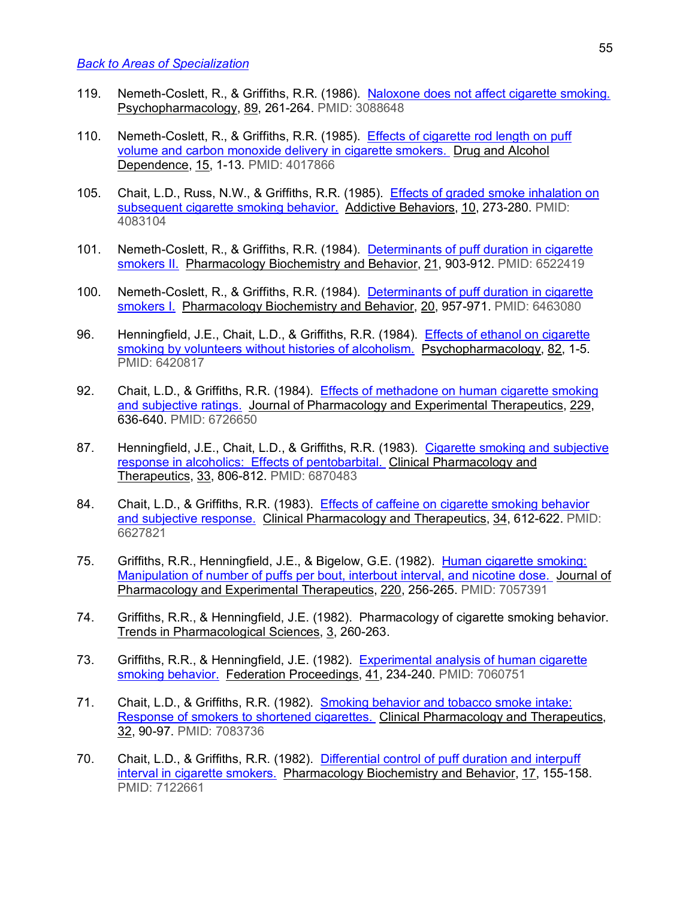[Back to Areas of Specialization](#)

119. Nemeth-Coslett, R., & Griffiths, R.R. (1986). [Naloxone does not affect cigarette smoking.](#) Psychopharmacology, 89, 261-264. PMID: 3088648

110. Nemeth-Coslett, R., & Griffiths, R.R. (1985). [Effects of cigarette rod length on puff volume and carbon monoxide delivery in cigarette smokers.](#) Drug and Alcohol Dependence, 15, 1-13. PMID: 4017866

105. Chait, L.D., Russ, N.W., & Griffiths, R.R. (1985). [Effects of graded smoke inhalation on subsequent cigarette smoking behavior.](#) Addictive Behaviors, 10, 273-280. PMID: 4083104

101. Nemeth-Coslett, R., & Griffiths, R.R. (1984). [Determinants of puff duration in cigarette smokers II.](#) Pharmacology Biochemistry and Behavior, 21, 903-912. PMID: 6522419

100. Nemeth-Coslett, R., & Griffiths, R.R. (1984). [Determinants of puff duration in cigarette smokers I.](#) Pharmacology Biochemistry and Behavior, 20, 957-971. PMID: 6463080

96. Henningfield, J.E., Chait, L.D., & Griffiths, R.R. (1984). [Effects of ethanol on cigarette smoking by volunteers without histories of alcoholism.](#) Psychopharmacology, 82, 1-5. PMID: 6420817

92. Chait, L.D., & Griffiths, R.R. (1984). [Effects of methadone on human cigarette smoking and subjective ratings.](#) Journal of Pharmacology and Experimental Therapeutics, 229, 636-640. PMID: 6726650

87. Henningfield, J.E., Chait, L.D., & Griffiths, R.R. (1983). [Cigarette smoking and subjective response in alcoholics: Effects of pentobarbital.](#) Clinical Pharmacology and Therapeutics, 33, 806-812. PMID: 6870483

84. Chait, L.D., & Griffiths, R.R. (1983). [Effects of caffeine on cigarette smoking behavior and subjective response.](#) Clinical Pharmacology and Therapeutics, 34, 612-622. PMID: 6627821

75. Griffiths, R.R., Henningfield, J.E., & Bigelow, G.E. (1982). [Human cigarette smoking: Manipulation of number of puffs per bout, interbout interval, and nicotine dose.](#) Journal of Pharmacology and Experimental Therapeutics, 220, 256-265. PMID: 7057391

74. Griffiths, R.R., & Henningfield, J.E. (1982). Pharmacology of cigarette smoking behavior. Trends in Pharmacological Sciences, 3, 260-263.

73. Griffiths, R.R., & Henningfield, J.E. (1982). [Experimental analysis of human cigarette smoking behavior.](#) Federation Proceedings, 41, 234-240. PMID: 7060751

71. Chait, L.D., & Griffiths, R.R. (1982). [Smoking behavior and tobacco smoke intake: Response of smokers to shortened cigarettes.](#) Clinical Pharmacology and Therapeutics, 32, 90-97. PMID: 7083736

70. Chait, L.D., & Griffiths, R.R. (1982). [Differential control of puff duration and interpuff interval in cigarette smokers.](#) Pharmacology Biochemistry and Behavior, 17, 155-158. PMID: 7122661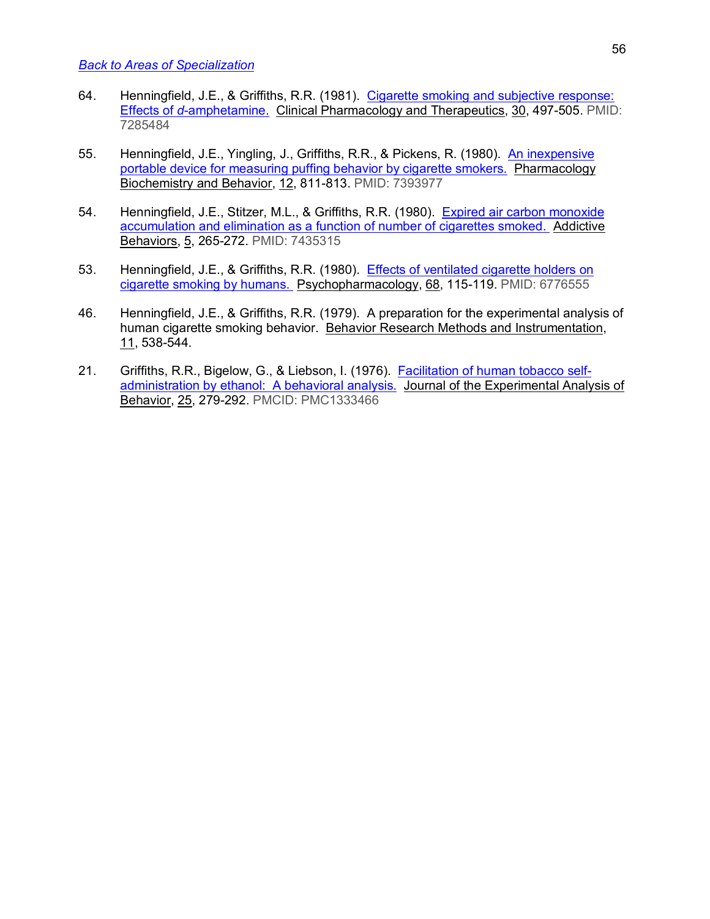*Back to Areas of Specialization*

64. Henningfield, J.E., & Griffiths, R.R. (1981). Cigarette smoking and subjective response: Effects of *d*-amphetamine. Clinical Pharmacology and Therapeutics, 30, 497-505. PMID: 7285484

55. Henningfield, J.E., Yingling, J., Griffiths, R.R., & Pickens, R. (1980). An inexpensive portable device for measuring puffing behavior by cigarette smokers. Pharmacology Biochemistry and Behavior, 12, 811-813. PMID: 7393977

54. Henningfield, J.E., Stitzer, M.L., & Griffiths, R.R. (1980). Expired air carbon monoxide accumulation and elimination as a function of number of cigarettes smoked. Addictive Behaviors, 5, 265-272. PMID: 7435315

53. Henningfield, J.E., & Griffiths, R.R. (1980). Effects of ventilated cigarette holders on cigarette smoking by humans. Psychopharmacology, 68, 115-119. PMID: 6776555

46. Henningfield, J.E., & Griffiths, R.R. (1979). A preparation for the experimental analysis of human cigarette smoking behavior. Behavior Research Methods and Instrumentation, 11, 538-544.

21. Griffiths, R.R., Bigelow, G., & Liebson, I. (1976). Facilitation of human tobacco self-administration by ethanol: A behavioral analysis. Journal of the Experimental Analysis of Behavior, 25, 279-292. PMCID: PMC1333466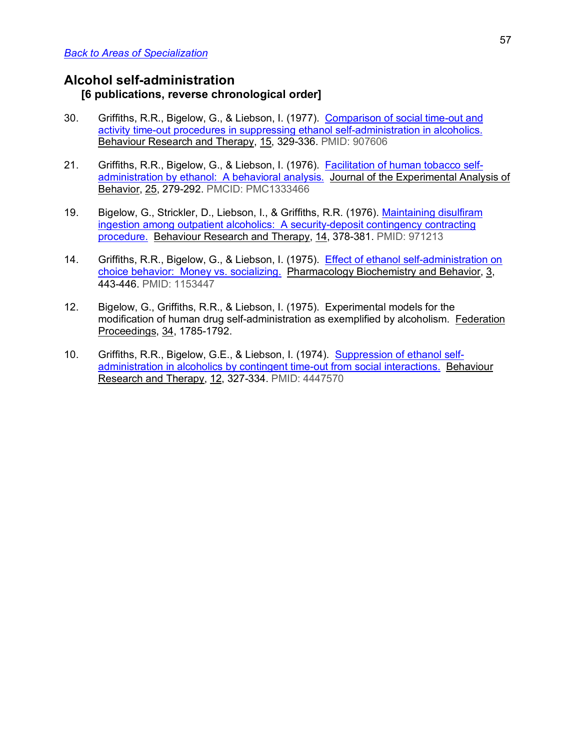*Back to Areas of Specialization*

## Alcohol self-administration

**[6 publications, reverse chronological order]**

30. Griffiths, R.R., Bigelow, G., & Liebson, I. (1977). Comparison of social time-out and activity time-out procedures in suppressing ethanol self-administration in alcoholics. Behaviour Research and Therapy, 15, 329-336. PMID: 907606

21. Griffiths, R.R., Bigelow, G., & Liebson, I. (1976). Facilitation of human tobacco self-administration by ethanol: A behavioral analysis. Journal of the Experimental Analysis of Behavior, 25, 279-292. PMCID: PMC1333466

19. Bigelow, G., Strickler, D., Liebson, I., & Griffiths, R.R. (1976). Maintaining disulfiram ingestion among outpatient alcoholics: A security-deposit contingency contracting procedure. Behaviour Research and Therapy, 14, 378-381. PMID: 971213

14. Griffiths, R.R., Bigelow, G., & Liebson, I. (1975). Effect of ethanol self-administration on choice behavior: Money vs. socializing. Pharmacology Biochemistry and Behavior, 3, 443-446. PMID: 1153447

12. Bigelow, G., Griffiths, R.R., & Liebson, I. (1975). Experimental models for the modification of human drug self-administration as exemplified by alcoholism. Federation Proceedings, 34, 1785-1792.

10. Griffiths, R.R., Bigelow, G.E., & Liebson, I. (1974). Suppression of ethanol self-administration in alcoholics by contingent time-out from social interactions. Behaviour Research and Therapy, 12, 327-334. PMID: 4447570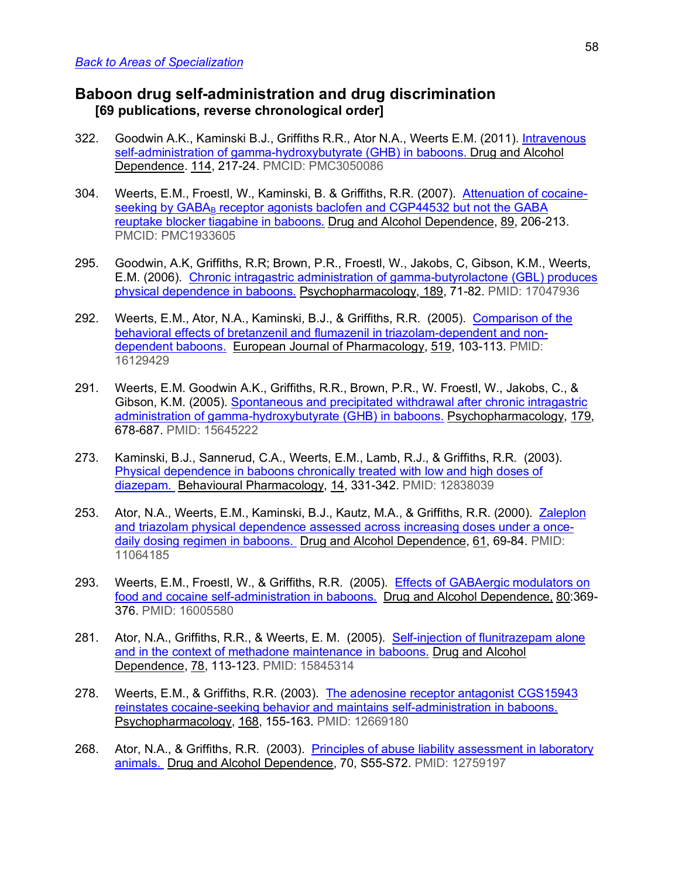[Back to Areas of Specialization](#)

## Baboon drug self-administration and drug discrimination
**[69 publications, reverse chronological order]**

322. Goodwin A.K., Kaminski B.J., Griffiths R.R., Ator N.A., Weerts E.M. (2011). [Intravenous self-administration of gamma-hydroxybutyrate (GHB) in baboons.](#) Drug and Alcohol Dependence. 114, 217-24. PMCID: PMC3050086

304. Weerts, E.M., Froestl, W., Kaminski, B. & Griffiths, R.R. (2007). [Attenuation of cocaine-seeking by $GABA_B$ receptor agonists baclofen and CGP44532 but not the GABA reuptake blocker tiagabine in baboons.](#) Drug and Alcohol Dependence, 89, 206-213. PMCID: PMC1933605

295. Goodwin, A.K, Griffiths, R.R; Brown, P.R., Froestl, W., Jakobs, C, Gibson, K.M., Weerts, E.M. (2006). [Chronic intragastric administration of gamma-butyrolactone (GBL) produces physical dependence in baboons.](#) Psychopharmacology, 189, 71-82. PMID: 17047936

292. Weerts, E.M., Ator, N.A., Kaminski, B.J., & Griffiths, R.R. (2005). [Comparison of the behavioral effects of bretanzenil and flumazenil in triazolam-dependent and non-dependent baboons.](#) European Journal of Pharmacology, 519, 103-113. PMID: 16129429

291. Weerts, E.M. Goodwin A.K., Griffiths, R.R., Brown, P.R., W. Froestl, W., Jakobs, C., & Gibson, K.M. (2005). [Spontaneous and precipitated withdrawal after chronic intragastric administration of gamma-hydroxybutyrate (GHB) in baboons.](#) Psychopharmacology, 179, 678-687. PMID: 15645222

273. Kaminski, B.J., Sannerud, C.A., Weerts, E.M., Lamb, R.J., & Griffiths, R.R. (2003). [Physical dependence in baboons chronically treated with low and high doses of diazepam.](#) Behavioural Pharmacology, 14, 331-342. PMID: 12838039

253. Ator, N.A., Weerts, E.M., Kaminski, B.J., Kautz, M.A., & Griffiths, R.R. (2000). [Zaleplon and triazolam physical dependence assessed across increasing doses under a once-daily dosing regimen in baboons.](#) Drug and Alcohol Dependence, 61, 69-84. PMID: 11064185

293. Weerts, E.M., Froestl, W., & Griffiths, R.R. (2005). [Effects of GABAergic modulators on food and cocaine self-administration in baboons.](#) Drug and Alcohol Dependence, 80:369-376. PMID: 16005580

281. Ator, N.A., Griffiths, R.R., & Weerts, E. M. (2005). [Self-injection of flunitrazepam alone and in the context of methadone maintenance in baboons.](#) Drug and Alcohol Dependence, 78, 113-123. PMID: 15845314

278. Weerts, E.M., & Griffiths, R.R. (2003). [The adenosine receptor antagonist CGS15943 reinstates cocaine-seeking behavior and maintains self-administration in baboons.](#) Psychopharmacology, 168, 155-163. PMID: 12669180

268. Ator, N.A., & Griffiths, R.R. (2003). [Principles of abuse liability assessment in laboratory animals.](#) Drug and Alcohol Dependence, 70, S55-S72. PMID: 12759197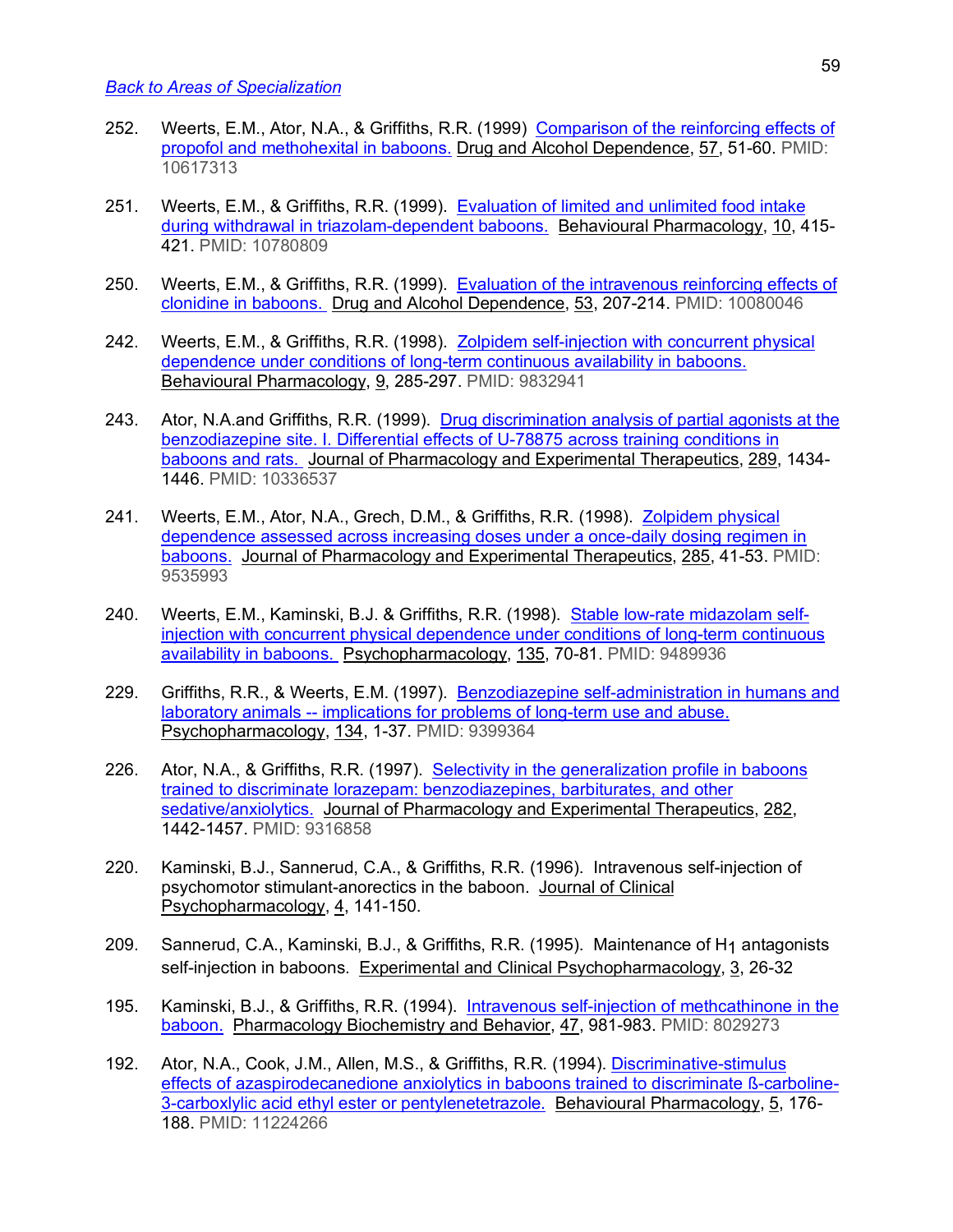[Back to Areas of Specialization]

252. Weerts, E.M., Ator, N.A., & Griffiths, R.R. (1999) Comparison of the reinforcing effects of propofol and methohexital in baboons. Drug and Alcohol Dependence, 57, 51-60. PMID: 10617313

251. Weerts, E.M., & Griffiths, R.R. (1999). Evaluation of limited and unlimited food intake during withdrawal in triazolam-dependent baboons. Behavioural Pharmacology, 10, 415-421. PMID: 10780809

250. Weerts, E.M., & Griffiths, R.R. (1999). Evaluation of the intravenous reinforcing effects of clonidine in baboons. Drug and Alcohol Dependence, 53, 207-214. PMID: 10080046

242. Weerts, E.M., & Griffiths, R.R. (1998). Zolpidem self-injection with concurrent physical dependence under conditions of long-term continuous availability in baboons. Behavioural Pharmacology, 9, 285-297. PMID: 9832941

243. Ator, N.A.and Griffiths, R.R. (1999). Drug discrimination analysis of partial agonists at the benzodiazepine site. I. Differential effects of U-78875 across training conditions in baboons and rats. Journal of Pharmacology and Experimental Therapeutics, 289, 1434-1446. PMID: 10336537

241. Weerts, E.M., Ator, N.A., Grech, D.M., & Griffiths, R.R. (1998). Zolpidem physical dependence assessed across increasing doses under a once-daily dosing regimen in baboons. Journal of Pharmacology and Experimental Therapeutics, 285, 41-53. PMID: 9535993

240. Weerts, E.M., Kaminski, B.J. & Griffiths, R.R. (1998). Stable low-rate midazolam self-injection with concurrent physical dependence under conditions of long-term continuous availability in baboons. Psychopharmacology, 135, 70-81. PMID: 9489936

229. Griffiths, R.R., & Weerts, E.M. (1997). Benzodiazepine self-administration in humans and laboratory animals -- implications for problems of long-term use and abuse. Psychopharmacology, 134, 1-37. PMID: 9399364

226. Ator, N.A., & Griffiths, R.R. (1997). Selectivity in the generalization profile in baboons trained to discriminate lorazepam: benzodiazepines, barbiturates, and other sedative/anxiolytics. Journal of Pharmacology and Experimental Therapeutics, 282, 1442-1457. PMID: 9316858

220. Kaminski, B.J., Sannerud, C.A., & Griffiths, R.R. (1996). Intravenous self-injection of psychomotor stimulant-anorectics in the baboon. Journal of Clinical Psychopharmacology, 4, 141-150.

209. Sannerud, C.A., Kaminski, B.J., & Griffiths, R.R. (1995). Maintenance of $H_1$ antagonists self-injection in baboons. Experimental and Clinical Psychopharmacology, 3, 26-32

195. Kaminski, B.J., & Griffiths, R.R. (1994). Intravenous self-injection of methcathinone in the baboon. Pharmacology Biochemistry and Behavior, 47, 981-983. PMID: 8029273

192. Ator, N.A., Cook, J.M., Allen, M.S., & Griffiths, R.R. (1994). Discriminative-stimulus effects of azaspirodecanedione anxiolytics in baboons trained to discriminate ß-carboline-3-carboxlylic acid ethyl ester or pentylenetetrazole. Behavioural Pharmacology, 5, 176-188. PMID: 11224266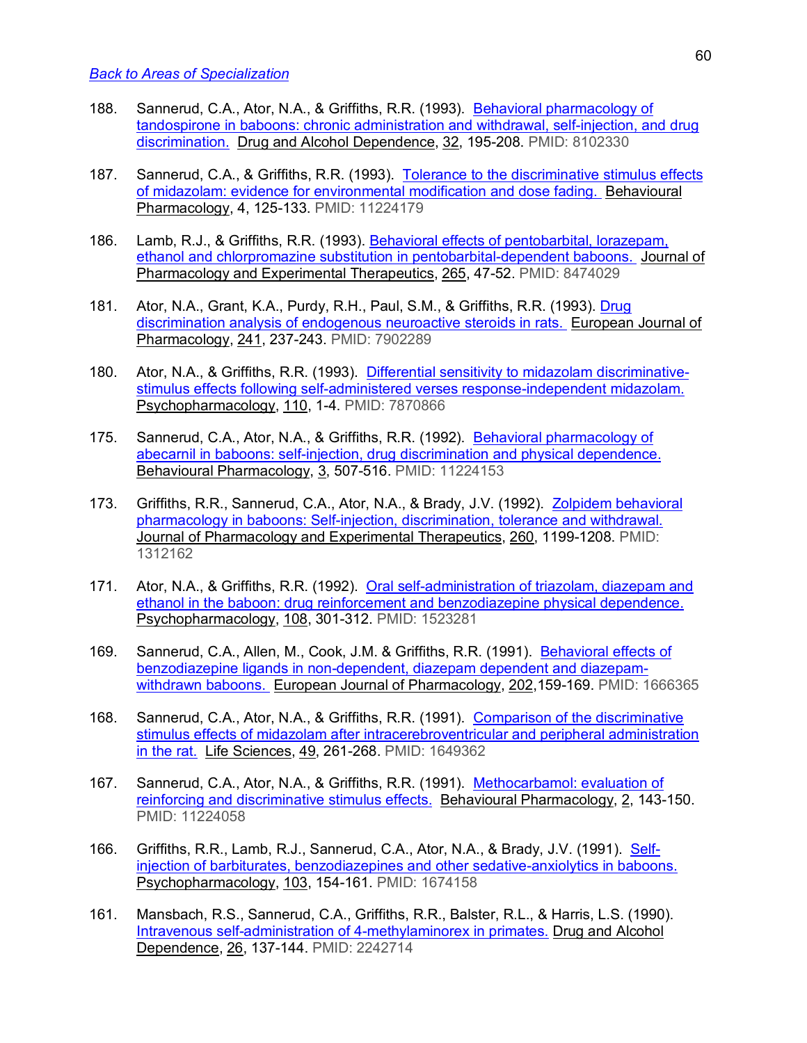[Back to Areas of Specialization](#)

188. Sannerud, C.A., Ator, N.A., & Griffiths, R.R. (1993). Behavioral pharmacology of tandospirone in baboons: chronic administration and withdrawal, self-injection, and drug discrimination. Drug and Alcohol Dependence, 32, 195-208. PMID: 8102330

187. Sannerud, C.A., & Griffiths, R.R. (1993). Tolerance to the discriminative stimulus effects of midazolam: evidence for environmental modification and dose fading. Behavioural Pharmacology, 4, 125-133. PMID: 11224179

186. Lamb, R.J., & Griffiths, R.R. (1993). Behavioral effects of pentobarbital, lorazepam, ethanol and chlorpromazine substitution in pentobarbital-dependent baboons. Journal of Pharmacology and Experimental Therapeutics, 265, 47-52. PMID: 8474029

181. Ator, N.A., Grant, K.A., Purdy, R.H., Paul, S.M., & Griffiths, R.R. (1993). Drug discrimination analysis of endogenous neuroactive steroids in rats. European Journal of Pharmacology, 241, 237-243. PMID: 7902289

180. Ator, N.A., & Griffiths, R.R. (1993). Differential sensitivity to midazolam discriminative-stimulus effects following self-administered verses response-independent midazolam. Psychopharmacology, 110, 1-4. PMID: 7870866

175. Sannerud, C.A., Ator, N.A., & Griffiths, R.R. (1992). Behavioral pharmacology of abecarnil in baboons: self-injection, drug discrimination and physical dependence. Behavioural Pharmacology, 3, 507-516. PMID: 11224153

173. Griffiths, R.R., Sannerud, C.A., Ator, N.A., & Brady, J.V. (1992). Zolpidem behavioral pharmacology in baboons: Self-injection, discrimination, tolerance and withdrawal. Journal of Pharmacology and Experimental Therapeutics, 260, 1199-1208. PMID: 1312162

171. Ator, N.A., & Griffiths, R.R. (1992). Oral self-administration of triazolam, diazepam and ethanol in the baboon: drug reinforcement and benzodiazepine physical dependence. Psychopharmacology, 108, 301-312. PMID: 1523281

169. Sannerud, C.A., Allen, M., Cook, J.M. & Griffiths, R.R. (1991). Behavioral effects of benzodiazepine ligands in non-dependent, diazepam dependent and diazepam-withdrawn baboons. European Journal of Pharmacology, 202,159-169. PMID: 1666365

168. Sannerud, C.A., Ator, N.A., & Griffiths, R.R. (1991). Comparison of the discriminative stimulus effects of midazolam after intracerebroventricular and peripheral administration in the rat. Life Sciences, 49, 261-268. PMID: 1649362

167. Sannerud, C.A., Ator, N.A., & Griffiths, R.R. (1991). Methocarbamol: evaluation of reinforcing and discriminative stimulus effects. Behavioural Pharmacology, 2, 143-150. PMID: 11224058

166. Griffiths, R.R., Lamb, R.J., Sannerud, C.A., Ator, N.A., & Brady, J.V. (1991). Self-injection of barbiturates, benzodiazepines and other sedative-anxiolytics in baboons. Psychopharmacology, 103, 154-161. PMID: 1674158

161. Mansbach, R.S., Sannerud, C.A., Griffiths, R.R., Balster, R.L., & Harris, L.S. (1990). Intravenous self-administration of 4-methylaminorex in primates. Drug and Alcohol Dependence, 26, 137-144. PMID: 2242714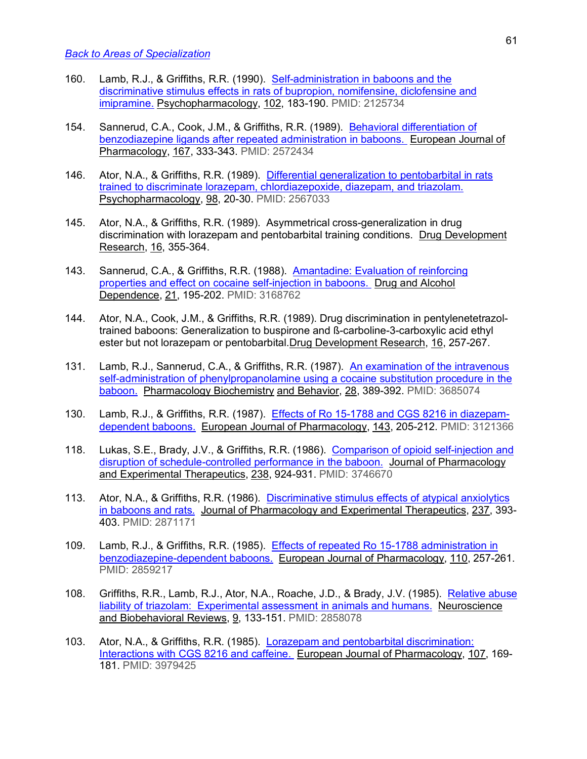Back to Areas of Specialization

160. Lamb, R.J., & Griffiths, R.R. (1990). Self-administration in baboons and the discriminative stimulus effects in rats of bupropion, nomifensine, diclofensine and imipramine. Psychopharmacology, 102, 183-190. PMID: 2125734

154. Sannerud, C.A., Cook, J.M., & Griffiths, R.R. (1989). Behavioral differentiation of benzodiazepine ligands after repeated administration in baboons. European Journal of Pharmacology, 167, 333-343. PMID: 2572434

146. Ator, N.A., & Griffiths, R.R. (1989). Differential generalization to pentobarbital in rats trained to discriminate lorazepam, chlordiazepoxide, diazepam, and triazolam. Psychopharmacology, 98, 20-30. PMID: 2567033

145. Ator, N.A., & Griffiths, R.R. (1989). Asymmetrical cross-generalization in drug discrimination with lorazepam and pentobarbital training conditions. Drug Development Research, 16, 355-364.

143. Sannerud, C.A., & Griffiths, R.R. (1988). Amantadine: Evaluation of reinforcing properties and effect on cocaine self-injection in baboons. Drug and Alcohol Dependence, 21, 195-202. PMID: 3168762

144. Ator, N.A., Cook, J.M., & Griffiths, R.R. (1989). Drug discrimination in pentylenetetrazol-trained baboons: Generalization to buspirone and ß-carboline-3-carboxylic acid ethyl ester but not lorazepam or pentobarbital. Drug Development Research, 16, 257-267.

131. Lamb, R.J., Sannerud, C.A., & Griffiths, R.R. (1987). An examination of the intravenous self-administration of phenylpropanolamine using a cocaine substitution procedure in the baboon. Pharmacology Biochemistry and Behavior, 28, 389-392. PMID: 3685074

130. Lamb, R.J., & Griffiths, R.R. (1987). Effects of Ro 15-1788 and CGS 8216 in diazepam-dependent baboons. European Journal of Pharmacology, 143, 205-212. PMID: 3121366

118. Lukas, S.E., Brady, J.V., & Griffiths, R.R. (1986). Comparison of opioid self-injection and disruption of schedule-controlled performance in the baboon. Journal of Pharmacology and Experimental Therapeutics, 238, 924-931. PMID: 3746670

113. Ator, N.A., & Griffiths, R.R. (1986). Discriminative stimulus effects of atypical anxiolytics in baboons and rats. Journal of Pharmacology and Experimental Therapeutics, 237, 393-403. PMID: 2871171

109. Lamb, R.J., & Griffiths, R.R. (1985). Effects of repeated Ro 15-1788 administration in benzodiazepine-dependent baboons. European Journal of Pharmacology, 110, 257-261. PMID: 2859217

108. Griffiths, R.R., Lamb, R.J., Ator, N.A., Roache, J.D., & Brady, J.V. (1985). Relative abuse liability of triazolam: Experimental assessment in animals and humans. Neuroscience and Biobehavioral Reviews, 9, 133-151. PMID: 2858078

103. Ator, N.A., & Griffiths, R.R. (1985). Lorazepam and pentobarbital discrimination: Interactions with CGS 8216 and caffeine. European Journal of Pharmacology, 107, 169-181. PMID: 3979425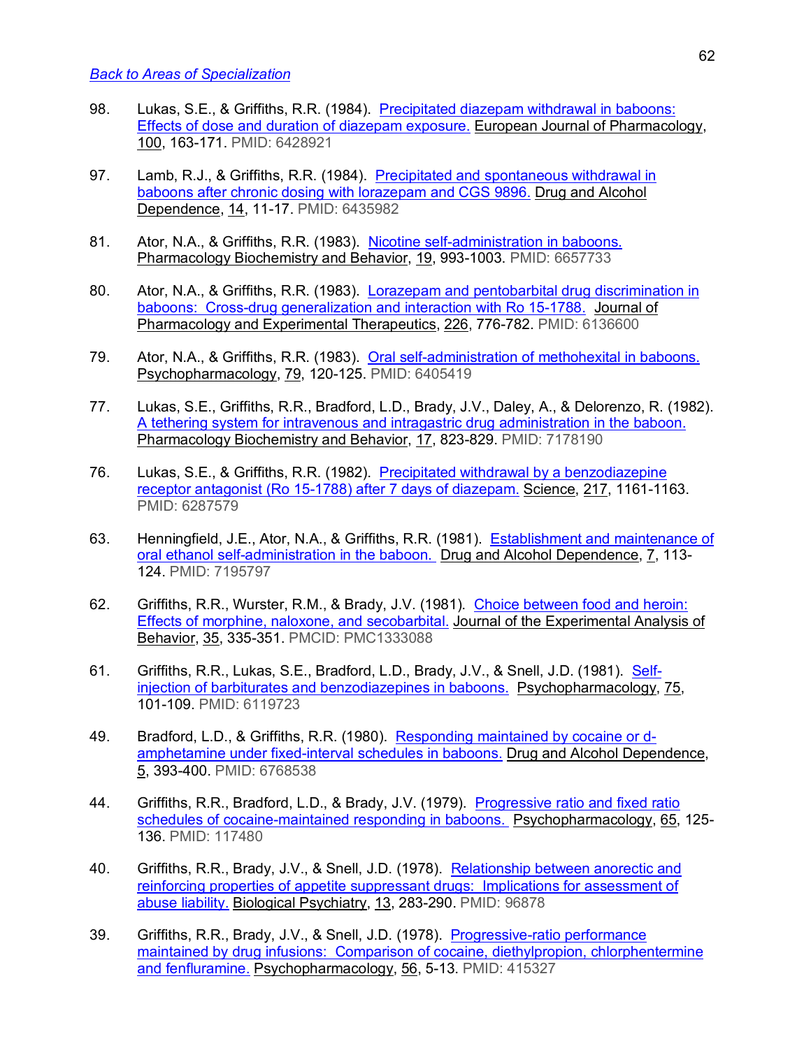[Back to Areas of Specialization]()

98. Lukas, S.E., & Griffiths, R.R. (1984). [Precipitated diazepam withdrawal in baboons: Effects of dose and duration of diazepam exposure.]() European Journal of Pharmacology, 100, 163-171. PMID: 6428921

97. Lamb, R.J., & Griffiths, R.R. (1984). [Precipitated and spontaneous withdrawal in baboons after chronic dosing with lorazepam and CGS 9896.]() Drug and Alcohol Dependence, 14, 11-17. PMID: 6435982

81. Ator, N.A., & Griffiths, R.R. (1983). [Nicotine self-administration in baboons.]() Pharmacology Biochemistry and Behavior, 19, 993-1003. PMID: 6657733

80. Ator, N.A., & Griffiths, R.R. (1983). [Lorazepam and pentobarbital drug discrimination in baboons: Cross-drug generalization and interaction with Ro 15-1788.]() Journal of Pharmacology and Experimental Therapeutics, 226, 776-782. PMID: 6136600

79. Ator, N.A., & Griffiths, R.R. (1983). [Oral self-administration of methohexital in baboons.]() Psychopharmacology, 79, 120-125. PMID: 6405419

77. Lukas, S.E., Griffiths, R.R., Bradford, L.D., Brady, J.V., Daley, A., & Delorenzo, R. (1982). [A tethering system for intravenous and intragastric drug administration in the baboon.]() Pharmacology Biochemistry and Behavior, 17, 823-829. PMID: 7178190

76. Lukas, S.E., & Griffiths, R.R. (1982). [Precipitated withdrawal by a benzodiazepine receptor antagonist (Ro 15-1788) after 7 days of diazepam.]() Science, 217, 1161-1163. PMID: 6287579

63. Henningfield, J.E., Ator, N.A., & Griffiths, R.R. (1981). [Establishment and maintenance of oral ethanol self-administration in the baboon.]() Drug and Alcohol Dependence, 7, 113-124. PMID: 7195797

62. Griffiths, R.R., Wurster, R.M., & Brady, J.V. (1981). [Choice between food and heroin: Effects of morphine, naloxone, and secobarbital.]() Journal of the Experimental Analysis of Behavior, 35, 335-351. PMCID: PMC1333088

61. Griffiths, R.R., Lukas, S.E., Bradford, L.D., Brady, J.V., & Snell, J.D. (1981). [Self-injection of barbiturates and benzodiazepines in baboons.]() Psychopharmacology, 75, 101-109. PMID: 6119723

49. Bradford, L.D., & Griffiths, R.R. (1980). [Responding maintained by cocaine or d-amphetamine under fixed-interval schedules in baboons.]() Drug and Alcohol Dependence, 5, 393-400. PMID: 6768538

44. Griffiths, R.R., Bradford, L.D., & Brady, J.V. (1979). [Progressive ratio and fixed ratio schedules of cocaine-maintained responding in baboons.]() Psychopharmacology, 65, 125-136. PMID: 117480

40. Griffiths, R.R., Brady, J.V., & Snell, J.D. (1978). [Relationship between anorectic and reinforcing properties of appetite suppressant drugs: Implications for assessment of abuse liability.]() Biological Psychiatry, 13, 283-290. PMID: 96878

39. Griffiths, R.R., Brady, J.V., & Snell, J.D. (1978). [Progressive-ratio performance maintained by drug infusions: Comparison of cocaine, diethylpropion, chlorphentermine and fenfluramine.]() Psychopharmacology, 56, 5-13. PMID: 415327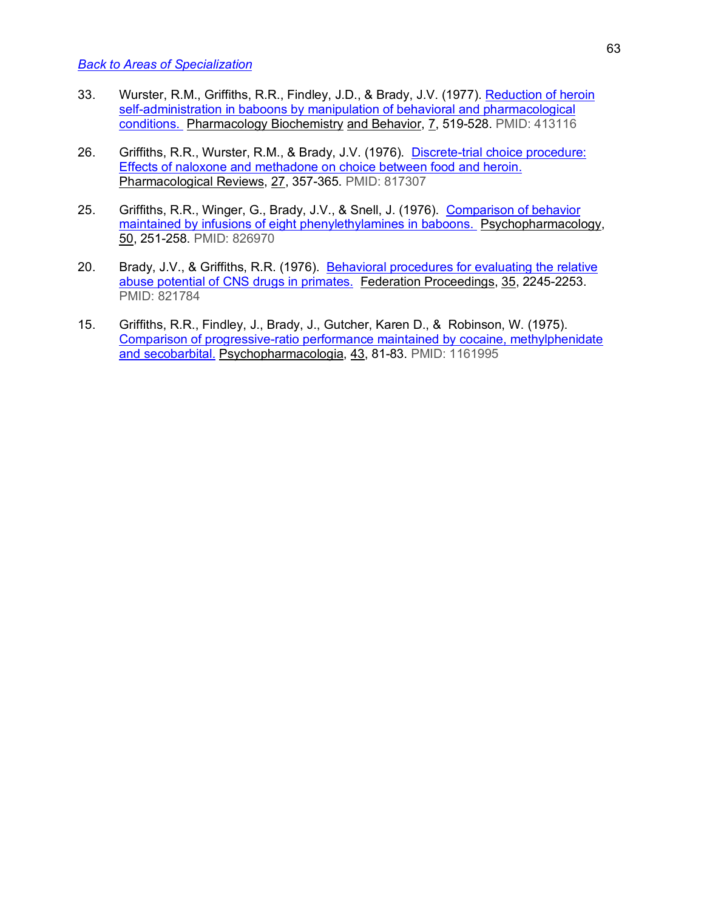*Back to Areas of Specialization*

33. Wurster, R.M., Griffiths, R.R., Findley, J.D., & Brady, J.V. (1977). Reduction of heroin self-administration in baboons by manipulation of behavioral and pharmacological conditions. Pharmacology Biochemistry and Behavior, 7, 519-528. PMID: 413116

26. Griffiths, R.R., Wurster, R.M., & Brady, J.V. (1976). Discrete-trial choice procedure: Effects of naloxone and methadone on choice between food and heroin. Pharmacological Reviews, 27, 357-365. PMID: 817307

25. Griffiths, R.R., Winger, G., Brady, J.V., & Snell, J. (1976). Comparison of behavior maintained by infusions of eight phenylethylamines in baboons. Psychopharmacology, 50, 251-258. PMID: 826970

20. Brady, J.V., & Griffiths, R.R. (1976). Behavioral procedures for evaluating the relative abuse potential of CNS drugs in primates. Federation Proceedings, 35, 2245-2253. PMID: 821784

15. Griffiths, R.R., Findley, J., Brady, J., Gutcher, Karen D., & Robinson, W. (1975). Comparison of progressive-ratio performance maintained by cocaine, methylphenidate and secobarbital. Psychopharmacologia, 43, 81-83. PMID: 1161995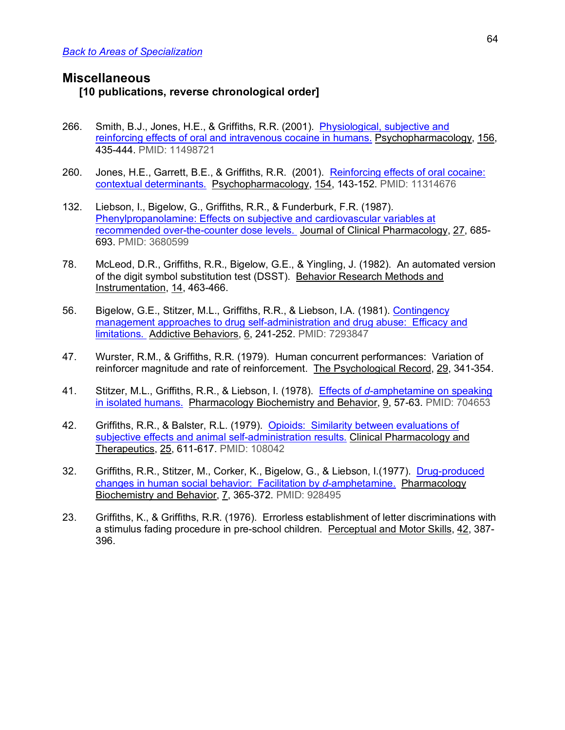*Back to Areas of Specialization*

## Miscellaneous

**[10 publications, reverse chronological order]**

266. Smith, B.J., Jones, H.E., & Griffiths, R.R. (2001). Physiological, subjective and reinforcing effects of oral and intravenous cocaine in humans. Psychopharmacology, 156, 435-444. PMID: 11498721

260. Jones, H.E., Garrett, B.E., & Griffiths, R.R. (2001). Reinforcing effects of oral cocaine: contextual determinants. Psychopharmacology, 154, 143-152. PMID: 11314676

132. Liebson, I., Bigelow, G., Griffiths, R.R., & Funderburk, F.R. (1987). Phenylpropanolamine: Effects on subjective and cardiovascular variables at recommended over-the-counter dose levels. Journal of Clinical Pharmacology, 27, 685-693. PMID: 3680599

78. McLeod, D.R., Griffiths, R.R., Bigelow, G.E., & Yingling, J. (1982). An automated version of the digit symbol substitution test (DSST). Behavior Research Methods and Instrumentation, 14, 463-466.

56. Bigelow, G.E., Stitzer, M.L., Griffiths, R.R., & Liebson, I.A. (1981). Contingency management approaches to drug self-administration and drug abuse: Efficacy and limitations. Addictive Behaviors, 6, 241-252. PMID: 7293847

47. Wurster, R.M., & Griffiths, R.R. (1979). Human concurrent performances: Variation of reinforcer magnitude and rate of reinforcement. The Psychological Record, 29, 341-354.

41. Stitzer, M.L., Griffiths, R.R., & Liebson, I. (1978). Effects of *d*-amphetamine on speaking in isolated humans. Pharmacology Biochemistry and Behavior, 9, 57-63. PMID: 704653

42. Griffiths, R.R., & Balster, R.L. (1979). Opioids: Similarity between evaluations of subjective effects and animal self-administration results. Clinical Pharmacology and Therapeutics, 25, 611-617. PMID: 108042

32. Griffiths, R.R., Stitzer, M., Corker, K., Bigelow, G., & Liebson, I.(1977). Drug-produced changes in human social behavior: Facilitation by *d*-amphetamine. Pharmacology Biochemistry and Behavior, 7, 365-372. PMID: 928495

23. Griffiths, K., & Griffiths, R.R. (1976). Errorless establishment of letter discriminations with a stimulus fading procedure in pre-school children. Perceptual and Motor Skills, 42, 387-396.